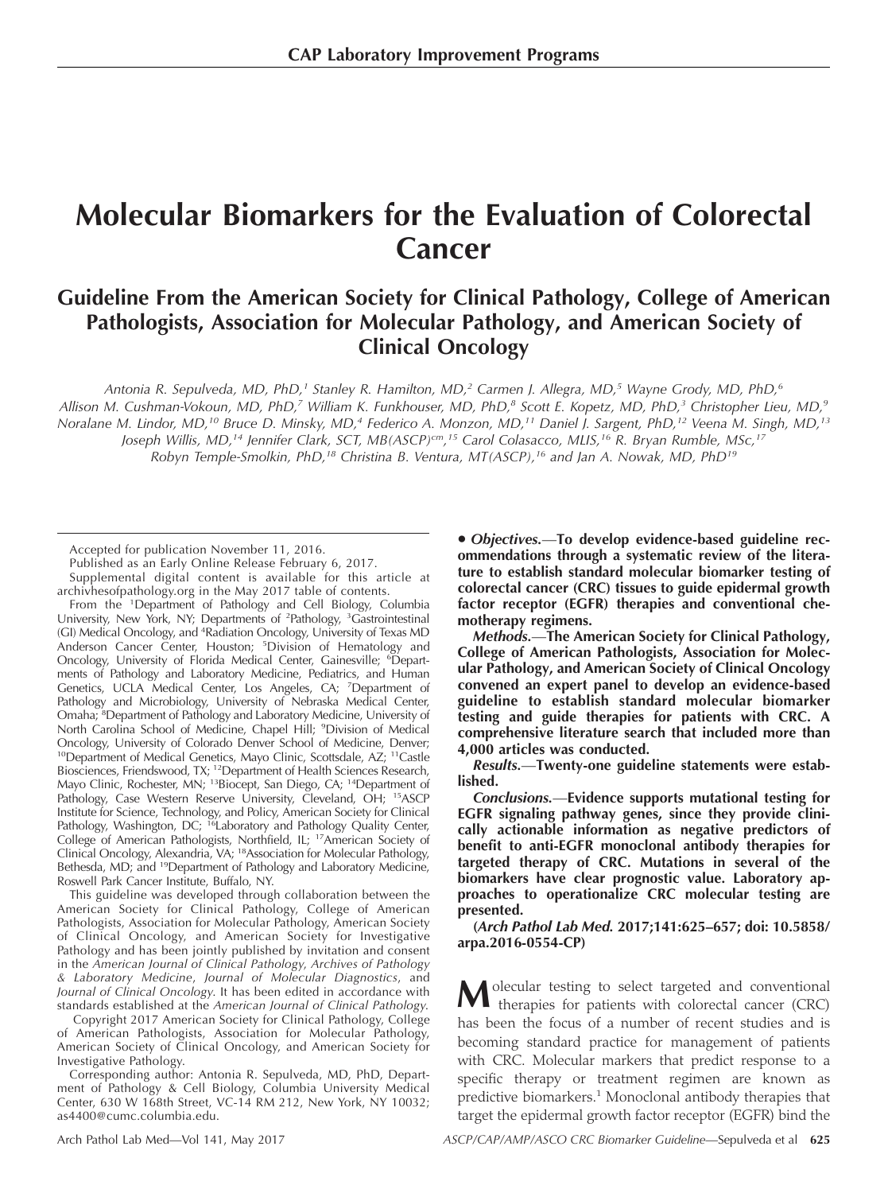CAP Laboratory Improvement Programs

# Molecular Biomarkers for the Evaluation of Colorectal Cancer

## Guideline From the American Society for Clinical Pathology, College of American Pathologists, Association for Molecular Pathology, and American Society of Clinical Oncology

*Antonia R. Sepulveda, MD, PhD,[1] Stanley R. Hamilton, MD,[2] Carmen J. Allegra, MD,[5] Wayne Grody, MD, PhD,[6] Allison M. Cushman-Vokoun, MD, PhD,[7] William K. Funkhouser, MD, PhD,[8] Scott E. Kopetz, MD, PhD,[3] Christopher Lieu, MD,[9] Noralane M. Lindor, MD,[10] Bruce D. Minsky, MD,[4] Federico A. Monzon, MD,[11] Daniel J. Sargent, PhD,[12] Veena M. Singh, MD,[13] Joseph Willis, MD,[14] Jennifer Clark, SCT, MB(ASCP)[cm],[15] Carol Colasacco, MLIS,[16] R. Bryan Rumble, MSc,[17] Robyn Temple-Smolkin, PhD,[18] Christina B. Ventura, MT(ASCP),[16] and Jan A. Nowak, MD, PhD[19]*

Accepted for publication November 11, 2016.

Published as an Early Online Release February 6, 2017.

Supplemental digital content is available for this article at archivhesofpathology.org in the May 2017 table of contents.

From the [1]Department of Pathology and Cell Biology, Columbia University, New York, NY; Departments of [2]Pathology, [3]Gastrointestinal (GI) Medical Oncology, and [4]Radiation Oncology, University of Texas MD Anderson Cancer Center, Houston; [5]Division of Hematology and Oncology, University of Florida Medical Center, Gainesville; [6]Departments of Pathology and Laboratory Medicine, Pediatrics, and Human Genetics, UCLA Medical Center, Los Angeles, CA; [7]Department of Pathology and Microbiology, University of Nebraska Medical Center, Omaha; [8]Department of Pathology and Laboratory Medicine, University of North Carolina School of Medicine, Chapel Hill; [9]Division of Medical Oncology, University of Colorado Denver School of Medicine, Denver; [10]Department of Medical Genetics, Mayo Clinic, Scottsdale, AZ; [11]Castle Biosciences, Friendswood, TX; [12]Department of Health Sciences Research, Mayo Clinic, Rochester, MN; [13]Biocept, San Diego, CA; [14]Department of Pathology, Case Western Reserve University, Cleveland, OH; [15]ASCP Institute for Science, Technology, and Policy, American Society for Clinical Pathology, Washington, DC; [16]Laboratory and Pathology Quality Center, College of American Pathologists, Northfield, IL; [17]American Society of Clinical Oncology, Alexandria, VA; [18]Association for Molecular Pathology, Bethesda, MD; and [19]Department of Pathology and Laboratory Medicine, Roswell Park Cancer Institute, Buffalo, NY.

This guideline was developed through collaboration between the American Society for Clinical Pathology, College of American Pathologists, Association for Molecular Pathology, American Society of Clinical Oncology, and American Society for Investigative Pathology and has been jointly published by invitation and consent in the *American Journal of Clinical Pathology*, *Archives of Pathology & Laboratory Medicine*, *Journal of Molecular Diagnostics*, and *Journal of Clinical Oncology*. It has been edited in accordance with standards established at the *American Journal of Clinical Pathology*.

Copyright 2017 American Society for Clinical Pathology, College of American Pathologists, Association for Molecular Pathology, American Society of Clinical Oncology, and American Society for Investigative Pathology.

Corresponding author: Antonia R. Sepulveda, MD, PhD, Department of Pathology & Cell Biology, Columbia University Medical Center, 630 W 168th Street, VC-14 RM 212, New York, NY 10032; as4400@cumc.columbia.edu.

**• *Objectives.*—To develop evidence-based guideline recommendations through a systematic review of the literature to establish standard molecular biomarker testing of colorectal cancer (CRC) tissues to guide epidermal growth factor receptor (EGFR) therapies and conventional chemotherapy regimens.**

***Methods.*—The American Society for Clinical Pathology, College of American Pathologists, Association for Molecular Pathology, and American Society of Clinical Oncology convened an expert panel to develop an evidence-based guideline to establish standard molecular biomarker testing and guide therapies for patients with CRC. A comprehensive literature search that included more than 4,000 articles was conducted.**

***Results.*—Twenty-one guideline statements were established.**

***Conclusions.*—Evidence supports mutational testing for EGFR signaling pathway genes, since they provide clinically actionable information as negative predictors of benefit to anti-EGFR monoclonal antibody therapies for targeted therapy of CRC. Mutations in several of the biomarkers have clear prognostic value. Laboratory approaches to operationalize CRC molecular testing are presented.**

**(*Arch Pathol Lab Med.* 2017;141:625–657; doi: 10.5858/arpa.2016-0554-CP)**

Molecular testing to select targeted and conventional therapies for patients with colorectal cancer (CRC) has been the focus of a number of recent studies and is becoming standard practice for management of patients with CRC. Molecular markers that predict response to a specific therapy or treatment regimen are known as predictive biomarkers.[1] Monoclonal antibody therapies that target the epidermal growth factor receptor (EGFR) bind the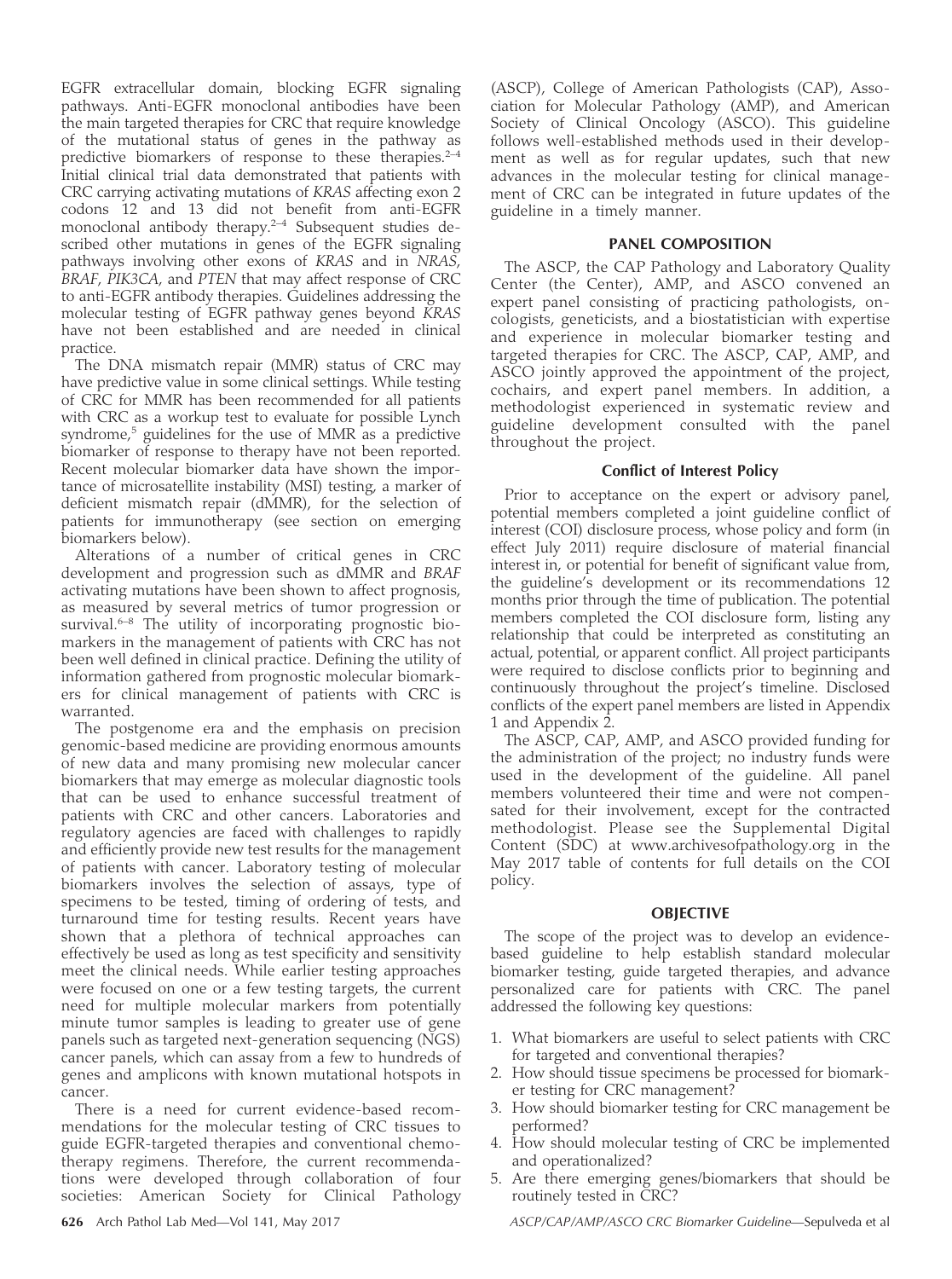EGFR extracellular domain, blocking EGFR signaling pathways. Anti-EGFR monoclonal antibodies have been the main targeted therapies for CRC that require knowledge of the mutational status of genes in the pathway as predictive biomarkers of response to these therapies.[2–4] Initial clinical trial data demonstrated that patients with CRC carrying activating mutations of *KRAS* affecting exon 2 codons 12 and 13 did not benefit from anti-EGFR monoclonal antibody therapy.[2–4] Subsequent studies described other mutations in genes of the EGFR signaling pathways involving other exons of *KRAS* and in *NRAS*, *BRAF*, *PIK3CA*, and *PTEN* that may affect response of CRC to anti-EGFR antibody therapies. Guidelines addressing the molecular testing of EGFR pathway genes beyond *KRAS* have not been established and are needed in clinical practice.

The DNA mismatch repair (MMR) status of CRC may have predictive value in some clinical settings. While testing of CRC for MMR has been recommended for all patients with CRC as a workup test to evaluate for possible Lynch syndrome,[5] guidelines for the use of MMR as a predictive biomarker of response to therapy have not been reported. Recent molecular biomarker data have shown the importance of microsatellite instability (MSI) testing, a marker of deficient mismatch repair (dMMR), for the selection of patients for immunotherapy (see section on emerging biomarkers below).

Alterations of a number of critical genes in CRC development and progression such as dMMR and *BRAF* activating mutations have been shown to affect prognosis, as measured by several metrics of tumor progression or survival.[6–8] The utility of incorporating prognostic biomarkers in the management of patients with CRC has not been well defined in clinical practice. Defining the utility of information gathered from prognostic molecular biomarkers for clinical management of patients with CRC is warranted.

The postgenome era and the emphasis on precision genomic-based medicine are providing enormous amounts of new data and many promising new molecular cancer biomarkers that may emerge as molecular diagnostic tools that can be used to enhance successful treatment of patients with CRC and other cancers. Laboratories and regulatory agencies are faced with challenges to rapidly and efficiently provide new test results for the management of patients with cancer. Laboratory testing of molecular biomarkers involves the selection of assays, type of specimens to be tested, timing of ordering of tests, and turnaround time for testing results. Recent years have shown that a plethora of technical approaches can effectively be used as long as test specificity and sensitivity meet the clinical needs. While earlier testing approaches were focused on one or a few testing targets, the current need for multiple molecular markers from potentially minute tumor samples is leading to greater use of gene panels such as targeted next-generation sequencing (NGS) cancer panels, which can assay from a few to hundreds of genes and amplicons with known mutational hotspots in cancer.

There is a need for current evidence-based recommendations for the molecular testing of CRC tissues to guide EGFR-targeted therapies and conventional chemotherapy regimens. Therefore, the current recommendations were developed through collaboration of four societies: American Society for Clinical Pathology (ASCP), College of American Pathologists (CAP), Association for Molecular Pathology (AMP), and American Society of Clinical Oncology (ASCO). This guideline follows well-established methods used in their development as well as for regular updates, such that new advances in the molecular testing for clinical management of CRC can be integrated in future updates of the guideline in a timely manner.

## PANEL COMPOSITION

The ASCP, the CAP Pathology and Laboratory Quality Center (the Center), AMP, and ASCO convened an expert panel consisting of practicing pathologists, oncologists, geneticists, and a biostatistician with expertise and experience in molecular biomarker testing and targeted therapies for CRC. The ASCP, CAP, AMP, and ASCO jointly approved the appointment of the project, cochairs, and expert panel members. In addition, a methodologist experienced in systematic review and guideline development consulted with the panel throughout the project.

### Conflict of Interest Policy

Prior to acceptance on the expert or advisory panel, potential members completed a joint guideline conflict of interest (COI) disclosure process, whose policy and form (in effect July 2011) require disclosure of material financial interest in, or potential for benefit of significant value from, the guideline's development or its recommendations 12 months prior through the time of publication. The potential members completed the COI disclosure form, listing any relationship that could be interpreted as constituting an actual, potential, or apparent conflict. All project participants were required to disclose conflicts prior to beginning and continuously throughout the project's timeline. Disclosed conflicts of the expert panel members are listed in Appendix 1 and Appendix 2.

The ASCP, CAP, AMP, and ASCO provided funding for the administration of the project; no industry funds were used in the development of the guideline. All panel members volunteered their time and were not compensated for their involvement, except for the contracted methodologist. Please see the Supplemental Digital Content (SDC) at www.archivesofpathology.org in the May 2017 table of contents for full details on the COI policy.

## OBJECTIVE

The scope of the project was to develop an evidence-based guideline to help establish standard molecular biomarker testing, guide targeted therapies, and advance personalized care for patients with CRC. The panel addressed the following key questions:

1. What biomarkers are useful to select patients with CRC for targeted and conventional therapies?
2. How should tissue specimens be processed for biomarker testing for CRC management?
3. How should biomarker testing for CRC management be performed?
4. How should molecular testing of CRC be implemented and operationalized?
5. Are there emerging genes/biomarkers that should be routinely tested in CRC?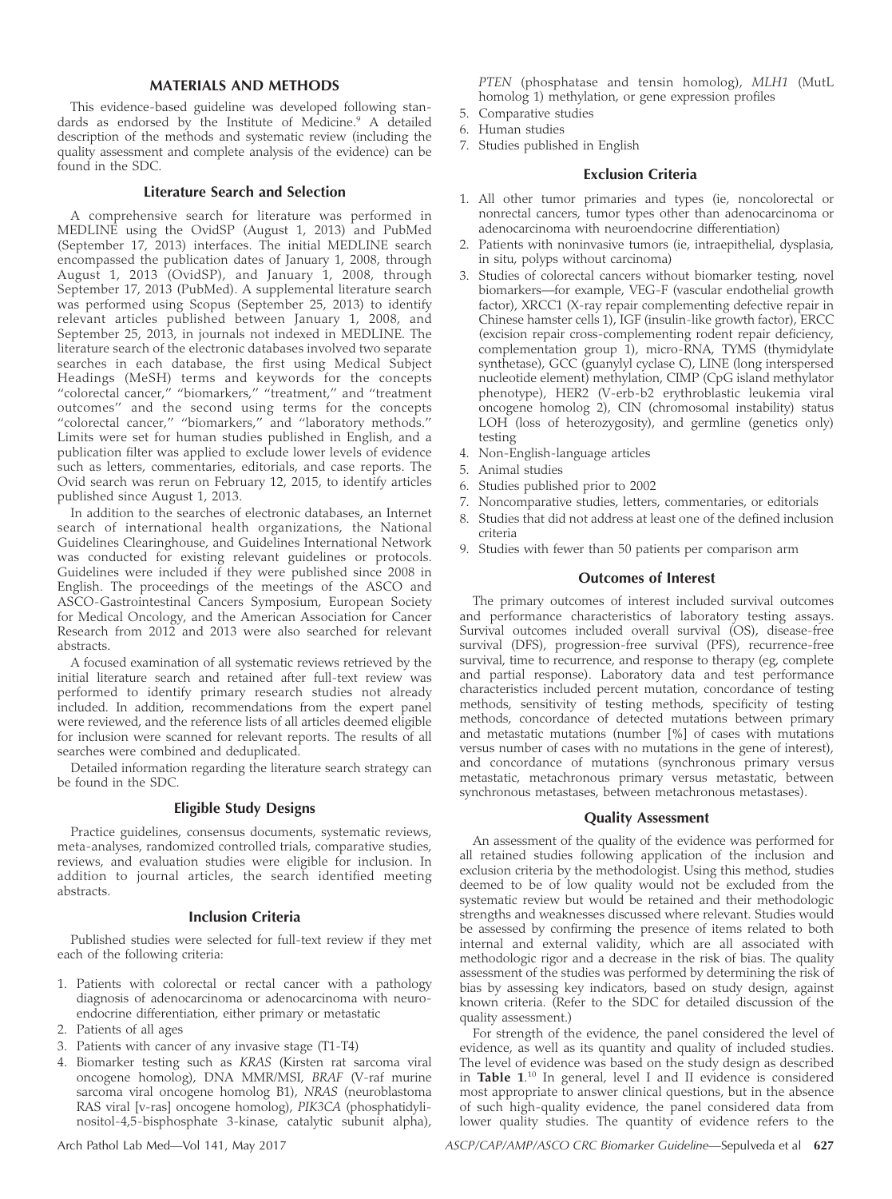## MATERIALS AND METHODS

This evidence-based guideline was developed following standards as endorsed by the Institute of Medicine.[9] A detailed description of the methods and systematic review (including the quality assessment and complete analysis of the evidence) can be found in the SDC.

### Literature Search and Selection

A comprehensive search for literature was performed in MEDLINE using the OvidSP (August 1, 2013) and PubMed (September 17, 2013) interfaces. The initial MEDLINE search encompassed the publication dates of January 1, 2008, through August 1, 2013 (OvidSP), and January 1, 2008, through September 17, 2013 (PubMed). A supplemental literature search was performed using Scopus (September 25, 2013) to identify relevant articles published between January 1, 2008, and September 25, 2013, in journals not indexed in MEDLINE. The literature search of the electronic databases involved two separate searches in each database, the first using Medical Subject Headings (MeSH) terms and keywords for the concepts "colorectal cancer," "biomarkers," "treatment," and "treatment outcomes" and the second using terms for the concepts "colorectal cancer," "biomarkers," and "laboratory methods." Limits were set for human studies published in English, and a publication filter was applied to exclude lower levels of evidence such as letters, commentaries, editorials, and case reports. The Ovid search was rerun on February 12, 2015, to identify articles published since August 1, 2013.

In addition to the searches of electronic databases, an Internet search of international health organizations, the National Guidelines Clearinghouse, and Guidelines International Network was conducted for existing relevant guidelines or protocols. Guidelines were included if they were published since 2008 in English. The proceedings of the meetings of the ASCO and ASCO-Gastrointestinal Cancers Symposium, European Society for Medical Oncology, and the American Association for Cancer Research from 2012 and 2013 were also searched for relevant abstracts.

A focused examination of all systematic reviews retrieved by the initial literature search and retained after full-text review was performed to identify primary research studies not already included. In addition, recommendations from the expert panel were reviewed, and the reference lists of all articles deemed eligible for inclusion were scanned for relevant reports. The results of all searches were combined and deduplicated.

Detailed information regarding the literature search strategy can be found in the SDC.

### Eligible Study Designs

Practice guidelines, consensus documents, systematic reviews, meta-analyses, randomized controlled trials, comparative studies, reviews, and evaluation studies were eligible for inclusion. In addition to journal articles, the search identified meeting abstracts.

### Inclusion Criteria

Published studies were selected for full-text review if they met each of the following criteria:

1. Patients with colorectal or rectal cancer with a pathology diagnosis of adenocarcinoma or adenocarcinoma with neuroendocrine differentiation, either primary or metastatic
2. Patients of all ages
3. Patients with cancer of any invasive stage (T1-T4)
4. Biomarker testing such as *KRAS* (Kirsten rat sarcoma viral oncogene homolog), DNA MMR/MSI, *BRAF* (V-raf murine sarcoma viral oncogene homolog B1), *NRAS* (neuroblastoma RAS viral [v-ras] oncogene homolog), *PIK3CA* (phosphatidylinositol-4,5-bisphosphate 3-kinase, catalytic subunit alpha), *PTEN* (phosphatase and tensin homolog), *MLH1* (MutL homolog 1) methylation, or gene expression profiles
5. Comparative studies
6. Human studies
7. Studies published in English

### Exclusion Criteria

1. All other tumor primaries and types (ie, noncolorectal or nonrectal cancers, tumor types other than adenocarcinoma or adenocarcinoma with neuroendocrine differentiation)
2. Patients with noninvasive tumors (ie, intraepithelial, dysplasia, in situ, polyps without carcinoma)
3. Studies of colorectal cancers without biomarker testing, novel biomarkers—for example, VEG-F (vascular endothelial growth factor), XRCC1 (X-ray repair complementing defective repair in Chinese hamster cells 1), IGF (insulin-like growth factor), ERCC (excision repair cross-complementing rodent repair deficiency, complementation group 1), micro-RNA, TYMS (thymidylate synthetase), GCC (guanylyl cyclase C), LINE (long interspersed nucleotide element) methylation, CIMP (CpG island methylator phenotype), HER2 (V-erb-b2 erythroblastic leukemia viral oncogene homolog 2), CIN (chromosomal instability) status LOH (loss of heterozygosity), and germline (genetics only) testing
4. Non-English-language articles
5. Animal studies
6. Studies published prior to 2002
7. Noncomparative studies, letters, commentaries, or editorials
8. Studies that did not address at least one of the defined inclusion criteria
9. Studies with fewer than 50 patients per comparison arm

### Outcomes of Interest

The primary outcomes of interest included survival outcomes and performance characteristics of laboratory testing assays. Survival outcomes included overall survival (OS), disease-free survival (DFS), progression-free survival (PFS), recurrence-free survival, time to recurrence, and response to therapy (eg, complete and partial response). Laboratory data and test performance characteristics included percent mutation, concordance of testing methods, sensitivity of testing methods, specificity of testing methods, concordance of detected mutations between primary and metastatic mutations (number [%] of cases with mutations versus number of cases with no mutations in the gene of interest), and concordance of mutations (synchronous primary versus metastatic, metachronous primary versus metastatic, between synchronous metastases, between metachronous metastases).

### Quality Assessment

An assessment of the quality of the evidence was performed for all retained studies following application of the inclusion and exclusion criteria by the methodologist. Using this method, studies deemed to be of low quality would not be excluded from the systematic review but would be retained and their methodologic strengths and weaknesses discussed where relevant. Studies would be assessed by confirming the presence of items related to both internal and external validity, which are all associated with methodologic rigor and a decrease in the risk of bias. The quality assessment of the studies was performed by determining the risk of bias by assessing key indicators, based on study design, against known criteria. (Refer to the SDC for detailed discussion of the quality assessment.)

For strength of the evidence, the panel considered the level of evidence, as well as its quantity and quality of included studies. The level of evidence was based on the study design as described in **Table 1**.[10] In general, level I and II evidence is considered most appropriate to answer clinical questions, but in the absence of such high-quality evidence, the panel considered data from lower quality studies. The quantity of evidence refers to the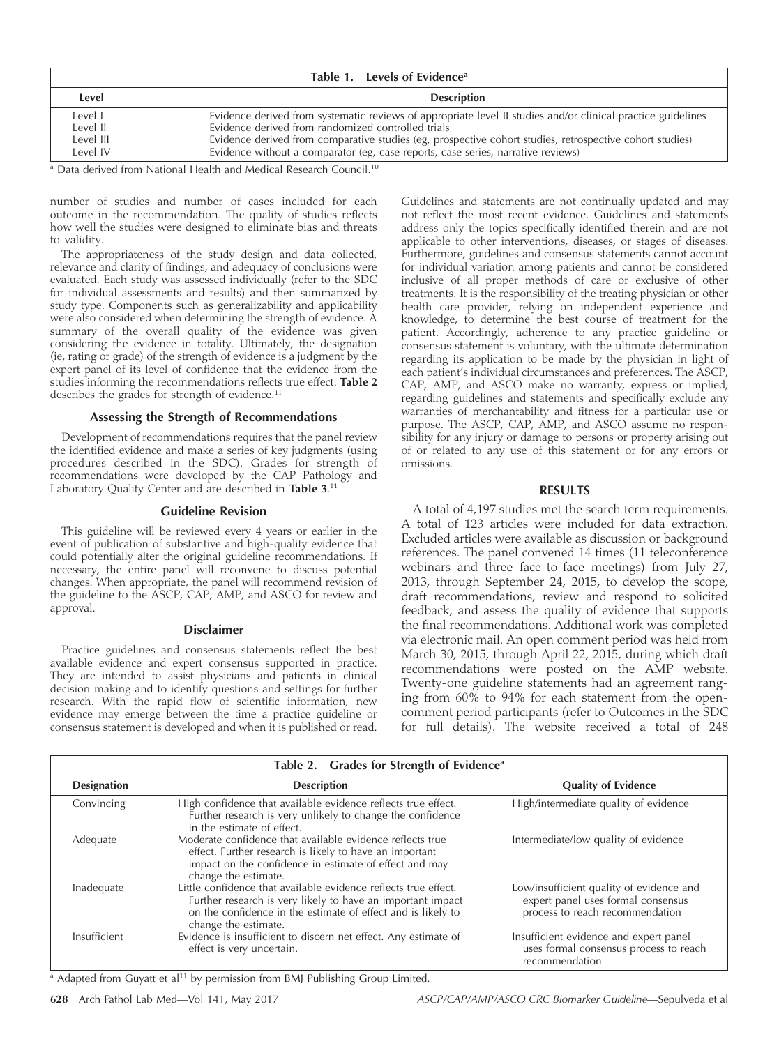| Table 1. Levels of Evidence[a] | |
|---|---|
| **Level** | **Description** |
| Level I | Evidence derived from systematic reviews of appropriate level II studies and/or clinical practice guidelines |
| Level II | Evidence derived from randomized controlled trials |
| Level III | Evidence derived from comparative studies (eg, prospective cohort studies, retrospective cohort studies) |
| Level IV | Evidence without a comparator (eg, case reports, case series, narrative reviews) |

[a] Data derived from National Health and Medical Research Council.[10]

number of studies and number of cases included for each outcome in the recommendation. The quality of studies reflects how well the studies were designed to eliminate bias and threats to validity.

The appropriateness of the study design and data collected, relevance and clarity of findings, and adequacy of conclusions were evaluated. Each study was assessed individually (refer to the SDC for individual assessments and results) and then summarized by study type. Components such as generalizability and applicability were also considered when determining the strength of evidence. A summary of the overall quality of the evidence was given considering the evidence in totality. Ultimately, the designation (ie, rating or grade) of the strength of evidence is a judgment by the expert panel of its level of confidence that the evidence from the studies informing the recommendations reflects true effect. **Table 2** describes the grades for strength of evidence.[11]

### Assessing the Strength of Recommendations

Development of recommendations requires that the panel review the identified evidence and make a series of key judgments (using procedures described in the SDC). Grades for strength of recommendations were developed by the CAP Pathology and Laboratory Quality Center and are described in **Table 3**.[11]

### Guideline Revision

This guideline will be reviewed every 4 years or earlier in the event of publication of substantive and high-quality evidence that could potentially alter the original guideline recommendations. If necessary, the entire panel will reconvene to discuss potential changes. When appropriate, the panel will recommend revision of the guideline to the ASCP, CAP, AMP, and ASCO for review and approval.

### Disclaimer

Practice guidelines and consensus statements reflect the best available evidence and expert consensus supported in practice. They are intended to assist physicians and patients in clinical decision making and to identify questions and settings for further research. With the rapid flow of scientific information, new evidence may emerge between the time a practice guideline or consensus statement is developed and when it is published or read. Guidelines and statements are not continually updated and may not reflect the most recent evidence. Guidelines and statements address only the topics specifically identified therein and are not applicable to other interventions, diseases, or stages of diseases. Furthermore, guidelines and consensus statements cannot account for individual variation among patients and cannot be considered inclusive of all proper methods of care or exclusive of other treatments. It is the responsibility of the treating physician or other health care provider, relying on independent experience and knowledge, to determine the best course of treatment for the patient. Accordingly, adherence to any practice guideline or consensus statement is voluntary, with the ultimate determination regarding its application to be made by the physician in light of each patient's individual circumstances and preferences. The ASCP, CAP, AMP, and ASCO make no warranty, express or implied, regarding guidelines and statements and specifically exclude any warranties of merchantability and fitness for a particular use or purpose. The ASCP, CAP, AMP, and ASCO assume no responsibility for any injury or damage to persons or property arising out of or related to any use of this statement or for any errors or omissions.

## RESULTS

A total of 4,197 studies met the search term requirements. A total of 123 articles were included for data extraction. Excluded articles were available as discussion or background references. The panel convened 14 times (11 teleconference webinars and three face-to-face meetings) from July 27, 2013, through September 24, 2015, to develop the scope, draft recommendations, review and respond to solicited feedback, and assess the quality of evidence that supports the final recommendations. Additional work was completed via electronic mail. An open comment period was held from March 30, 2015, through April 22, 2015, during which draft recommendations were posted on the AMP website. Twenty-one guideline statements had an agreement ranging from 60% to 94% for each statement from the open-comment period participants (refer to Outcomes in the SDC for full details). The website received a total of 248

| Table 2. Grades for Strength of Evidence[a] | | |
|---|---|---|
| **Designation** | **Description** | **Quality of Evidence** |
| Convincing | High confidence that available evidence reflects true effect. Further research is very unlikely to change the confidence in the estimate of effect. | High/intermediate quality of evidence |
| Adequate | Moderate confidence that available evidence reflects true effect. Further research is likely to have an important impact on the confidence in estimate of effect and may change the estimate. | Intermediate/low quality of evidence |
| Inadequate | Little confidence that available evidence reflects true effect. Further research is very likely to have an important impact on the confidence in the estimate of effect and is likely to change the estimate. | Low/insufficient quality of evidence and expert panel uses formal consensus process to reach recommendation |
| Insufficient | Evidence is insufficient to discern net effect. Any estimate of effect is very uncertain. | Insufficient evidence and expert panel uses formal consensus process to reach recommendation |

[a] Adapted from Guyatt et al[11] by permission from BMJ Publishing Group Limited.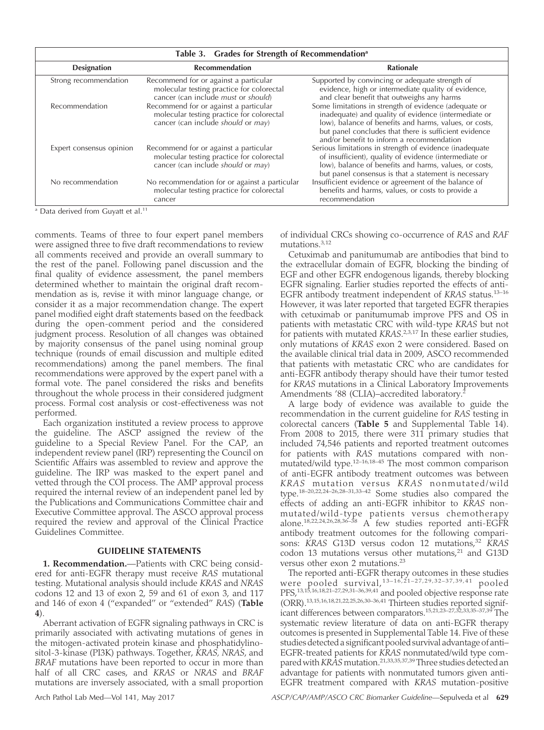**Table 3. Grades for Strength of Recommendation[a]**

| Designation | Recommendation | Rationale |
|---|---|---|
| Strong recommendation | Recommend for or against a particular molecular testing practice for colorectal cancer (can include *must* or *should*) | Supported by convincing or adequate strength of evidence, high or intermediate quality of evidence, and clear benefit that outweighs any harms |
| Recommendation | Recommend for or against a particular molecular testing practice for colorectal cancer (can include *should* or *may*) | Some limitations in strength of evidence (adequate or inadequate) and quality of evidence (intermediate or low), balance of benefits and harms, values, or costs, but panel concludes that there is sufficient evidence and/or benefit to inform a recommendation |
| Expert consensus opinion | Recommend for or against a particular molecular testing practice for colorectal cancer (can include *should* or *may*) | Serious limitations in strength of evidence (inadequate or insufficient), quality of evidence (intermediate or low), balance of benefits and harms, values, or costs, but panel consensus is that a statement is necessary |
| No recommendation | No recommendation for or against a particular molecular testing practice for colorectal cancer | Insufficient evidence or agreement of the balance of benefits and harms, values, or costs to provide a recommendation |

[a] Data derived from Guyatt et al.[11]

comments. Teams of three to four expert panel members were assigned three to five draft recommendations to review all comments received and provide an overall summary to the rest of the panel. Following panel discussion and the final quality of evidence assessment, the panel members determined whether to maintain the original draft recommendation as is, revise it with minor language change, or consider it as a major recommendation change. The expert panel modified eight draft statements based on the feedback during the open-comment period and the considered judgment process. Resolution of all changes was obtained by majority consensus of the panel using nominal group technique (rounds of email discussion and multiple edited recommendations) among the panel members. The final recommendations were approved by the expert panel with a formal vote. The panel considered the risks and benefits throughout the whole process in their considered judgment process. Formal cost analysis or cost-effectiveness was not performed.

Each organization instituted a review process to approve the guideline. The ASCP assigned the review of the guideline to a Special Review Panel. For the CAP, an independent review panel (IRP) representing the Council on Scientific Affairs was assembled to review and approve the guideline. The IRP was masked to the expert panel and vetted through the COI process. The AMP approval process required the internal review of an independent panel led by the Publications and Communications Committee chair and Executive Committee approval. The ASCO approval process required the review and approval of the Clinical Practice Guidelines Committee.

## GUIDELINE STATEMENTS

**1. Recommendation.**—Patients with CRC being considered for anti-EGFR therapy must receive *RAS* mutational testing. Mutational analysis should include *KRAS* and *NRAS* codons 12 and 13 of exon 2, 59 and 61 of exon 3, and 117 and 146 of exon 4 ("expanded" or "extended" *RAS*) (**Table 4**).

Aberrant activation of EGFR signaling pathways in CRC is primarily associated with activating mutations of genes in the mitogen-activated protein kinase and phosphatidylinositol-3-kinase (PI3K) pathways. Together, *KRAS, NRAS*, and *BRAF* mutations have been reported to occur in more than half of all CRC cases, and *KRAS* or *NRAS* and *BRAF* mutations are inversely associated, with a small proportion of individual CRCs showing co-occurrence of *RAS* and *RAF* mutations.[3,12]

Cetuximab and panitumumab are antibodies that bind to the extracellular domain of EGFR, blocking the binding of EGF and other EGFR endogenous ligands, thereby blocking EGFR signaling. Earlier studies reported the effects of anti-EGFR antibody treatment independent of *KRAS* status.[13–16] However, it was later reported that targeted EGFR therapies with cetuximab or panitumumab improve PFS and OS in patients with metastatic CRC with wild-type *KRAS* but not for patients with mutated *KRAS*.[2,3,17] In these earlier studies, only mutations of *KRAS* exon 2 were considered. Based on the available clinical trial data in 2009, ASCO recommended that patients with metastatic CRC who are candidates for anti-EGFR antibody therapy should have their tumor tested for *KRAS* mutations in a Clinical Laboratory Improvements Amendments '88 (CLIA)–accredited laboratory.[2]

A large body of evidence was available to guide the recommendation in the current guideline for *RAS* testing in colorectal cancers (**Table 5** and Supplemental Table 14). From 2008 to 2015, there were 311 primary studies that included 74,546 patients and reported treatment outcomes for patients with *RAS* mutations compared with nonmutated/wild type.[12–16,18–45] The most common comparison of anti-EGFR antibody treatment outcomes was between *KRAS* mutation versus *KRAS* nonmutated/wild type.[18–20,22,24–26,28–31,33–42] Some studies also compared the effects of adding an anti-EGFR inhibitor to *KRAS* nonmutated/wild-type patients versus chemotherapy alone.[18,22,24,26,28,36–38] A few studies reported anti-EGFR antibody treatment outcomes for the following comparisons: *KRAS* G13D versus codon 12 mutations,[32] *KRAS* codon 13 mutations versus other mutations,[21] and G13D versus other exon 2 mutations.[23]

The reported anti-EGFR therapy outcomes in these studies were pooled survival,[13–16,21–27,29,32–37,39,41] pooled PFS,[13,15,16,18,21–27,29,31–36,39,41] and pooled objective response rate (ORR).[13,15,16,18,21,22,25,26,30–36,41] Thirteen studies reported significant differences between comparators.[15,21,23–27,32,33,35–37,39] The systematic review literature of data on anti-EGFR therapy outcomes is presented in Supplemental Table 14. Five of these studies detected a significant pooled survival advantage of anti–EGFR-treated patients for *KRAS* nonmutated/wild type compared with *KRAS* mutation.[21,33,35,37,39] Three studies detected an advantage for patients with nonmutated tumors given anti-EGFR treatment compared with *KRAS* mutation-positive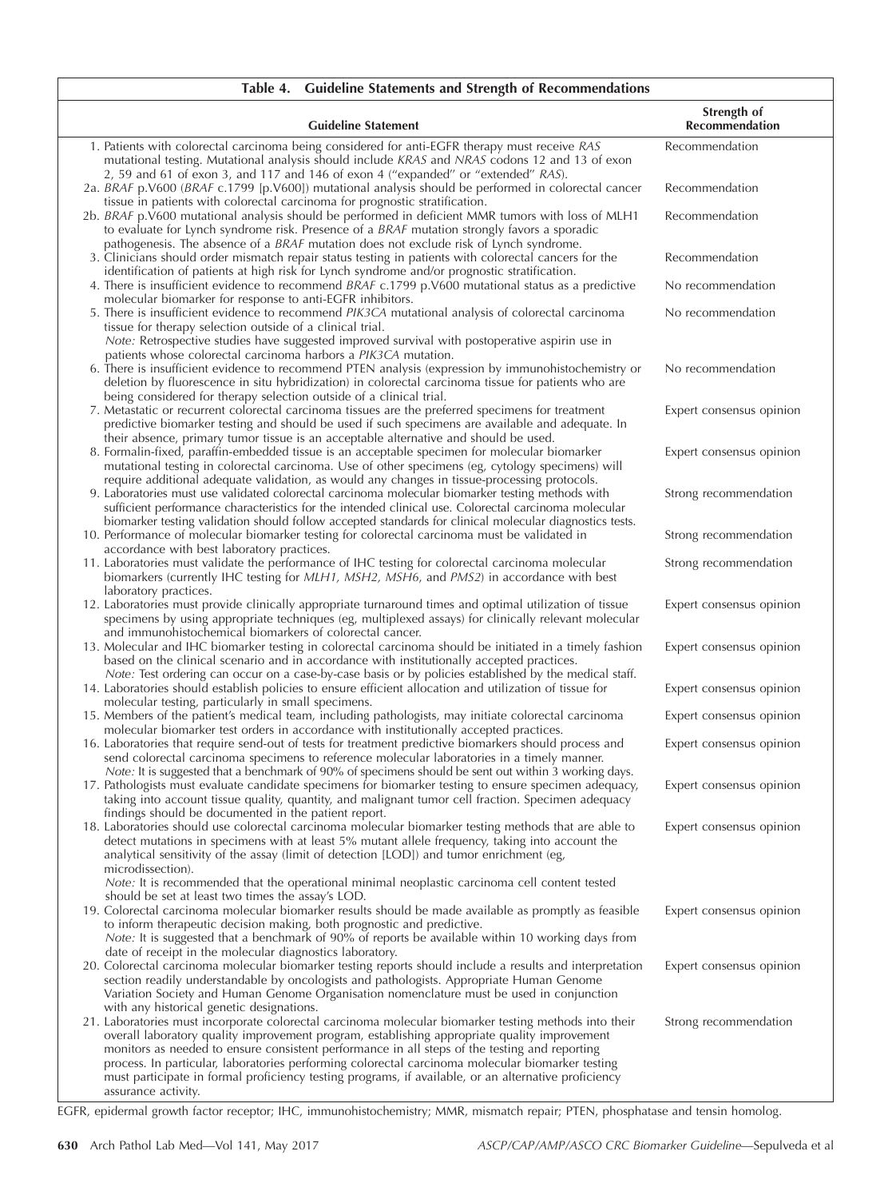**Table 4. Guideline Statements and Strength of Recommendations**

| Guideline Statement | Strength of Recommendation |
|---|---|
| 1. Patients with colorectal carcinoma being considered for anti-EGFR therapy must receive *RAS* mutational testing. Mutational analysis should include *KRAS* and *NRAS* codons 12 and 13 of exon 2, 59 and 61 of exon 3, and 117 and 146 of exon 4 ("expanded" or "extended" *RAS*). | Recommendation |
| 2a. *BRAF* p.V600 (*BRAF* c.1799 [p.V600]) mutational analysis should be performed in colorectal cancer tissue in patients with colorectal carcinoma for prognostic stratification. | Recommendation |
| 2b. *BRAF* p.V600 mutational analysis should be performed in deficient MMR tumors with loss of MLH1 to evaluate for Lynch syndrome risk. Presence of a *BRAF* mutation strongly favors a sporadic pathogenesis. The absence of a *BRAF* mutation does not exclude risk of Lynch syndrome. | Recommendation |
| 3. Clinicians should order mismatch repair status testing in patients with colorectal cancers for the identification of patients at high risk for Lynch syndrome and/or prognostic stratification. | Recommendation |
| 4. There is insufficient evidence to recommend *BRAF* c.1799 p.V600 mutational status as a predictive molecular biomarker for response to anti-EGFR inhibitors. | No recommendation |
| 5. There is insufficient evidence to recommend *PIK3CA* mutational analysis of colorectal carcinoma tissue for therapy selection outside of a clinical trial. *Note:* Retrospective studies have suggested improved survival with postoperative aspirin use in patients whose colorectal carcinoma harbors a *PIK3CA* mutation. | No recommendation |
| 6. There is insufficient evidence to recommend PTEN analysis (expression by immunohistochemistry or deletion by fluorescence in situ hybridization) in colorectal carcinoma tissue for patients who are being considered for therapy selection outside of a clinical trial. | No recommendation |
| 7. Metastatic or recurrent colorectal carcinoma tissues are the preferred specimens for treatment predictive biomarker testing and should be used if such specimens are available and adequate. In their absence, primary tumor tissue is an acceptable alternative and should be used. | Expert consensus opinion |
| 8. Formalin-fixed, paraffin-embedded tissue is an acceptable specimen for molecular biomarker mutational testing in colorectal carcinoma. Use of other specimens (eg, cytology specimens) will require additional adequate validation, as would any changes in tissue-processing protocols. | Expert consensus opinion |
| 9. Laboratories must use validated colorectal carcinoma molecular biomarker testing methods with sufficient performance characteristics for the intended clinical use. Colorectal carcinoma molecular biomarker testing validation should follow accepted standards for clinical molecular diagnostics tests. | Strong recommendation |
| 10. Performance of molecular biomarker testing for colorectal carcinoma must be validated in accordance with best laboratory practices. | Strong recommendation |
| 11. Laboratories must validate the performance of IHC testing for colorectal carcinoma molecular biomarkers (currently IHC testing for *MLH1, MSH2, MSH6*, and *PMS2*) in accordance with best laboratory practices. | Strong recommendation |
| 12. Laboratories must provide clinically appropriate turnaround times and optimal utilization of tissue specimens by using appropriate techniques (eg, multiplexed assays) for clinically relevant molecular and immunohistochemical biomarkers of colorectal cancer. | Expert consensus opinion |
| 13. Molecular and IHC biomarker testing in colorectal carcinoma should be initiated in a timely fashion based on the clinical scenario and in accordance with institutionally accepted practices. *Note:* Test ordering can occur on a case-by-case basis or by policies established by the medical staff. | Expert consensus opinion |
| 14. Laboratories should establish policies to ensure efficient allocation and utilization of tissue for molecular testing, particularly in small specimens. | Expert consensus opinion |
| 15. Members of the patient's medical team, including pathologists, may initiate colorectal carcinoma molecular biomarker test orders in accordance with institutionally accepted practices. | Expert consensus opinion |
| 16. Laboratories that require send-out of tests for treatment predictive biomarkers should process and send colorectal carcinoma specimens to reference molecular laboratories in a timely manner. *Note:* It is suggested that a benchmark of 90% of specimens should be sent out within 3 working days. | Expert consensus opinion |
| 17. Pathologists must evaluate candidate specimens for biomarker testing to ensure specimen adequacy, taking into account tissue quality, quantity, and malignant tumor cell fraction. Specimen adequacy findings should be documented in the patient report. | Expert consensus opinion |
| 18. Laboratories should use colorectal carcinoma molecular biomarker testing methods that are able to detect mutations in specimens with at least 5% mutant allele frequency, taking into account the analytical sensitivity of the assay (limit of detection [LOD]) and tumor enrichment (eg, microdissection). *Note:* It is recommended that the operational minimal neoplastic carcinoma cell content tested should be set at least two times the assay's LOD. | Expert consensus opinion |
| 19. Colorectal carcinoma molecular biomarker results should be made available as promptly as feasible to inform therapeutic decision making, both prognostic and predictive. *Note:* It is suggested that a benchmark of 90% of reports be available within 10 working days from date of receipt in the molecular diagnostics laboratory. | Expert consensus opinion |
| 20. Colorectal carcinoma molecular biomarker testing reports should include a results and interpretation section readily understandable by oncologists and pathologists. Appropriate Human Genome Variation Society and Human Genome Organisation nomenclature must be used in conjunction with any historical genetic designations. | Expert consensus opinion |
| 21. Laboratories must incorporate colorectal carcinoma molecular biomarker testing methods into their overall laboratory quality improvement program, establishing appropriate quality improvement monitors as needed to ensure consistent performance in all steps of the testing and reporting process. In particular, laboratories performing colorectal carcinoma molecular biomarker testing must participate in formal proficiency testing programs, if available, or an alternative proficiency assurance activity. | Strong recommendation |

EGFR, epidermal growth factor receptor; IHC, immunohistochemistry; MMR, mismatch repair; PTEN, phosphatase and tensin homolog.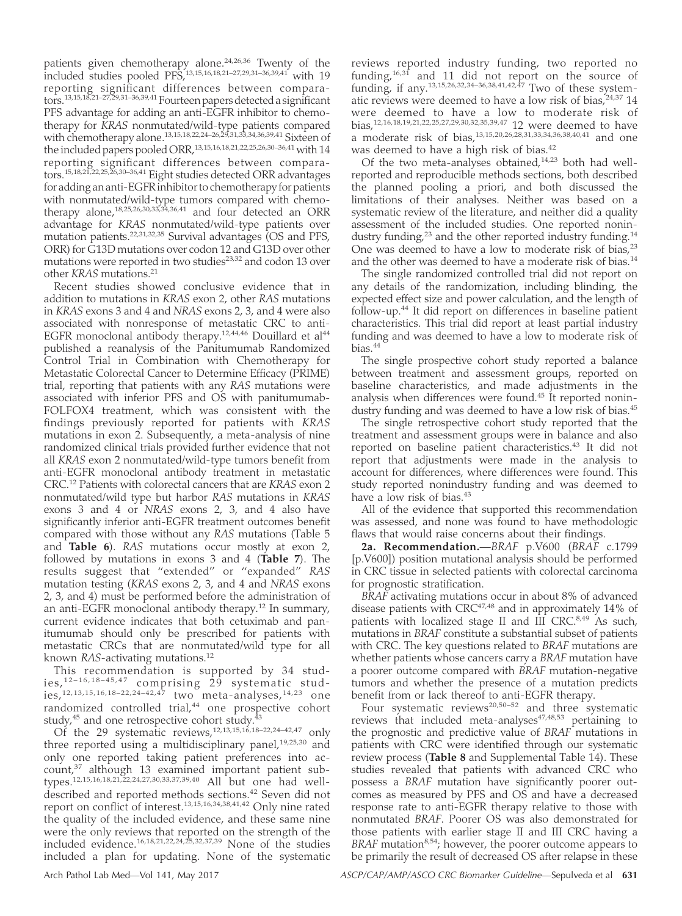patients given chemotherapy alone.[24,26,36] Twenty of the included studies pooled PFS,[13,15,16,18,21–27,29,31–36,39,41] with 19 reporting significant differences between comparators.[13,15,18,21–27,29,31–36,39,41] Fourteen papers detected a significant PFS advantage for adding an anti-EGFR inhibitor to chemotherapy for *KRAS* nonmutated/wild-type patients compared with chemotherapy alone.[13,15,18,22,24–26,29,31,33,34,36,39,41] Sixteen of the included papers pooled ORR,[13,15,16,18,21,22,25,26,30–36,41] with 14 reporting significant differences between comparators.[15,18,21,22,25,26,30–36,41] Eight studies detected ORR advantages for adding an anti-EGFR inhibitor to chemotherapy for patients with nonmutated/wild-type tumors compared with chemotherapy alone,[18,25,26,30,33,34,36,41] and four detected an ORR advantage for *KRAS* nonmutated/wild-type patients over mutation patients.[22,31,32,35] Survival advantages (OS and PFS, ORR) for G13D mutations over codon 12 and G13D over other mutations were reported in two studies[23,32] and codon 13 over other *KRAS* mutations.[21]

Recent studies showed conclusive evidence that in addition to mutations in *KRAS* exon 2, other *RAS* mutations in *KRAS* exons 3 and 4 and *NRAS* exons 2, 3, and 4 were also associated with nonresponse of metastatic CRC to anti-EGFR monoclonal antibody therapy.[12,44,46] Douillard et al[44] published a reanalysis of the Panitumumab Randomized Control Trial in Combination with Chemotherapy for Metastatic Colorectal Cancer to Determine Efficacy (PRIME) trial, reporting that patients with any *RAS* mutations were associated with inferior PFS and OS with panitumumab-FOLFOX4 treatment, which was consistent with the findings previously reported for patients with *KRAS* mutations in exon 2. Subsequently, a meta-analysis of nine randomized clinical trials provided further evidence that not all *KRAS* exon 2 nonmutated/wild-type tumors benefit from anti-EGFR monoclonal antibody treatment in metastatic CRC.[12] Patients with colorectal cancers that are *KRAS* exon 2 nonmutated/wild type but harbor *RAS* mutations in *KRAS* exons 3 and 4 or *NRAS* exons 2, 3, and 4 also have significantly inferior anti-EGFR treatment outcomes benefit compared with those without any *RAS* mutations (Table 5 and **Table 6**). *RAS* mutations occur mostly at exon 2, followed by mutations in exons 3 and 4 (**Table 7**). The results suggest that "extended" or "expanded" *RAS* mutation testing (*KRAS* exons 2, 3, and 4 and *NRAS* exons 2, 3, and 4) must be performed before the administration of an anti-EGFR monoclonal antibody therapy.[12] In summary, current evidence indicates that both cetuximab and panitumumab should only be prescribed for patients with metastatic CRCs that are nonmutated/wild type for all known *RAS*-activating mutations.[12]

This recommendation is supported by 34 studies,[12–16,18–45,47] comprising 29 systematic studies,[12,13,15,16,18–22,24–42,47] two meta-analyses,[14,23] one randomized controlled trial,[44] one prospective cohort study,[45] and one retrospective cohort study.[43]

Of the 29 systematic reviews,[12,13,15,16,18–22,24–42,47] only three reported using a multidisciplinary panel,[19,25,30] and only one reported taking patient preferences into account,[37] although 13 examined important patient subtypes.[12,15,16,18,21,22,24,27,30,33,37,39,40] All but one had well-described and reported methods sections.[42] Seven did not report on conflict of interest.[13,15,16,34,38,41,42] Only nine rated the quality of the included evidence, and these same nine were the only reviews that reported on the strength of the included evidence.[16,18,21,22,24,25,32,37,39] None of the studies included a plan for updating. None of the systematic reviews reported industry funding, two reported no funding,[16,31] and 11 did not report on the source of funding, if any.[13,15,26,32,34–36,38,41,42,47] Two of these systematic reviews were deemed to have a low risk of bias,[24,37] 14 were deemed to have a low to moderate risk of bias,[12,16,18,19,21,22,25,27,29,30,32,35,39,47] 12 were deemed to have a moderate risk of bias,[13,15,20,26,28,31,33,34,36,38,40,41] and one was deemed to have a high risk of bias.[42]

Of the two meta-analyses obtained,[14,23] both had well-reported and reproducible methods sections, both described the planned pooling a priori, and both discussed the limitations of their analyses. Neither was based on a systematic review of the literature, and neither did a quality assessment of the included studies. One reported nonindustry funding,[23] and the other reported industry funding.[14] One was deemed to have a low to moderate risk of bias,[23] and the other was deemed to have a moderate risk of bias.[14]

The single randomized controlled trial did not report on any details of the randomization, including blinding, the expected effect size and power calculation, and the length of follow-up.[44] It did report on differences in baseline patient characteristics. This trial did report at least partial industry funding and was deemed to have a low to moderate risk of bias.[44]

The single prospective cohort study reported a balance between treatment and assessment groups, reported on baseline characteristics, and made adjustments in the analysis when differences were found.[45] It reported nonindustry funding and was deemed to have a low risk of bias.[45]

The single retrospective cohort study reported that the treatment and assessment groups were in balance and also reported on baseline patient characteristics.[43] It did not report that adjustments were made in the analysis to account for differences, where differences were found. This study reported nonindustry funding and was deemed to have a low risk of bias.[43]

All of the evidence that supported this recommendation was assessed, and none was found to have methodologic flaws that would raise concerns about their findings.

**2a. Recommendation.**—*BRAF* p.V600 (*BRAF* c.1799 [p.V600]) position mutational analysis should be performed in CRC tissue in selected patients with colorectal carcinoma for prognostic stratification.

*BRAF* activating mutations occur in about 8% of advanced disease patients with CRC[47,48] and in approximately 14% of patients with localized stage II and III CRC.[8,49] As such, mutations in *BRAF* constitute a substantial subset of patients with CRC. The key questions related to *BRAF* mutations are whether patients whose cancers carry a *BRAF* mutation have a poorer outcome compared with *BRAF* mutation-negative tumors and whether the presence of a mutation predicts benefit from or lack thereof to anti-EGFR therapy.

Four systematic reviews[20,50–52] and three systematic reviews that included meta-analyses[47,48,53] pertaining to the prognostic and predictive value of *BRAF* mutations in patients with CRC were identified through our systematic review process (**Table 8** and Supplemental Table 14). These studies revealed that patients with advanced CRC who possess a *BRAF* mutation have significantly poorer outcomes as measured by PFS and OS and have a decreased response rate to anti-EGFR therapy relative to those with nonmutated *BRAF*. Poorer OS was also demonstrated for those patients with earlier stage II and III CRC having a *BRAF* mutation[8,54]; however, the poorer outcome appears to be primarily the result of decreased OS after relapse in these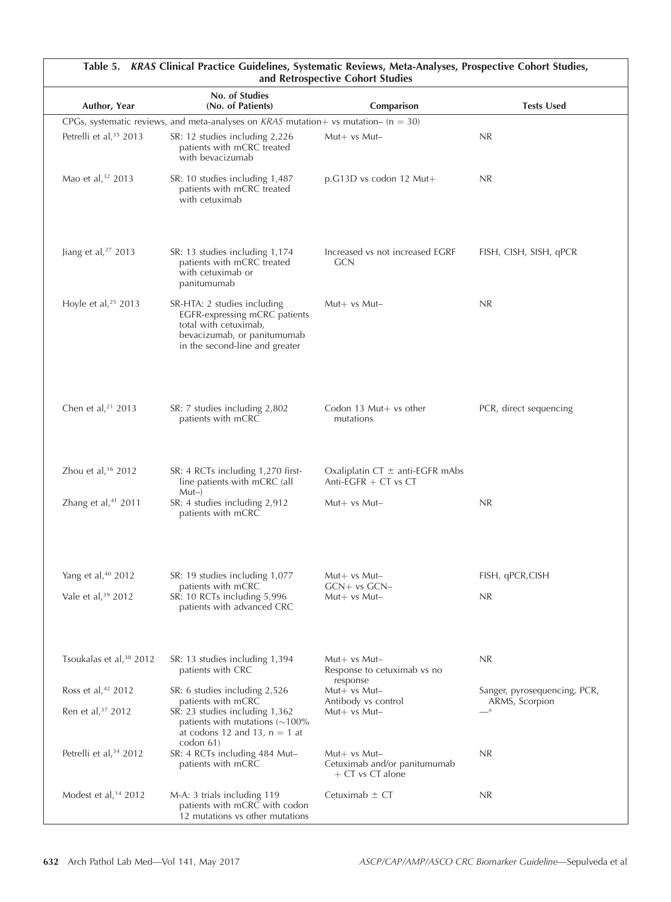**Table 5. *KRAS* Clinical Practice Guidelines, Systematic Reviews, Meta-Analyses, Prospective Cohort Studies, and Retrospective Cohort Studies**

| Author, Year | No. of Studies (No. of Patients) | Comparison | Tests Used |
|---|---|---|---|
| CPGs, systematic reviews, and meta-analyses on *KRAS* mutation+ vs mutation– (n = 30) | | | |
| Petrelli et al,[35] 2013 | SR: 12 studies including 2,226 patients with mCRC treated with bevacizumab | Mut+ vs Mut– | NR |
| Mao et al,[32] 2013 | SR: 10 studies including 1,487 patients with mCRC treated with cetuximab | p.G13D vs codon 12 Mut+ | NR |
| Jiang et al,[27] 2013 | SR: 13 studies including 1,174 patients with mCRC treated with cetuximab or panitumumab | Increased vs not increased EGRF GCN | FISH, CISH, SISH, qPCR |
| Hoyle et al,[25] 2013 | SR-HTA: 2 studies including EGFR-expressing mCRC patients total with cetuximab, bevacizumab, or panitumumab in the second-line and greater | Mut+ vs Mut– | NR |
| Chen et al,[21] 2013 | SR: 7 studies including 2,802 patients with mCRC | Codon 13 Mut+ vs other mutations | PCR, direct sequencing |
| Zhou et al,[16] 2012 | SR: 4 RCTs including 1,270 first-line patients with mCRC (all Mut–) | Oxaliplatin CT ± anti-EGFR mAbs<br>Anti-EGFR + CT vs CT | |
| Zhang et al,[41] 2011 | SR: 4 studies including 2,912 patients with mCRC | Mut+ vs Mut– | NR |
| Yang et al,[40] 2012 | SR: 19 studies including 1,077 patients with mCRC | Mut+ vs Mut–<br>GCN+ vs GCN– | FISH, qPCR,CISH |
| Vale et al,[39] 2012 | SR: 10 RCTs including 5,996 patients with advanced CRC | Mut+ vs Mut– | NR |
| Tsoukalas et al,[38] 2012 | SR: 13 studies including 1,394 patients with CRC | Mut+ vs Mut–<br>Response to cetuximab vs no response | NR |
| Ross et al,[42] 2012 | SR: 6 studies including 2,526 patients with mCRC | Mut+ vs Mut–<br>Antibody vs control | Sanger, pyrosequencing, PCR, ARMS, Scorpion |
| Ren et al,[37] 2012 | SR: 23 studies including 1,362 patients with mutations (~100% at codons 12 and 13, n = 1 at codon 61) | Mut+ vs Mut– | —[a] |
| Petrelli et al,[34] 2012 | SR: 4 RCTs including 484 Mut– patients with mCRC | Mut+ vs Mut–<br>Cetuximab and/or panitumumab + CT vs CT alone | NR |
| Modest et al,[14] 2012 | M-A: 3 trials including 119 patients with mCRC with codon 12 mutations vs other mutations | Cetuximab ± CT | NR |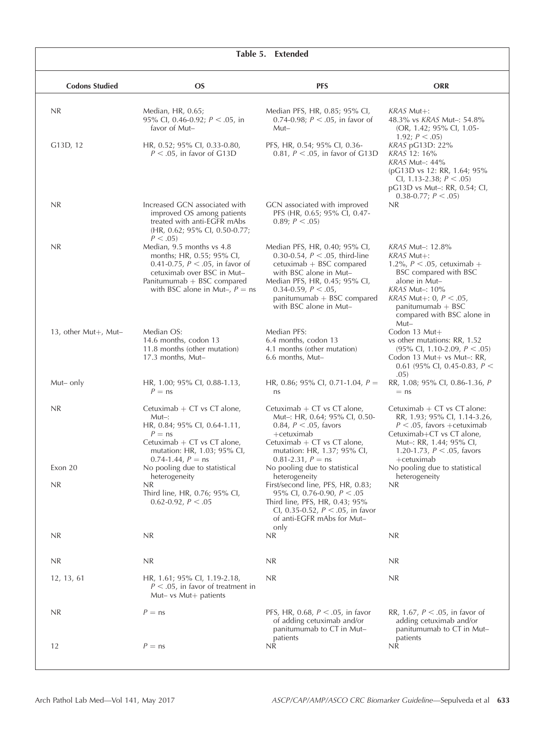**Table 5. Extended**

| Codons Studied | OS | PFS | ORR |
|---|---|---|---|
| NR | Median, HR, 0.65; 95% CI, 0.46-0.92; $P < .05$, in favor of Mut– | Median PFS, HR, 0.85; 95% CI, 0.74-0.98; $P < .05$, in favor of Mut– | *KRAS* Mut+: 48.3% vs *KRAS* Mut–: 54.8% (OR, 1.42; 95% CI, 1.05-1.92; $P < .05$) |
| G13D, 12 | HR, 0.52; 95% CI, 0.33-0.80, $P < .05$, in favor of G13D | PFS, HR, 0.54; 95% CI, 0.36-0.81, $P < .05$, in favor of G13D | *KRAS* pG13D: 22%<br>*KRAS* 12: 16%<br>*KRAS* Mut–: 44%<br>(pG13D vs 12: RR, 1.64; 95% CI, 1.13-2.38; $P < .05$)<br>pG13D vs Mut–: RR, 0.54; CI, 0.38-0.77; $P < .05$) |
| NR | Increased GCN associated with improved OS among patients treated with anti-EGFR mAbs (HR, 0.62; 95% CI, 0.50-0.77; $P < .05$) | GCN associated with improved PFS (HR, 0.65; 95% CI, 0.47-0.89; $P < .05$) | NR |
| NR | Median, 9.5 months vs 4.8 months; HR, 0.55; 95% CI, 0.41-0.75, $P < .05$, in favor of cetuximab over BSC in Mut–<br>Panitumumab + BSC compared with BSC alone in Mut–, $P =$ ns | Median PFS, HR, 0.40; 95% CI, 0.30-0.54, $P < .05$, third-line cetuximab + BSC compared with BSC alone in Mut–<br>Median PFS, HR, 0.45; 95% CI, 0.34-0.59, $P < .05$, panitumumab + BSC compared with BSC alone in Mut– | *KRAS* Mut–: 12.8%<br>*KRAS* Mut+: 1.2%, $P < .05$, cetuximab + BSC compared with BSC alone in Mut–<br>*KRAS* Mut–: 10%<br>*KRAS* Mut+: 0, $P < .05$, panitumumab + BSC compared with BSC alone in Mut– |
| 13, other Mut+, Mut– | Median OS:<br>14.6 months, codon 13<br>11.8 months (other mutation)<br>17.3 months, Mut– | Median PFS:<br>6.4 months, codon 13<br>4.1 months (other mutation)<br>6.6 months, Mut– | Codon 13 Mut+ vs other mutations: RR, 1.52 (95% CI, 1.10-2.09, $P < .05$)<br>Codon 13 Mut+ vs Mut–: RR, 0.61 (95% CI, 0.45-0.83, $P < .05$) |
| Mut– only | HR, 1.00; 95% CI, 0.88-1.13, $P =$ ns | HR, 0.86; 95% CI, 0.71-1.04, $P =$ ns | RR, 1.08; 95% CI, 0.86-1.36, $P =$ ns |
| NR | Cetuximab + CT vs CT alone, Mut–:<br>HR, 0.84; 95% CI, 0.64-1.11, $P =$ ns<br>Cetuximab + CT vs CT alone, mutation: HR, 1.03; 95% CI, 0.74-1.44, $P =$ ns | Cetuximab + CT vs CT alone, Mut–: HR, 0.64; 95% CI, 0.50-0.84, $P < .05$, favors +cetuximab<br>Cetuximab + CT vs CT alone, mutation: HR, 1.37; 95% CI, 0.81-2.31, $P =$ ns | Cetuximab + CT vs CT alone: RR, 1.93; 95% CI, 1.14-3.26, $P < .05$, favors +cetuximab<br>Cetuximab+CT vs CT alone, Mut–: RR, 1.44; 95% CI, 1.20-1.73, $P < .05$, favors +cetuximab |
| Exon 20 | No pooling due to statistical heterogeneity | No pooling due to statistical heterogeneity | No pooling due to statistical heterogeneity |
| NR | NR<br>Third line, HR, 0.76; 95% CI, 0.62-0.92, $P < .05$ | First/second line, PFS, HR, 0.83; 95% CI, 0.76-0.90, $P < .05$<br>Third line, PFS, HR, 0.43; 95% CI, 0.35-0.52, $P < .05$, in favor of anti-EGFR mAbs for Mut– only | NR |
| NR | NR | NR | NR |
| NR | NR | NR | NR |
| 12, 13, 61 | HR, 1.61; 95% CI, 1.19-2.18, $P < .05$, in favor of treatment in Mut– vs Mut+ patients | NR | NR |
| NR | $P =$ ns | PFS, HR, 0.68, $P < .05$, in favor of adding cetuximab and/or panitumumab to CT in Mut– patients | RR, 1.67, $P < .05$, in favor of adding cetuximab and/or panitumumab to CT in Mut– patients |
| 12 | $P =$ ns | NR | NR |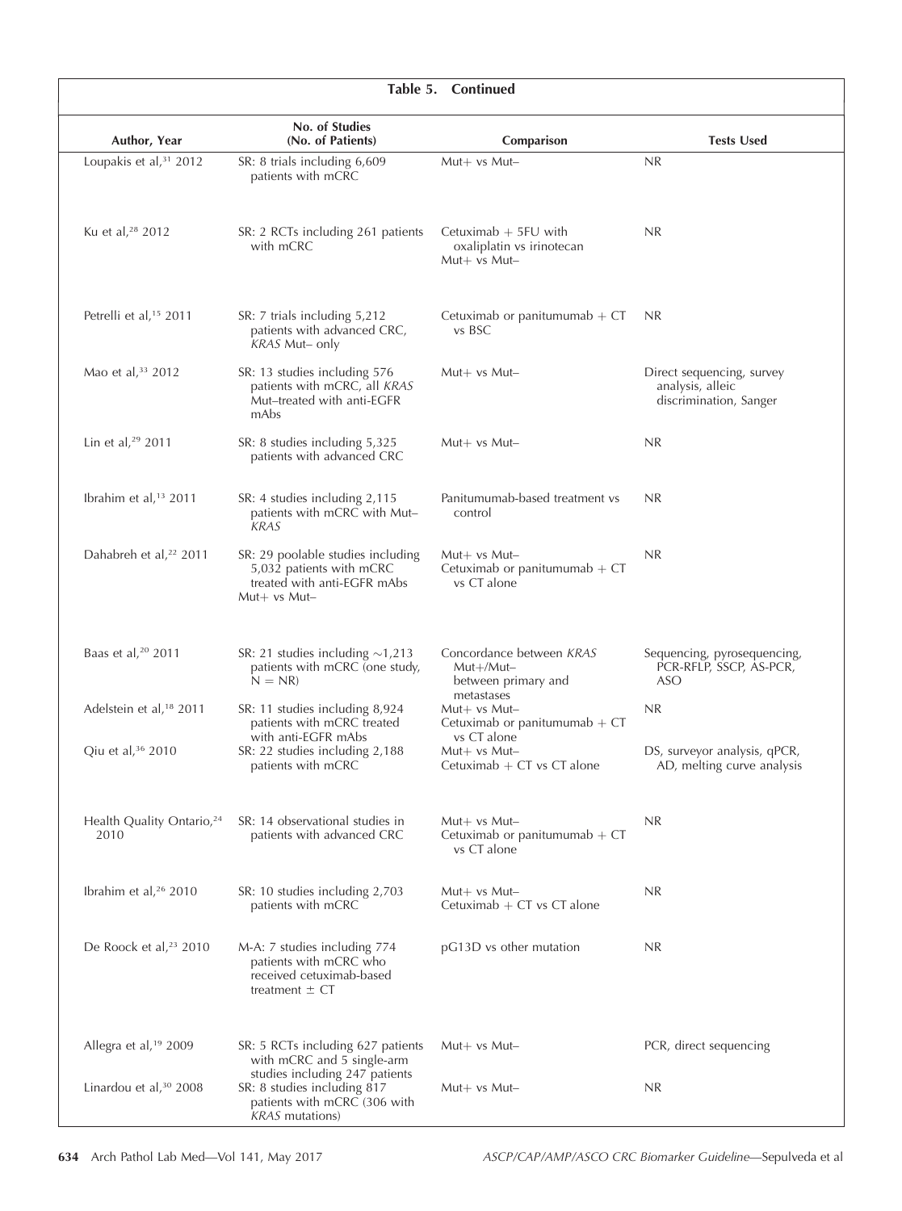**Table 5. Continued**

| Author, Year | No. of Studies (No. of Patients) | Comparison | Tests Used |
|---|---|---|---|
| Loupakis et al,[31] 2012 | SR: 8 trials including 6,609 patients with mCRC | Mut+ vs Mut– | NR |
| Ku et al,[28] 2012 | SR: 2 RCTs including 261 patients with mCRC | Cetuximab + 5FU with oxaliplatin vs irinotecan<br>Mut+ vs Mut– | NR |
| Petrelli et al,[15] 2011 | SR: 7 trials including 5,212 patients with advanced CRC, *KRAS* Mut– only | Cetuximab or panitumumab + CT vs BSC | NR |
| Mao et al,[33] 2012 | SR: 13 studies including 576 patients with mCRC, all *KRAS* Mut–treated with anti-EGFR mAbs | Mut+ vs Mut– | Direct sequencing, survey analysis, alleic discrimination, Sanger |
| Lin et al,[29] 2011 | SR: 8 studies including 5,325 patients with advanced CRC | Mut+ vs Mut– | NR |
| Ibrahim et al,[13] 2011 | SR: 4 studies including 2,115 patients with mCRC with Mut– *KRAS* | Panitumumab-based treatment vs control | NR |
| Dahabreh et al,[22] 2011 | SR: 29 poolable studies including 5,032 patients with mCRC treated with anti-EGFR mAbs Mut+ vs Mut– | Mut+ vs Mut–<br>Cetuximab or panitumumab + CT vs CT alone | NR |
| Baas et al,[20] 2011 | SR: 21 studies including ~1,213 patients with mCRC (one study, N = NR) | Concordance between *KRAS* Mut+/Mut– between primary and metastases | Sequencing, pyrosequencing, PCR-RFLP, SSCP, AS-PCR, ASO |
| Adelstein et al,[18] 2011 | SR: 11 studies including 8,924 patients with mCRC treated with anti-EGFR mAbs | Mut+ vs Mut–<br>Cetuximab or panitumumab + CT vs CT alone | NR |
| Qiu et al,[36] 2010 | SR: 22 studies including 2,188 patients with mCRC | Mut+ vs Mut–<br>Cetuximab + CT vs CT alone | DS, surveyor analysis, qPCR, AD, melting curve analysis |
| Health Quality Ontario,[24] 2010 | SR: 14 observational studies in patients with advanced CRC | Mut+ vs Mut–<br>Cetuximab or panitumumab + CT vs CT alone | NR |
| Ibrahim et al,[26] 2010 | SR: 10 studies including 2,703 patients with mCRC | Mut+ vs Mut–<br>Cetuximab + CT vs CT alone | NR |
| De Roock et al,[23] 2010 | M-A: 7 studies including 774 patients with mCRC who received cetuximab-based treatment ± CT | pG13D vs other mutation | NR |
| Allegra et al,[19] 2009 | SR: 5 RCTs including 627 patients with mCRC and 5 single-arm studies including 247 patients | Mut+ vs Mut– | PCR, direct sequencing |
| Linardou et al,[30] 2008 | SR: 8 studies including 817 patients with mCRC (306 with *KRAS* mutations) | Mut+ vs Mut– | NR |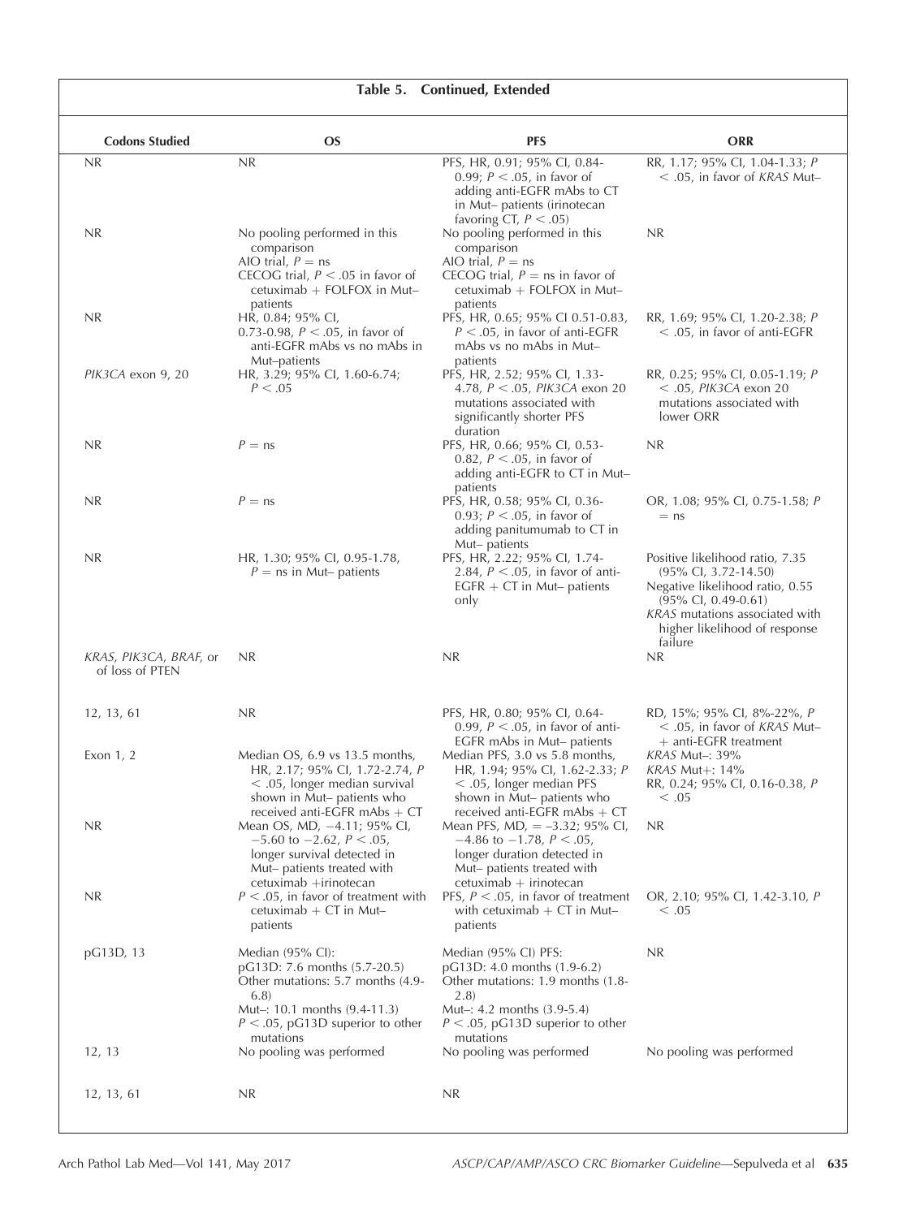**Table 5. Continued, Extended**

| Codons Studied | OS | PFS | ORR |
|---|---|---|---|
| NR | NR | PFS, HR, 0.91; 95% CI, 0.84-0.99; $P < .05$, in favor of adding anti-EGFR mAbs to CT in Mut– patients (irinotecan favoring CT, $P < .05$) | RR, 1.17; 95% CI, 1.04-1.33; $P < .05$, in favor of *KRAS* Mut– |
| NR | No pooling performed in this comparison<br>AIO trial, $P =$ ns<br>CECOG trial, $P < .05$ in favor of cetuximab + FOLFOX in Mut– patients | No pooling performed in this comparison<br>AIO trial, $P =$ ns<br>CECOG trial, $P =$ ns in favor of cetuximab + FOLFOX in Mut– patients | NR |
| NR | HR, 0.84; 95% CI, 0.73-0.98, $P < .05$, in favor of anti-EGFR mAbs vs no mAbs in Mut–patients | PFS, HR, 0.65; 95% CI 0.51-0.83, $P < .05$, in favor of anti-EGFR mAbs vs no mAbs in Mut– patients | RR, 1.69; 95% CI, 1.20-2.38; $P < .05$, in favor of anti-EGFR |
| *PIK3CA* exon 9, 20 | HR, 3.29; 95% CI, 1.60-6.74; $P < .05$ | PFS, HR, 2.52; 95% CI, 1.33-4.78, $P < .05$, *PIK3CA* exon 20 mutations associated with significantly shorter PFS duration | RR, 0.25; 95% CI, 0.05-1.19; $P < .05$, *PIK3CA* exon 20 mutations associated with lower ORR |
| NR | $P =$ ns | PFS, HR, 0.66; 95% CI, 0.53-0.82, $P < .05$, in favor of adding anti-EGFR to CT in Mut– patients | NR |
| NR | $P =$ ns | PFS, HR, 0.58; 95% CI, 0.36-0.93; $P < .05$, in favor of adding panitumumab to CT in Mut– patients | OR, 1.08; 95% CI, 0.75-1.58; $P =$ ns |
| NR | HR, 1.30; 95% CI, 0.95-1.78, $P =$ ns in Mut– patients | PFS, HR, 2.22; 95% CI, 1.74-2.84, $P < .05$, in favor of anti-EGFR + CT in Mut– patients only | Positive likelihood ratio, 7.35 (95% CI, 3.72-14.50)<br>Negative likelihood ratio, 0.55 (95% CI, 0.49-0.61)<br>*KRAS* mutations associated with higher likelihood of response failure |
| *KRAS, PIK3CA, BRAF,* or of loss of PTEN | NR | NR | NR |
| 12, 13, 61 | NR | PFS, HR, 0.80; 95% CI, 0.64-0.99, $P < .05$, in favor of anti-EGFR mAbs in Mut– patients | RD, 15%; 95% CI, 8%-22%, $P < .05$, in favor of *KRAS* Mut– + anti-EGFR treatment |
| Exon 1, 2 | Median OS, 6.9 vs 13.5 months, HR, 2.17; 95% CI, 1.72-2.74, $P < .05$, longer median survival shown in Mut– patients who received anti-EGFR mAbs + CT | Median PFS, 3.0 vs 5.8 months, HR, 1.94; 95% CI, 1.62-2.33; $P < .05$, longer median PFS shown in Mut– patients who received anti-EGFR mAbs + CT | *KRAS* Mut–: 39%<br>*KRAS* Mut+: 14%<br>RR, 0.24; 95% CI, 0.16-0.38, $P < .05$ |
| NR | Mean OS, MD, −4.11; 95% CI, −5.60 to −2.62, $P < .05$, longer survival detected in Mut– patients treated with cetuximab +irinotecan | Mean PFS, MD, = −3.32; 95% CI, −4.86 to −1.78, $P < .05$, longer duration detected in Mut– patients treated with cetuximab + irinotecan | NR |
| NR | $P < .05$, in favor of treatment with cetuximab + CT in Mut– patients | PFS, $P < .05$, in favor of treatment with cetuximab + CT in Mut– patients | OR, 2.10; 95% CI, 1.42-3.10, $P < .05$ |
| pG13D, 13 | Median (95% CI):<br>pG13D: 7.6 months (5.7-20.5)<br>Other mutations: 5.7 months (4.9-6.8)<br>Mut–: 10.1 months (9.4-11.3)<br>$P < .05$, pG13D superior to other mutations | Median (95% CI) PFS:<br>pG13D: 4.0 months (1.9-6.2)<br>Other mutations: 1.9 months (1.8-2.8)<br>Mut–: 4.2 months (3.9-5.4)<br>$P < .05$, pG13D superior to other mutations | NR |
| 12, 13 | No pooling was performed | No pooling was performed | No pooling was performed |
| 12, 13, 61 | NR | NR | |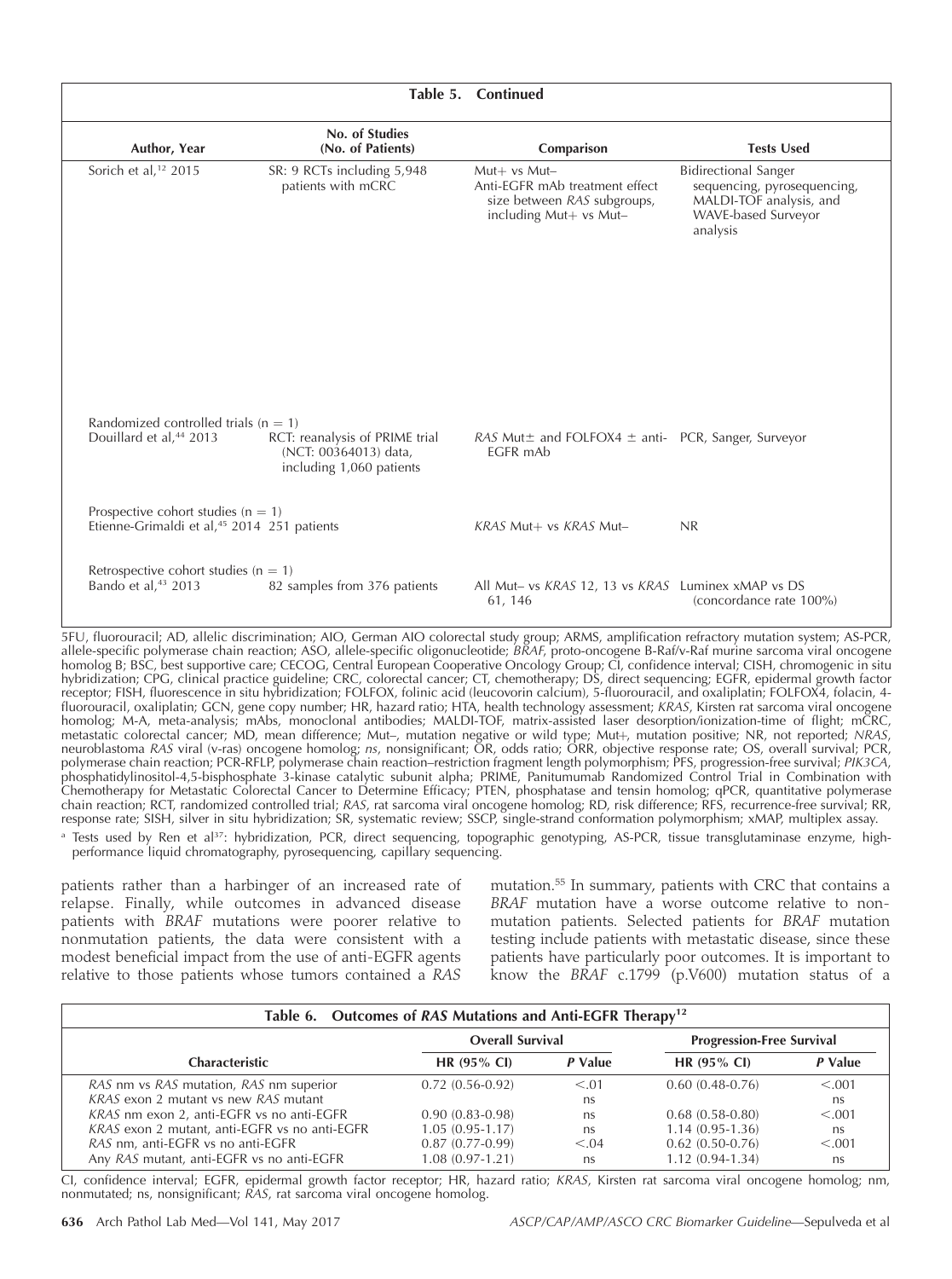| Table 5. Continued | | | |
|---|---|---|---|
| **Author, Year** | **No. of Studies (No. of Patients)** | **Comparison** | **Tests Used** |
| Sorich et al,[12] 2015 | SR: 9 RCTs including 5,948 patients with mCRC | Mut+ vs Mut– Anti-EGFR mAb treatment effect size between *RAS* subgroups, including Mut+ vs Mut– | Bidirectional Sanger sequencing, pyrosequencing, MALDI-TOF analysis, and WAVE-based Surveyor analysis |
| Randomized controlled trials (n = 1) | | | |
| Douillard et al,[44] 2013 | RCT: reanalysis of PRIME trial (NCT: 00364013) data, including 1,060 patients | *RAS* Mut± and FOLFOX4 ± anti-EGFR mAb | PCR, Sanger, Surveyor |
| Prospective cohort studies (n = 1) | | | |
| Etienne-Grimaldi et al,[45] 2014 | 251 patients | *KRAS* Mut+ vs *KRAS* Mut– | NR |
| Retrospective cohort studies (n = 1) | | | |
| Bando et al,[43] 2013 | 82 samples from 376 patients | All Mut– vs *KRAS* 12, 13 vs *KRAS* 61, 146 | Luminex xMAP vs DS (concordance rate 100%) |

5FU, fluorouracil; AD, allelic discrimination; AIO, German AIO colorectal study group; ARMS, amplification refractory mutation system; AS-PCR, allele-specific polymerase chain reaction; ASO, allele-specific oligonucleotide; *BRAF*, proto-oncogene B-Raf/v-Raf murine sarcoma viral oncogene homolog B; BSC, best supportive care; CECOG, Central European Cooperative Oncology Group; CI, confidence interval; CISH, chromogenic in situ hybridization; CPG, clinical practice guideline; CRC, colorectal cancer; CT, chemotherapy; DS, direct sequencing; EGFR, epidermal growth factor receptor; FISH, fluorescence in situ hybridization; FOLFOX, folinic acid (leucovorin calcium), 5-fluorouracil, and oxaliplatin; FOLFOX4, folacin, 4-fluorouracil, oxaliplatin; GCN, gene copy number; HR, hazard ratio; HTA, health technology assessment; *KRAS*, Kirsten rat sarcoma viral oncogene homolog; M-A, meta-analysis; mAbs, monoclonal antibodies; MALDI-TOF, matrix-assisted laser desorption/ionization-time of flight; mCRC, metastatic colorectal cancer; MD, mean difference; Mut–, mutation negative or wild type; Mut+, mutation positive; NR, not reported; *NRAS*, neuroblastoma *RAS* viral (v-ras) oncogene homolog; *ns*, nonsignificant; OR, odds ratio; ORR, objective response rate; OS, overall survival; PCR, polymerase chain reaction; PCR-RFLP, polymerase chain reaction–restriction fragment length polymorphism; PFS, progression-free survival; *PIK3CA*, phosphatidylinositol-4,5-bisphosphate 3-kinase catalytic subunit alpha; PRIME, Panitumumab Randomized Control Trial in Combination with Chemotherapy for Metastatic Colorectal Cancer to Determine Efficacy; PTEN, phosphatase and tensin homolog; qPCR, quantitative polymerase chain reaction; RCT, randomized controlled trial; *RAS*, rat sarcoma viral oncogene homolog; RD, risk difference; RFS, recurrence-free survival; RR, response rate; SISH, silver in situ hybridization; SR, systematic review; SSCP, single-strand conformation polymorphism; xMAP, multiplex assay.

[a] Tests used by Ren et al[37]: hybridization, PCR, direct sequencing, topographic genotyping, AS-PCR, tissue transglutaminase enzyme, high-performance liquid chromatography, pyrosequencing, capillary sequencing.

patients rather than a harbinger of an increased rate of relapse. Finally, while outcomes in advanced disease patients with *BRAF* mutations were poorer relative to nonmutation patients, the data were consistent with a modest beneficial impact from the use of anti-EGFR agents relative to those patients whose tumors contained a *RAS* mutation.[55] In summary, patients with CRC that contains a *BRAF* mutation have a worse outcome relative to nonmutation patients. Selected patients for *BRAF* mutation testing include patients with metastatic disease, since these patients have particularly poor outcomes. It is important to know the *BRAF* c.1799 (p.V600) mutation status of a

**Table 6. Outcomes of *RAS* Mutations and Anti-EGFR Therapy[12]**

| Characteristic | Overall Survival | | Progression-Free Survival | |
|---|---|---|---|---|
| | **HR (95% CI)** | ***P* Value** | **HR (95% CI)** | ***P* Value** |
| *RAS* nm vs *RAS* mutation, *RAS* nm superior | 0.72 (0.56-0.92) | <.01 | 0.60 (0.48-0.76) | <.001 |
| *KRAS* exon 2 mutant vs new *RAS* mutant | | ns | | ns |
| *KRAS* nm exon 2, anti-EGFR vs no anti-EGFR | 0.90 (0.83-0.98) | ns | 0.68 (0.58-0.80) | <.001 |
| *KRAS* exon 2 mutant, anti-EGFR vs no anti-EGFR | 1.05 (0.95-1.17) | ns | 1.14 (0.95-1.36) | ns |
| *RAS* nm, anti-EGFR vs no anti-EGFR | 0.87 (0.77-0.99) | <.04 | 0.62 (0.50-0.76) | <.001 |
| Any *RAS* mutant, anti-EGFR vs no anti-EGFR | 1.08 (0.97-1.21) | ns | 1.12 (0.94-1.34) | ns |

CI, confidence interval; EGFR, epidermal growth factor receptor; HR, hazard ratio; *KRAS*, Kirsten rat sarcoma viral oncogene homolog; nm, nonmutated; ns, nonsignificant; *RAS*, rat sarcoma viral oncogene homolog.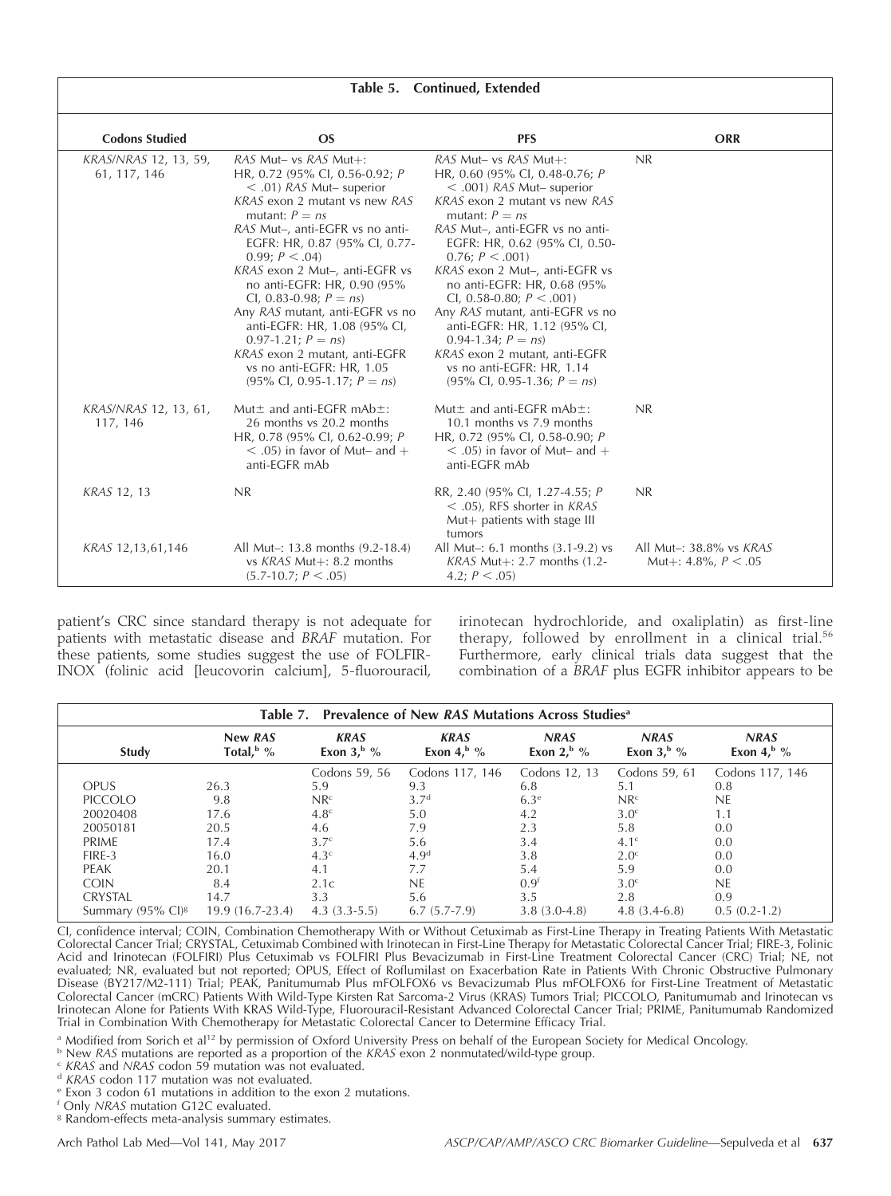**Table 5. Continued, Extended**

| Codons Studied | OS | PFS | ORR |
|---|---|---|---|
| *KRAS/NRAS* 12, 13, 59, 61, 117, 146 | *RAS* Mut– vs *RAS* Mut+: HR, 0.72 (95% CI, 0.56-0.92; *P* < .01) *RAS* Mut– superior<br>*KRAS* exon 2 mutant vs new *RAS* mutant: *P* = *ns*<br>*RAS* Mut–, anti-EGFR vs no anti-EGFR: HR, 0.87 (95% CI, 0.77-0.99; *P* < .04)<br>*KRAS* exon 2 Mut–, anti-EGFR vs no anti-EGFR: HR, 0.90 (95% CI, 0.83-0.98; *P* = *ns*)<br>Any *RAS* mutant, anti-EGFR vs no anti-EGFR: HR, 1.08 (95% CI, 0.97-1.21; *P* = *ns*)<br>*KRAS* exon 2 mutant, anti-EGFR vs no anti-EGFR: HR, 1.05 (95% CI, 0.95-1.17; *P* = *ns*) | *RAS* Mut– vs *RAS* Mut+: HR, 0.60 (95% CI, 0.48-0.76; *P* < .001) *RAS* Mut– superior<br>*KRAS* exon 2 mutant vs new *RAS* mutant: *P* = *ns*<br>*RAS* Mut–, anti-EGFR vs no anti-EGFR: HR, 0.62 (95% CI, 0.50-0.76; *P* < .001)<br>*KRAS* exon 2 Mut–, anti-EGFR vs no anti-EGFR: HR, 0.68 (95% CI, 0.58-0.80; *P* < .001)<br>Any *RAS* mutant, anti-EGFR vs no anti-EGFR: HR, 1.12 (95% CI, 0.94-1.34; *P* = *ns*)<br>*KRAS* exon 2 mutant, anti-EGFR vs no anti-EGFR: HR, 1.14 (95% CI, 0.95-1.36; *P* = *ns*) | NR |
| *KRAS/NRAS* 12, 13, 61, 117, 146 | Mut± and anti-EGFR mAb±: 26 months vs 20.2 months HR, 0.78 (95% CI, 0.62-0.99; *P* < .05) in favor of Mut– and + anti-EGFR mAb | Mut± and anti-EGFR mAb±: 10.1 months vs 7.9 months HR, 0.72 (95% CI, 0.58-0.90; *P* < .05) in favor of Mut– and + anti-EGFR mAb | NR |
| *KRAS* 12, 13 | NR | RR, 2.40 (95% CI, 1.27-4.55; *P* < .05), RFS shorter in *KRAS* Mut+ patients with stage III tumors | NR |
| *KRAS* 12,13,61,146 | All Mut–: 13.8 months (9.2-18.4) vs *KRAS* Mut+: 8.2 months (5.7-10.7; *P* < .05) | All Mut–: 6.1 months (3.1-9.2) vs *KRAS* Mut+: 2.7 months (1.2-4.2; *P* < .05) | All Mut–: 38.8% vs *KRAS* Mut+: 4.8%, *P* < .05 |

patient's CRC since standard therapy is not adequate for patients with metastatic disease and *BRAF* mutation. For these patients, some studies suggest the use of FOLFIRINOX (folinic acid [leucovorin calcium], 5-fluorouracil, irinotecan hydrochloride, and oxaliplatin) as first-line therapy, followed by enrollment in a clinical trial.[56] Furthermore, early clinical trials data suggest that the combination of a *BRAF* plus EGFR inhibitor appears to be

**Table 7. Prevalence of New *RAS* Mutations Across Studies[a]**

| Study | New *RAS* Total,[b] % | *KRAS* Exon 3,[b] % | *KRAS* Exon 4,[b] % | *NRAS* Exon 2,[b] % | *NRAS* Exon 3,[b] % | *NRAS* Exon 4,[b] % |
|---|---|---|---|---|---|---|
| | | Codons 59, 56 | Codons 117, 146 | Codons 12, 13 | Codons 59, 61 | Codons 117, 146 |
| OPUS | 26.3 | 5.9 | 9.3 | 6.8 | 5.1 | 0.8 |
| PICCOLO | 9.8 | NR[c] | 3.7[d] | 6.3[e] | NR[c] | NE |
| 20020408 | 17.6 | 4.8[c] | 5.0 | 4.2 | 3.0[c] | 1.1 |
| 20050181 | 20.5 | 4.6 | 7.9 | 2.3 | 5.8 | 0.0 |
| PRIME | 17.4 | 3.7[c] | 5.6 | 3.4 | 4.1[c] | 0.0 |
| FIRE-3 | 16.0 | 4.3[c] | 4.9[d] | 3.8 | 2.0[c] | 0.0 |
| PEAK | 20.1 | 4.1 | 7.7 | 5.4 | 5.9 | 0.0 |
| COIN | 8.4 | 2.1c | NE | 0.9[f] | 3.0[c] | NE |
| CRYSTAL | 14.7 | 3.3 | 5.6 | 3.5 | 2.8 | 0.9 |
| Summary (95% CI)[g] | 19.9 (16.7-23.4) | 4.3 (3.3-5.5) | 6.7 (5.7-7.9) | 3.8 (3.0-4.8) | 4.8 (3.4-6.8) | 0.5 (0.2-1.2) |

CI, confidence interval; COIN, Combination Chemotherapy With or Without Cetuximab as First-Line Therapy in Treating Patients With Metastatic Colorectal Cancer Trial; CRYSTAL, Cetuximab Combined with Irinotecan in First-Line Therapy for Metastatic Colorectal Cancer Trial; FIRE-3, Folinic Acid and Irinotecan (FOLFIRI) Plus Cetuximab vs FOLFIRI Plus Bevacizumab in First-Line Treatment Colorectal Cancer (CRC) Trial; NE, not evaluated; NR, evaluated but not reported; OPUS, Effect of Roflumilast on Exacerbation Rate in Patients With Chronic Obstructive Pulmonary Disease (BY217/M2-111) Trial; PEAK, Panitumumab Plus mFOLFOX6 vs Bevacizumab Plus mFOLFOX6 for First-Line Treatment of Metastatic Colorectal Cancer (mCRC) Patients With Wild-Type Kirsten Rat Sarcoma-2 Virus (KRAS) Tumors Trial; PICCOLO, Panitumumab and Irinotecan vs Irinotecan Alone for Patients With KRAS Wild-Type, Fluorouracil-Resistant Advanced Colorectal Cancer Trial; PRIME, Panitumumab Randomized Trial in Combination With Chemotherapy for Metastatic Colorectal Cancer to Determine Efficacy Trial.

[a] Modified from Sorich et al[12] by permission of Oxford University Press on behalf of the European Society for Medical Oncology.

[b] New *RAS* mutations are reported as a proportion of the *KRAS* exon 2 nonmutated/wild-type group.

[c] *KRAS* and *NRAS* codon 59 mutation was not evaluated.

[d] *KRAS* codon 117 mutation was not evaluated.

[e] Exon 3 codon 61 mutations in addition to the exon 2 mutations.

[f] Only *NRAS* mutation G12C evaluated.

[g] Random-effects meta-analysis summary estimates.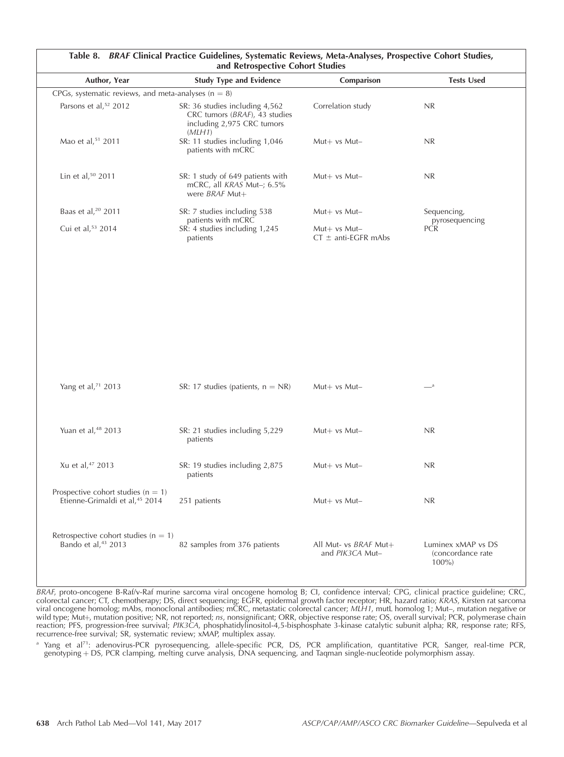**Table 8. *BRAF* Clinical Practice Guidelines, Systematic Reviews, Meta-Analyses, Prospective Cohort Studies, and Retrospective Cohort Studies**

| Author, Year | Study Type and Evidence | Comparison | Tests Used |
|---|---|---|---|
| CPGs, systematic reviews, and meta-analyses (n = 8) | | | |
| Parsons et al,[52] 2012 | SR: 36 studies including 4,562 CRC tumors (*BRAF*), 43 studies including 2,975 CRC tumors (*MLH1*) | Correlation study | NR |
| Mao et al,[51] 2011 | SR: 11 studies including 1,046 patients with mCRC | Mut+ vs Mut– | NR |
| Lin et al,[50] 2011 | SR: 1 study of 649 patients with mCRC, all *KRAS* Mut–; 6.5% were *BRAF* Mut+ | Mut+ vs Mut– | NR |
| Baas et al,[20] 2011 | SR: 7 studies including 538 patients with mCRC | Mut+ vs Mut– | Sequencing, pyrosequencing |
| Cui et al,[53] 2014 | SR: 4 studies including 1,245 patients | Mut+ vs Mut– CT ± anti-EGFR mAbs | PCR |
| Yang et al,[71] 2013 | SR: 17 studies (patients, n = NR) | Mut+ vs Mut– | —[a] |
| Yuan et al,[48] 2013 | SR: 21 studies including 5,229 patients | Mut+ vs Mut– | NR |
| Xu et al,[47] 2013 | SR: 19 studies including 2,875 patients | Mut+ vs Mut– | NR |
| Prospective cohort studies (n = 1) | | | |
| Etienne-Grimaldi et al,[45] 2014 | 251 patients | Mut+ vs Mut– | NR |
| Retrospective cohort studies (n = 1) | | | |
| Bando et al,[43] 2013 | 82 samples from 376 patients | All Mut- vs *BRAF* Mut+ and *PIK3CA* Mut– | Luminex xMAP vs DS (concordance rate 100%) |

*BRAF*, proto-oncogene B-Raf/v-Raf murine sarcoma viral oncogene homolog B; CI, confidence interval; CPG, clinical practice guideline; CRC, colorectal cancer; CT, chemotherapy; DS, direct sequencing; EGFR, epidermal growth factor receptor; HR, hazard ratio; *KRAS*, Kirsten rat sarcoma viral oncogene homolog; mAbs, monoclonal antibodies; mCRC, metastatic colorectal cancer; *MLH1*, mutL homolog 1; Mut–, mutation negative or wild type; Mut+, mutation positive; NR, not reported; *ns*, nonsignificant; ORR, objective response rate; OS, overall survival; PCR, polymerase chain reaction; PFS, progression-free survival; *PIK3CA*, phosphatidylinositol-4,5-bisphosphate 3-kinase catalytic subunit alpha; RR, response rate; RFS, recurrence-free survival; SR, systematic review; xMAP, multiplex assay.

[a] Yang et al[71]: adenovirus-PCR pyrosequencing, allele-specific PCR, DS, PCR amplification, quantitative PCR, Sanger, real-time PCR, genotyping + DS, PCR clamping, melting curve analysis, DNA sequencing, and Taqman single-nucleotide polymorphism assay.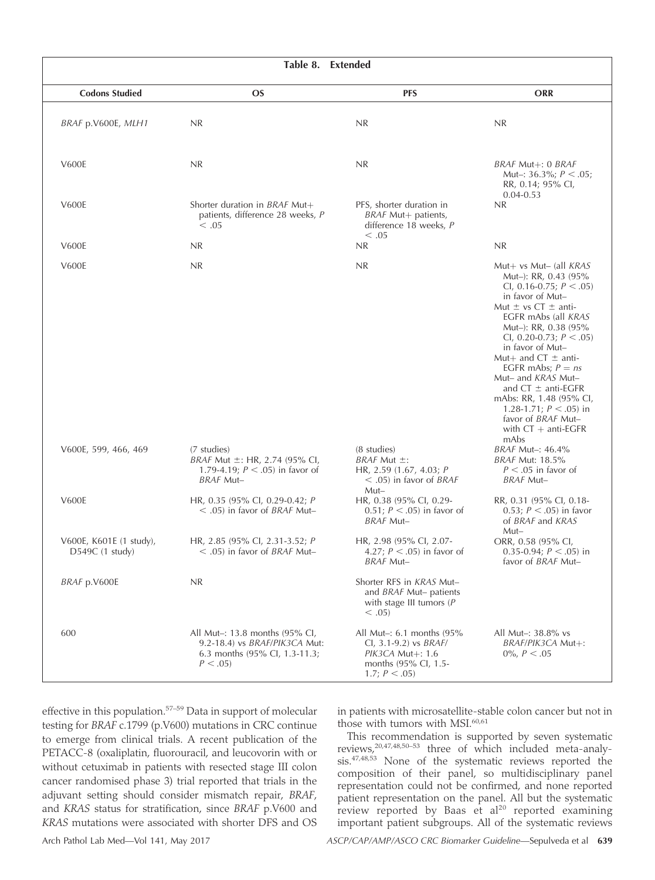| Table 8. Extended | | | |
|---|---|---|---|
| **Codons Studied** | **OS** | **PFS** | **ORR** |
| *BRAF* p.V600E, *MLH1* | NR | NR | NR |
| V600E | NR | NR | *BRAF* Mut+: 0 *BRAF* Mut–: 36.3%; $P < .05$; RR, 0.14; 95% CI, 0.04-0.53 |
| V600E | Shorter duration in *BRAF* Mut+ patients, difference 28 weeks, $P < .05$ | PFS, shorter duration in *BRAF* Mut+ patients, difference 18 weeks, $P < .05$ | NR |
| V600E | NR | NR | NR |
| V600E | NR | NR | Mut+ vs Mut– (all *KRAS* Mut–): RR, 0.43 (95% CI, 0.16-0.75; $P < .05$) in favor of Mut–<br>Mut ± vs CT ± anti-EGFR mAbs (all *KRAS* Mut–): RR, 0.38 (95% CI, 0.20-0.73; $P < .05$) in favor of Mut–<br>Mut+ and CT ± anti-EGFR mAbs; $P = ns$<br>Mut– and *KRAS* Mut– and CT ± anti-EGFR mAbs: RR, 1.48 (95% CI, 1.28-1.71; $P < .05$) in favor of *BRAF* Mut– with CT + anti-EGFR mAbs |
| V600E, 599, 466, 469 | (7 studies)<br>*BRAF* Mut ±: HR, 2.74 (95% CI, 1.79-4.19; $P < .05$) in favor of *BRAF* Mut– | (8 studies)<br>*BRAF* Mut ±:<br>HR, 2.59 (1.67, 4.03; $P < .05$) in favor of *BRAF* Mut– | *BRAF* Mut–: 46.4%<br>*BRAF* Mut: 18.5%<br>$P < .05$ in favor of *BRAF* Mut– |
| V600E | HR, 0.35 (95% CI, 0.29-0.42; $P < .05$) in favor of *BRAF* Mut– | HR, 0.38 (95% CI, 0.29-0.51; $P < .05$) in favor of *BRAF* Mut– | RR, 0.31 (95% CI, 0.18-0.53; $P < .05$) in favor of *BRAF* and *KRAS* Mut– |
| V600E, K601E (1 study), D549C (1 study) | HR, 2.85 (95% CI, 2.31-3.52; $P < .05$) in favor of *BRAF* Mut– | HR, 2.98 (95% CI, 2.07-4.27; $P < .05$) in favor of *BRAF* Mut– | ORR, 0.58 (95% CI, 0.35-0.94; $P < .05$) in favor of *BRAF* Mut– |
| *BRAF* p.V600E | NR | Shorter RFS in *KRAS* Mut– and *BRAF* Mut– patients with stage III tumors ($P < .05$) | |
| 600 | All Mut–: 13.8 months (95% CI, 9.2-18.4) vs *BRAF*/*PIK3CA* Mut: 6.3 months (95% CI, 1.3-11.3; $P < .05$) | All Mut–: 6.1 months (95% CI, 3.1-9.2) vs *BRAF*/*PIK3CA* Mut+: 1.6 months (95% CI, 1.5-1.7; $P < .05$) | All Mut–: 38.8% vs *BRAF*/*PIK3CA* Mut+: 0%, $P < .05$ |

effective in this population.[57–59] Data in support of molecular testing for *BRAF* c.1799 (p.V600) mutations in CRC continue to emerge from clinical trials. A recent publication of the PETACC-8 (oxaliplatin, fluorouracil, and leucovorin with or without cetuximab in patients with resected stage III colon cancer randomised phase 3) trial reported that trials in the adjuvant setting should consider mismatch repair, *BRAF*, and *KRAS* status for stratification, since *BRAF* p.V600 and *KRAS* mutations were associated with shorter DFS and OS in patients with microsatellite-stable colon cancer but not in those with tumors with MSI.[60,61]

This recommendation is supported by seven systematic reviews,[20,47,48,50–53] three of which included meta-analysis.[47,48,53] None of the systematic reviews reported the composition of their panel, so multidisciplinary panel representation could not be confirmed, and none reported patient representation on the panel. All but the systematic review reported by Baas et al[20] reported examining important patient subgroups. All of the systematic reviews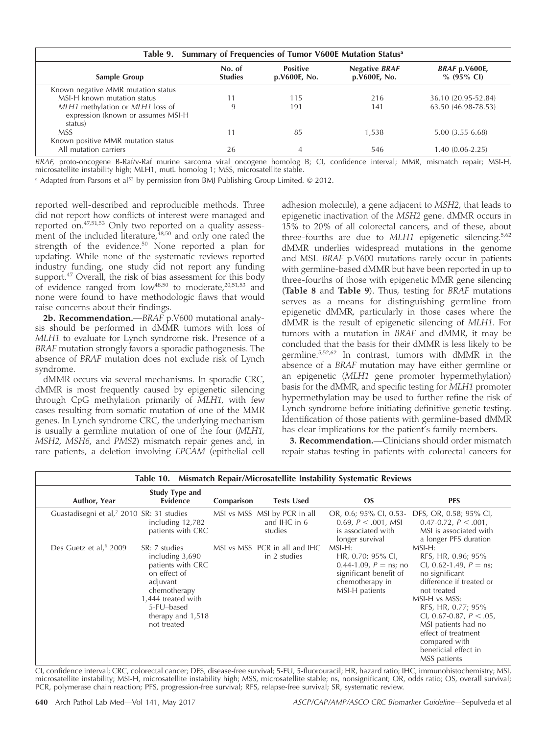**Table 9. Summary of Frequencies of Tumor V600E Mutation Status[a]**

| Sample Group | No. of Studies | Positive p.V600E, No. | Negative *BRAF* p.V600E, No. | *BRAF* p.V600E, % (95% CI) |
|---|---|---|---|---|
| Known negative MMR mutation status | | | | |
| MSI-H known mutation status | 11 | 115 | 216 | 36.10 (20.95-52.84) |
| *MLH1* methylation or *MLH1* loss of expression (known or assumes MSI-H status) | 9 | 191 | 141 | 63.50 (46.98-78.53) |
| MSS | 11 | 85 | 1,538 | 5.00 (3.55-6.68) |
| Known positive MMR mutation status | | | | |
| All mutation carriers | 26 | 4 | 546 | 1.40 (0.06-2.25) |

*BRAF*, proto-oncogene B-Raf/v-Raf murine sarcoma viral oncogene homolog B; CI, confidence interval; MMR, mismatch repair; MSI-H, microsatellite instability high; MLH1, mutL homolog 1; MSS, microsatellite stable.

[a] Adapted from Parsons et al[52] by permission from BMJ Publishing Group Limited. © 2012.

reported well-described and reproducible methods. Three did not report how conflicts of interest were managed and reported on.[47,51,53] Only two reported on a quality assessment of the included literature,[48,50] and only one rated the strength of the evidence.[50] None reported a plan for updating. While none of the systematic reviews reported industry funding, one study did not report any funding support.[47] Overall, the risk of bias assessment for this body of evidence ranged from low[48,50] to moderate,[20,51,53] and none were found to have methodologic flaws that would raise concerns about their findings.

**2b. Recommendation.**—*BRAF* p.V600 mutational analysis should be performed in dMMR tumors with loss of *MLH1* to evaluate for Lynch syndrome risk. Presence of a *BRAF* mutation strongly favors a sporadic pathogenesis. The absence of *BRAF* mutation does not exclude risk of Lynch syndrome.

dMMR occurs via several mechanisms. In sporadic CRC, dMMR is most frequently caused by epigenetic silencing through CpG methylation primarily of *MLH1*, with few cases resulting from somatic mutation of one of the MMR genes. In Lynch syndrome CRC, the underlying mechanism is usually a germline mutation of one of the four (*MLH1*, *MSH2*, *MSH6*, and *PMS2*) mismatch repair genes and, in rare patients, a deletion involving *EPCAM* (epithelial cell adhesion molecule), a gene adjacent to *MSH2*, that leads to epigenetic inactivation of the *MSH2* gene. dMMR occurs in 15% to 20% of all colorectal cancers, and of these, about three-fourths are due to *MLH1* epigenetic silencing.[5,62] dMMR underlies widespread mutations in the genome and MSI. *BRAF* p.V600 mutations rarely occur in patients with germline-based dMMR but have been reported in up to three-fourths of those with epigenetic MMR gene silencing (**Table 8** and **Table 9**). Thus, testing for *BRAF* mutations serves as a means for distinguishing germline from epigenetic dMMR, particularly in those cases where the dMMR is the result of epigenetic silencing of *MLH1*. For tumors with a mutation in *BRAF* and dMMR, it may be concluded that the basis for their dMMR is less likely to be germline.[5,52,62] In contrast, tumors with dMMR in the absence of a *BRAF* mutation may have either germline or an epigenetic (*MLH1* gene promoter hypermethylation) basis for the dMMR, and specific testing for *MLH1* promoter hypermethylation may be used to further refine the risk of Lynch syndrome before initiating definitive genetic testing. Identification of those patients with germline-based dMMR has clear implications for the patient's family members.

**3. Recommendation.**—Clinicians should order mismatch repair status testing in patients with colorectal cancers for

**Table 10. Mismatch Repair/Microsatellite Instability Systematic Reviews**

| Author, Year | Study Type and Evidence | Comparison | Tests Used | OS | PFS |
|---|---|---|---|---|---|
| Guastadisegni et al,[7] 2010 | SR: 31 studies including 12,782 patients with CRC | MSI vs MSS | MSI by PCR in all and IHC in 6 studies | OR, 0.6; 95% CI, 0.53-0.69, $P < .001$, MSI is associated with longer survival | DFS, OR, 0.58; 95% CI, 0.47-0.72, $P < .001$, MSI is associated with a longer PFS duration |
| Des Guetz et al,[6] 2009 | SR: 7 studies including 3,690 patients with CRC on effect of adjuvant chemotherapy 1,444 treated with 5-FU–based therapy and 1,518 not treated | MSI vs MSS | PCR in all and IHC in 2 studies | MSI-H: HR, 0.70; 95% CI, 0.44-1.09, $P$ = ns; no significant benefit of chemotherapy in MSI-H patients | MSI-H: RFS, HR, 0.96; 95% CI, 0.62-1.49, $P$ = ns; no significant difference if treated or not treated MSI-H vs MSS: RFS, HR, 0.77; 95% CI, 0.67-0.87, $P < .05$, MSI patients had no effect of treatment compared with beneficial effect in MSS patients |

CI, confidence interval; CRC, colorectal cancer; DFS, disease-free survival; 5-FU, 5-fluorouracil; HR, hazard ratio; IHC, immunohistochemistry; MSI, microsatellite instability; MSI-H, microsatellite instability high; MSS, microsatellite stable; ns, nonsignificant; OR, odds ratio; OS, overall survival; PCR, polymerase chain reaction; PFS, progression-free survival; RFS, relapse-free survival; SR, systematic review.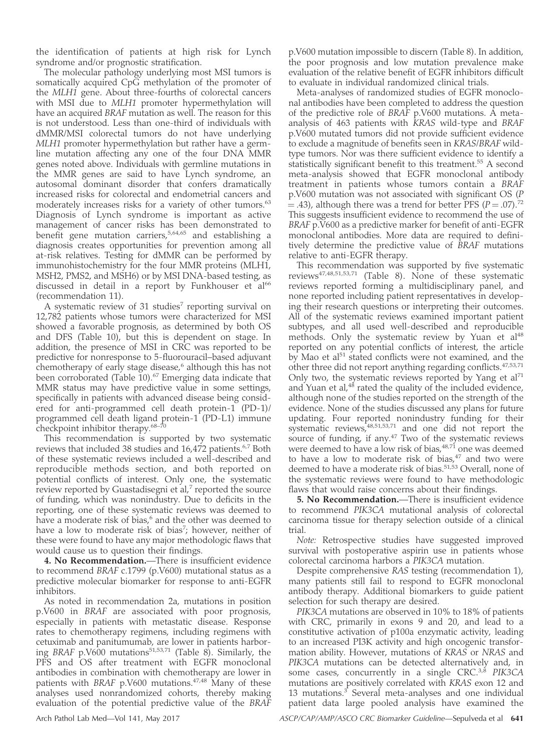the identification of patients at high risk for Lynch syndrome and/or prognostic stratification.

The molecular pathology underlying most MSI tumors is somatically acquired CpG methylation of the promoter of the *MLH1* gene. About three-fourths of colorectal cancers with MSI due to *MLH1* promoter hypermethylation will have an acquired *BRAF* mutation as well. The reason for this is not understood. Less than one-third of individuals with dMMR/MSI colorectal tumors do not have underlying *MLH1* promoter hypermethylation but rather have a germline mutation affecting any one of the four DNA MMR genes noted above. Individuals with germline mutations in the MMR genes are said to have Lynch syndrome, an autosomal dominant disorder that confers dramatically increased risks for colorectal and endometrial cancers and moderately increases risks for a variety of other tumors.[63] Diagnosis of Lynch syndrome is important as active management of cancer risks has been demonstrated to benefit gene mutation carriers,[5,64,65] and establishing a diagnosis creates opportunities for prevention among all at-risk relatives. Testing for dMMR can be performed by immunohistochemistry for the four MMR proteins (MLH1, MSH2, PMS2, and MSH6) or by MSI DNA-based testing, as discussed in detail in a report by Funkhouser et al[66] (recommendation 11).

A systematic review of 31 studies[7] reporting survival on 12,782 patients whose tumors were characterized for MSI showed a favorable prognosis, as determined by both OS and DFS (Table 10), but this is dependent on stage. In addition, the presence of MSI in CRC was reported to be predictive for nonresponse to 5-fluorouracil–based adjuvant chemotherapy of early stage disease,[6] although this has not been corroborated (Table 10).[67] Emerging data indicate that MMR status may have predictive value in some settings, specifically in patients with advanced disease being considered for anti-programmed cell death protein-1 (PD-1)/ programmed cell death ligand protein-1 (PD-L1) immune checkpoint inhibitor therapy.[68–70]

This recommendation is supported by two systematic reviews that included 38 studies and 16,472 patients.[6,7] Both of these systematic reviews included a well-described and reproducible methods section, and both reported on potential conflicts of interest. Only one, the systematic review reported by Guastadisegni et al,[7] reported the source of funding, which was nonindustry. Due to deficits in the reporting, one of these systematic reviews was deemed to have a moderate risk of bias,[6] and the other was deemed to have a low to moderate risk of bias[7]; however, neither of these were found to have any major methodologic flaws that would cause us to question their findings.

**4. No Recommendation.**—There is insufficient evidence to recommend *BRAF* c.1799 (p.V600) mutational status as a predictive molecular biomarker for response to anti-EGFR inhibitors.

As noted in recommendation 2a, mutations in position p.V600 in *BRAF* are associated with poor prognosis, especially in patients with metastatic disease. Response rates to chemotherapy regimens, including regimens with cetuximab and panitumumab, are lower in patients harboring *BRAF* p.V600 mutations[51,53,71] (Table 8). Similarly, the PFS and OS after treatment with EGFR monoclonal antibodies in combination with chemotherapy are lower in patients with *BRAF* p.V600 mutations.[47,48] Many of these analyses used nonrandomized cohorts, thereby making evaluation of the potential predictive value of the *BRAF* p.V600 mutation impossible to discern (Table 8). In addition, the poor prognosis and low mutation prevalence make evaluation of the relative benefit of EGFR inhibitors difficult to evaluate in individual randomized clinical trials.

Meta-analyses of randomized studies of EGFR monoclonal antibodies have been completed to address the question of the predictive role of *BRAF* p.V600 mutations. A meta-analysis of 463 patients with *KRAS* wild-type and *BRAF* p.V600 mutated tumors did not provide sufficient evidence to exclude a magnitude of benefits seen in *KRAS/BRAF* wild-type tumors. Nor was there sufficient evidence to identify a statistically significant benefit to this treatment.[55] A second meta-analysis showed that EGFR monoclonal antibody treatment in patients whose tumors contain a *BRAF* p.V600 mutation was not associated with significant OS ($P = .43$), although there was a trend for better PFS ($P = .07$).[72] This suggests insufficient evidence to recommend the use of *BRAF* p.V600 as a predictive marker for benefit of anti-EGFR monoclonal antibodies. More data are required to definitively determine the predictive value of *BRAF* mutations relative to anti-EGFR therapy.

This recommendation was supported by five systematic reviews[47,48,51,53,71] (Table 8). None of these systematic reviews reported forming a multidisciplinary panel, and none reported including patient representatives in developing their research questions or interpreting their outcomes. All of the systematic reviews examined important patient subtypes, and all used well-described and reproducible methods. Only the systematic review by Yuan et al[48] reported on any potential conflicts of interest, the article by Mao et al[51] stated conflicts were not examined, and the other three did not report anything regarding conflicts.[47,53,71] Only two, the systematic reviews reported by Yang et al[71] and Yuan et al,[48] rated the quality of the included evidence, although none of the studies reported on the strength of the evidence. None of the studies discussed any plans for future updating. Four reported nonindustry funding for their systematic reviews,[48,51,53,71] and one did not report the source of funding, if any.[47] Two of the systematic reviews were deemed to have a low risk of bias,[48,71] one was deemed to have a low to moderate risk of bias,[47] and two were deemed to have a moderate risk of bias.[51,53] Overall, none of the systematic reviews were found to have methodologic flaws that would raise concerns about their findings.

**5. No Recommendation.**—There is insufficient evidence to recommend *PIK3CA* mutational analysis of colorectal carcinoma tissue for therapy selection outside of a clinical trial.

*Note:* Retrospective studies have suggested improved survival with postoperative aspirin use in patients whose colorectal carcinoma harbors a *PIK3CA* mutation.

Despite comprehensive *RAS* testing (recommendation 1), many patients still fail to respond to EGFR monoclonal antibody therapy. Additional biomarkers to guide patient selection for such therapy are desired.

*PIK3CA* mutations are observed in 10% to 18% of patients with CRC, primarily in exons 9 and 20, and lead to a constitutive activation of p100a enzymatic activity, leading to an increased PI3K activity and high oncogenic transformation ability. However, mutations of *KRAS* or *NRAS* and *PIK3CA* mutations can be detected alternatively and, in some cases, concurrently in a single CRC.[3,8] *PIK3CA* mutations are positively correlated with *KRAS* exon 12 and 13 mutations.[3] Several meta-analyses and one individual patient data large pooled analysis have examined the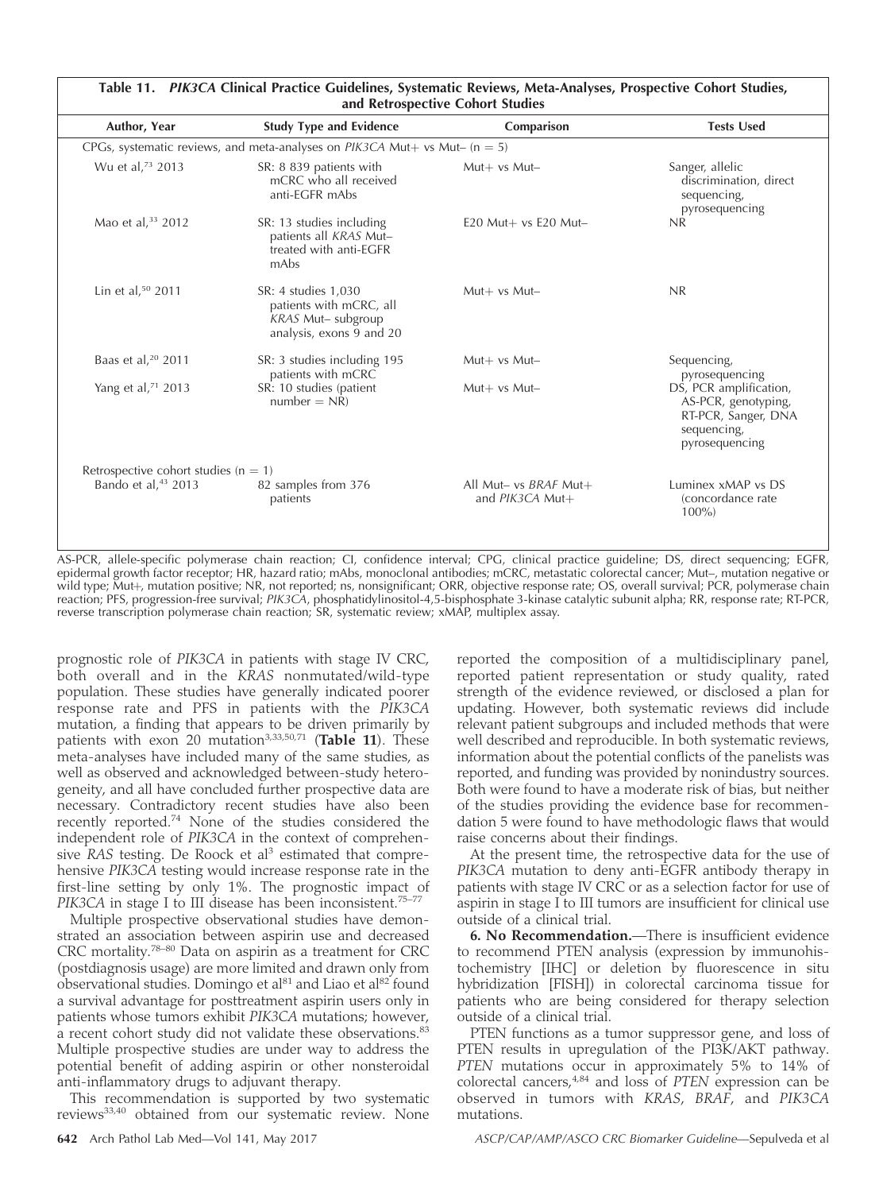**Table 11. *PIK3CA* Clinical Practice Guidelines, Systematic Reviews, Meta-Analyses, Prospective Cohort Studies, and Retrospective Cohort Studies**

| Author, Year | Study Type and Evidence | Comparison | Tests Used |
|---|---|---|---|
| CPGs, systematic reviews, and meta-analyses on *PIK3CA* Mut+ vs Mut– (n = 5) | | | |
| Wu et al,[73] 2013 | SR: 8 839 patients with mCRC who all received anti-EGFR mAbs | Mut+ vs Mut– | Sanger, allelic discrimination, direct sequencing, pyrosequencing |
| Mao et al,[33] 2012 | SR: 13 studies including patients all *KRAS* Mut– treated with anti-EGFR mAbs | E20 Mut+ vs E20 Mut– | NR |
| Lin et al,[50] 2011 | SR: 4 studies 1,030 patients with mCRC, all *KRAS* Mut– subgroup analysis, exons 9 and 20 | Mut+ vs Mut– | NR |
| Baas et al,[20] 2011 | SR: 3 studies including 195 patients with mCRC | Mut+ vs Mut– | Sequencing, pyrosequencing |
| Yang et al,[71] 2013 | SR: 10 studies (patient number = NR) | Mut+ vs Mut– | DS, PCR amplification, AS-PCR, genotyping, RT-PCR, Sanger, DNA sequencing, pyrosequencing |
| Retrospective cohort studies (n = 1) | | | |
| Bando et al,[43] 2013 | 82 samples from 376 patients | All Mut– vs *BRAF* Mut+ and *PIK3CA* Mut+ | Luminex xMAP vs DS (concordance rate 100%) |

AS-PCR, allele-specific polymerase chain reaction; CI, confidence interval; CPG, clinical practice guideline; DS, direct sequencing; EGFR, epidermal growth factor receptor; HR, hazard ratio; mAbs, monoclonal antibodies; mCRC, metastatic colorectal cancer; Mut–, mutation negative or wild type; Mut+, mutation positive; NR, not reported; ns, nonsignificant; ORR, objective response rate; OS, overall survival; PCR, polymerase chain reaction; PFS, progression-free survival; *PIK3CA*, phosphatidylinositol-4,5-bisphosphate 3-kinase catalytic subunit alpha; RR, response rate; RT-PCR, reverse transcription polymerase chain reaction; SR, systematic review; xMAP, multiplex assay.

prognostic role of *PIK3CA* in patients with stage IV CRC, both overall and in the *KRAS* nonmutated/wild-type population. These studies have generally indicated poorer response rate and PFS in patients with the *PIK3CA* mutation, a finding that appears to be driven primarily by patients with exon 20 mutation[3,33,50,71] (**Table 11**). These meta-analyses have included many of the same studies, as well as observed and acknowledged between-study heterogeneity, and all have concluded further prospective data are necessary. Contradictory recent studies have also been recently reported.[74] None of the studies considered the independent role of *PIK3CA* in the context of comprehensive *RAS* testing. De Roock et al[3] estimated that comprehensive *PIK3CA* testing would increase response rate in the first-line setting by only 1%. The prognostic impact of *PIK3CA* in stage I to III disease has been inconsistent.[75–77]

Multiple prospective observational studies have demonstrated an association between aspirin use and decreased CRC mortality.[78–80] Data on aspirin as a treatment for CRC (postdiagnosis usage) are more limited and drawn only from observational studies. Domingo et al[81] and Liao et al[82] found a survival advantage for posttreatment aspirin users only in patients whose tumors exhibit *PIK3CA* mutations; however, a recent cohort study did not validate these observations.[83] Multiple prospective studies are under way to address the potential benefit of adding aspirin or other nonsteroidal anti-inflammatory drugs to adjuvant therapy.

This recommendation is supported by two systematic reviews[33,40] obtained from our systematic review. None reported the composition of a multidisciplinary panel, reported patient representation or study quality, rated strength of the evidence reviewed, or disclosed a plan for updating. However, both systematic reviews did include relevant patient subgroups and included methods that were well described and reproducible. In both systematic reviews, information about the potential conflicts of the panelists was reported, and funding was provided by nonindustry sources. Both were found to have a moderate risk of bias, but neither of the studies providing the evidence base for recommendation 5 were found to have methodologic flaws that would raise concerns about their findings.

At the present time, the retrospective data for the use of *PIK3CA* mutation to deny anti-EGFR antibody therapy in patients with stage IV CRC or as a selection factor for use of aspirin in stage I to III tumors are insufficient for clinical use outside of a clinical trial.

**6. No Recommendation.**—There is insufficient evidence to recommend PTEN analysis (expression by immunohistochemistry [IHC] or deletion by fluorescence in situ hybridization [FISH]) in colorectal carcinoma tissue for patients who are being considered for therapy selection outside of a clinical trial.

PTEN functions as a tumor suppressor gene, and loss of PTEN results in upregulation of the PI3K/AKT pathway. *PTEN* mutations occur in approximately 5% to 14% of colorectal cancers,[4,84] and loss of *PTEN* expression can be observed in tumors with *KRAS*, *BRAF*, and *PIK3CA* mutations.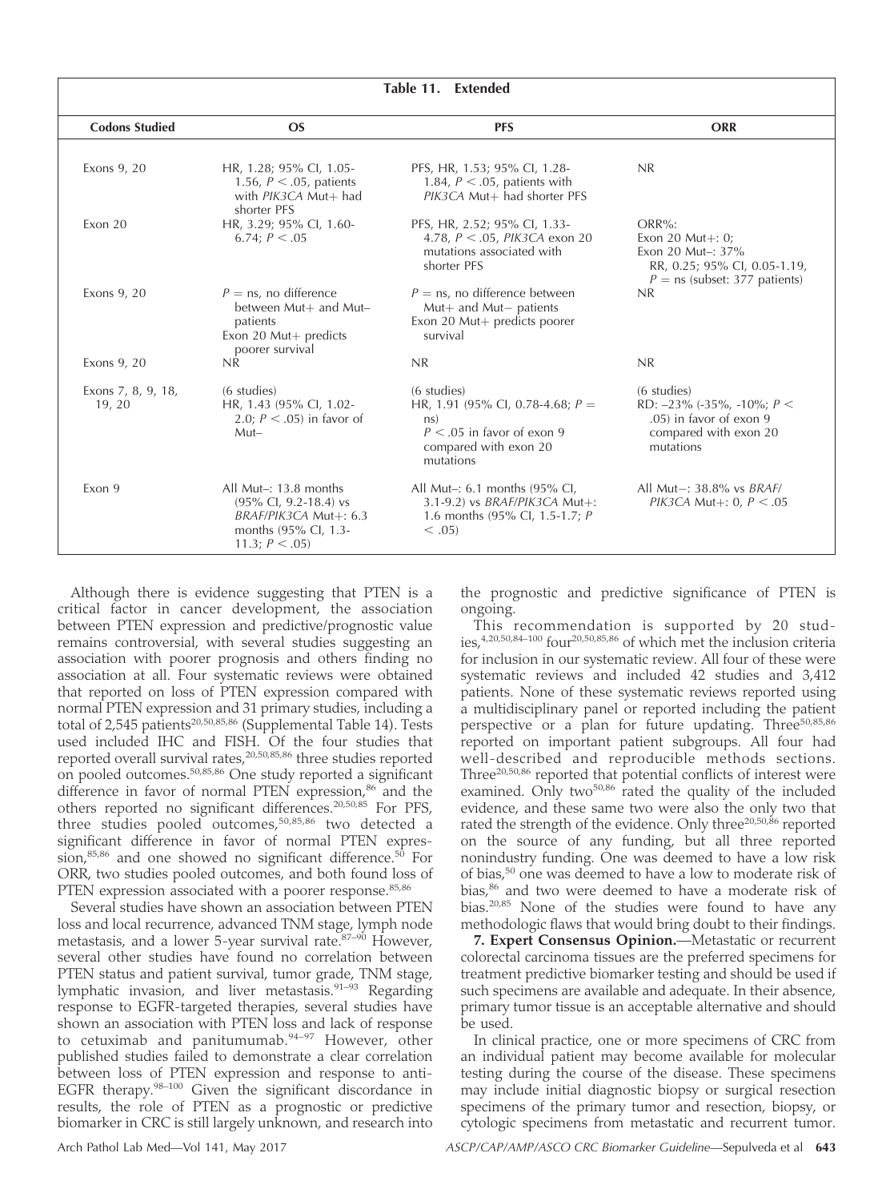**Table 11. Extended**

| Codons Studied | OS | PFS | ORR |
|---|---|---|---|
| Exons 9, 20 | HR, 1.28; 95% CI, 1.05-1.56, $P < .05$, patients with *PIK3CA* Mut+ had shorter PFS | PFS, HR, 1.53; 95% CI, 1.28-1.84, $P < .05$, patients with *PIK3CA* Mut+ had shorter PFS | NR |
| Exon 20 | HR, 3.29; 95% CI, 1.60-6.74; $P < .05$ | PFS, HR, 2.52; 95% CI, 1.33-4.78, $P < .05$, *PIK3CA* exon 20 mutations associated with shorter PFS | ORR%: Exon 20 Mut+: 0; Exon 20 Mut–: 37% RR, 0.25; 95% CI, 0.05-1.19, $P$ = ns (subset: 377 patients) |
| Exons 9, 20 | $P$ = ns, no difference between Mut+ and Mut– patients Exon 20 Mut+ predicts poorer survival | $P$ = ns, no difference between Mut+ and Mut– patients Exon 20 Mut+ predicts poorer survival | NR |
| Exons 9, 20 | NR | NR | NR |
| Exons 7, 8, 9, 18, 19, 20 | (6 studies) HR, 1.43 (95% CI, 1.02-2.0; $P < .05$) in favor of Mut– | (6 studies) HR, 1.91 (95% CI, 0.78-4.68; $P$ = ns) $P < .05$ in favor of exon 9 compared with exon 20 mutations | (6 studies) RD: –23% (-35%, -10%; $P < .05$) in favor of exon 9 compared with exon 20 mutations |
| Exon 9 | All Mut–: 13.8 months (95% CI, 9.2-18.4) vs *BRAF/PIK3CA* Mut+: 6.3 months (95% CI, 1.3-11.3; $P < .05$) | All Mut–: 6.1 months (95% CI, 3.1-9.2) vs *BRAF/PIK3CA* Mut+: 1.6 months (95% CI, 1.5-1.7; $P < .05$) | All Mut–: 38.8% vs *BRAF/PIK3CA* Mut+: 0, $P < .05$ |

Although there is evidence suggesting that PTEN is a critical factor in cancer development, the association between PTEN expression and predictive/prognostic value remains controversial, with several studies suggesting an association with poorer prognosis and others finding no association at all. Four systematic reviews were obtained that reported on loss of PTEN expression compared with normal PTEN expression and 31 primary studies, including a total of 2,545 patients[20,50,85,86] (Supplemental Table 14). Tests used included IHC and FISH. Of the four studies that reported overall survival rates,[20,50,85,86] three studies reported on pooled outcomes.[50,85,86] One study reported a significant difference in favor of normal PTEN expression,[86] and the others reported no significant differences.[20,50,85] For PFS, three studies pooled outcomes,[50,85,86] two detected a significant difference in favor of normal PTEN expression,[85,86] and one showed no significant difference.[50] For ORR, two studies pooled outcomes, and both found loss of PTEN expression associated with a poorer response.[85,86]

Several studies have shown an association between PTEN loss and local recurrence, advanced TNM stage, lymph node metastasis, and a lower 5-year survival rate.[87–90] However, several other studies have found no correlation between PTEN status and patient survival, tumor grade, TNM stage, lymphatic invasion, and liver metastasis.[91–93] Regarding response to EGFR-targeted therapies, several studies have shown an association with PTEN loss and lack of response to cetuximab and panitumumab.[94–97] However, other published studies failed to demonstrate a clear correlation between loss of PTEN expression and response to anti-EGFR therapy.[98–100] Given the significant discordance in results, the role of PTEN as a prognostic or predictive biomarker in CRC is still largely unknown, and research into the prognostic and predictive significance of PTEN is ongoing.

This recommendation is supported by 20 studies,[4,20,50,84–100] four[20,50,85,86] of which met the inclusion criteria for inclusion in our systematic review. All four of these were systematic reviews and included 42 studies and 3,412 patients. None of these systematic reviews reported using a multidisciplinary panel or reported including the patient perspective or a plan for future updating. Three[50,85,86] reported on important patient subgroups. All four had well-described and reproducible methods sections. Three[20,50,86] reported that potential conflicts of interest were examined. Only two[50,86] rated the quality of the included evidence, and these same two were also the only two that rated the strength of the evidence. Only three[20,50,86] reported on the source of any funding, but all three reported nonindustry funding. One was deemed to have a low risk of bias,[50] one was deemed to have a low to moderate risk of bias,[86] and two were deemed to have a moderate risk of bias.[20,85] None of the studies were found to have any methodologic flaws that would bring doubt to their findings.

**7. Expert Consensus Opinion.**—Metastatic or recurrent colorectal carcinoma tissues are the preferred specimens for treatment predictive biomarker testing and should be used if such specimens are available and adequate. In their absence, primary tumor tissue is an acceptable alternative and should be used.

In clinical practice, one or more specimens of CRC from an individual patient may become available for molecular testing during the course of the disease. These specimens may include initial diagnostic biopsy or surgical resection specimens of the primary tumor and resection, biopsy, or cytologic specimens from metastatic and recurrent tumor.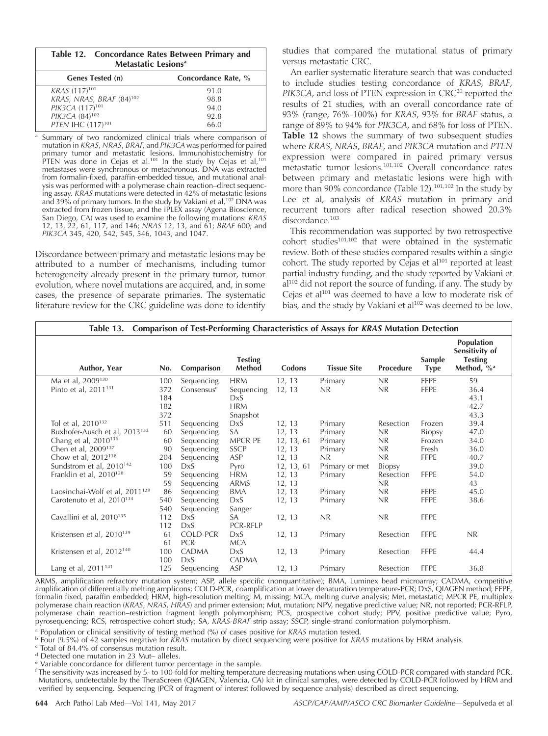**Table 12. Concordance Rates Between Primary and Metastatic Lesions[a]**

| Genes Tested (n) | Concordance Rate, % |
|---|---|
| *KRAS* (117)[101] | 91.0 |
| *KRAS, NRAS, BRAF* (84)[102] | 98.8 |
| *PIK3CA* (117)[101] | 94.0 |
| *PIK3CA* (84)[102] | 92.8 |
| *PTEN* IHC (117)[101] | 66.0 |

[a] Summary of two randomized clinical trials where comparison of mutation in *KRAS*, *NRAS*, *BRAF*, and *PIK3CA* was performed for paired primary tumor and metastatic lesions. Immunohistochemistry for PTEN was done in Cejas et al.[101] In the study by Cejas et al,[101] metastases were synchronous or metachronous. DNA was extracted from formalin-fixed, paraffin-embedded tissue, and mutational analysis was performed with a polymerase chain reaction–direct sequencing assay. *KRAS* mutations were detected in 42% of metastatic lesions and 39% of primary tumors. In the study by Vakiani et al,[102] DNA was extracted from frozen tissue, and the iPLEX assay (Agena Bioscience, San Diego, CA) was used to examine the following mutations: *KRAS* 12, 13, 22, 61, 117, and 146; *NRAS* 12, 13, and 61; *BRAF* 600; and *PIK3CA* 345, 420, 542, 545, 546, 1043, and 1047.

Discordance between primary and metastatic lesions may be attributed to a number of mechanisms, including tumor heterogeneity already present in the primary tumor, tumor evolution, where novel mutations are acquired, and, in some cases, the presence of separate primaries. The systematic literature review for the CRC guideline was done to identify studies that compared the mutational status of primary versus metastatic CRC.

An earlier systematic literature search that was conducted to include studies testing concordance of *KRAS*, *BRAF*, *PIK3CA*, and loss of PTEN expression in CRC[20] reported the results of 21 studies, with an overall concordance rate of 93% (range, 76%–100%) for *KRAS*, 93% for *BRAF* status, a range of 89% to 94% for *PIK3CA*, and 68% for loss of PTEN. **Table 12** shows the summary of two subsequent studies where *KRAS*, *NRAS*, *BRAF*, and *PIK3CA* mutation and *PTEN* expression were compared in paired primary versus metastatic tumor lesions.[101,102] Overall concordance rates between primary and metastatic lesions were high with more than 90% concordance (Table 12).[101,102] In the study by Lee et al, analysis of *KRAS* mutation in primary and recurrent tumors after radical resection showed 20.3% discordance.[103]

This recommendation was supported by two retrospective cohort studies[101,102] that were obtained in the systematic review. Both of these studies compared results within a single cohort. The study reported by Cejas et al[101] reported at least partial industry funding, and the study reported by Vakiani et al[102] did not report the source of funding, if any. The study by Cejas et al[101] was deemed to have a low to moderate risk of bias, and the study by Vakiani et al[102] was deemed to be low.

**Table 13. Comparison of Test-Performing Characteristics of Assays for *KRAS* Mutation Detection**

| Author, Year | No. | Comparison | Testing Method | Codons | Tissue Site | Procedure | Sample Type | Population Sensitivity of Testing Method, %[a] |
|---|---|---|---|---|---|---|---|---|
| Ma et al, 2009[130] | 100 | Sequencing | HRM | 12, 13 | Primary | NR | FFPE | 59 |
| Pinto et al, 2011[131] | 372 | Consensus[c] | Sequencing | 12, 13 | NR | NR | FFPE | 36.4 |
| | 184 | | DxS | | | | | 43.1 |
| | 182 | | HRM | | | | | 42.7 |
| | 372 | | Snapshot | | | | | 43.3 |
| Tol et al, 2010[132] | 511 | Sequencing | DxS | 12, 13 | Primary | Resection | Frozen | 39.4 |
| Buxhofer-Ausch et al, 2013[133] | 60 | Sequencing | SA | 12, 13 | Primary | NR | Biopsy | 47.0 |
| Chang et al, 2010[136] | 60 | Sequencing | MPCR PE | 12, 13, 61 | Primary | NR | Frozen | 34.0 |
| Chen et al, 2009[137] | 90 | Sequencing | SSCP | 12, 13 | Primary | NR | Fresh | 36.0 |
| Chow et al, 2012[138] | 204 | Sequencing | ASP | 12, 13 | NR | NR | FFPE | 40.7 |
| Sundstrom et al, 2010[142] | 100 | DxS | Pyro | 12, 13, 61 | Primary or met | Biopsy | | 39.0 |
| Franklin et al, 2010[128] | 59 | Sequencing | HRM | 12, 13 | Primary | Resection | FFPE | 54.0 |
| | 59 | Sequencing | ARMS | 12, 13 | | NR | | 43 |
| Laosinchai-Wolf et al, 2011[129] | 86 | Sequencing | BMA | 12, 13 | Primary | NR | FFPE | 45.0 |
| Carotenuto et al, 2010[134] | 540 | Sequencing | DxS | 12, 13 | Primary | NR | FFPE | 38.6 |
| | 540 | Sequencing | Sanger | | | | | |
| Cavallini et al, 2010[135] | 112 | DxS | SA | 12, 13 | NR | NR | FFPE | |
| | 112 | DxS | PCR-RFLP | | | | | |
| Kristensen et al, 2010[139] | 61 | COLD-PCR | DxS | 12, 13 | Primary | Resection | FFPE | NR |
| | 61 | PCR | MCA | | | | | |
| Kristensen et al, 2012[140] | 100 | CADMA | DxS | 12, 13 | Primary | Resection | FFPE | 44.4 |
| | 100 | DxS | CADMA | | | | | |
| Lang et al, 2011[141] | 125 | Sequencing | ASP | 12, 13 | Primary | Resection | FFPE | 36.8 |

ARMS, amplification refractory mutation system; ASP, allele specific (nonquantitative); BMA, Luminex bead microarray; CADMA, competitive amplification of differentially melting amplicons; COLD-PCR, coamplification at lower denaturation temperature-PCR; DxS, QIAGEN method; FFPE, formalin fixed, paraffin embedded; HRM, high-resolution melting; M, missing; MCA, melting curve analysis; Met, metastatic; MPCR PE, multiplex polymerase chain reaction (*KRAS*, *NRAS*, *HRAS*) and primer extension; Mut, mutation; NPV, negative predictive value; NR, not reported; PCR-RFLP, polymerase chain reaction–restriction fragment length polymorphism; PCS, prospective cohort study; PPV, positive predictive value; Pyro, pyrosequencing; RCS, retrospective cohort study; SA, *KRAS-BRAF* strip assay; SSCP, single-strand conformation polymorphism.

[a] Population or clinical sensitivity of testing method (%) of cases positive for *KRAS* mutation tested.

[b] Four (9.5%) of 42 samples negative for *KRAS* mutation by direct sequencing were positive for *KRAS* mutations by HRM analysis.

[c] Total of 84.4% of consensus mutation result.

[d] Detected one mutation in 23 Mut– alleles.

[e] Variable concordance for different tumor percentage in the sample.

[f] The sensitivity was increased by 5- to 100-fold for melting temperature decreasing mutations when using COLD-PCR compared with standard PCR. Mutations, undetectable by the TheraScreen (QIAGEN, Valencia, CA) kit in clinical samples, were detected by COLD-PCR followed by HRM and verified by sequencing. Sequencing (PCR of fragment of interest followed by sequence analysis) described as direct sequencing.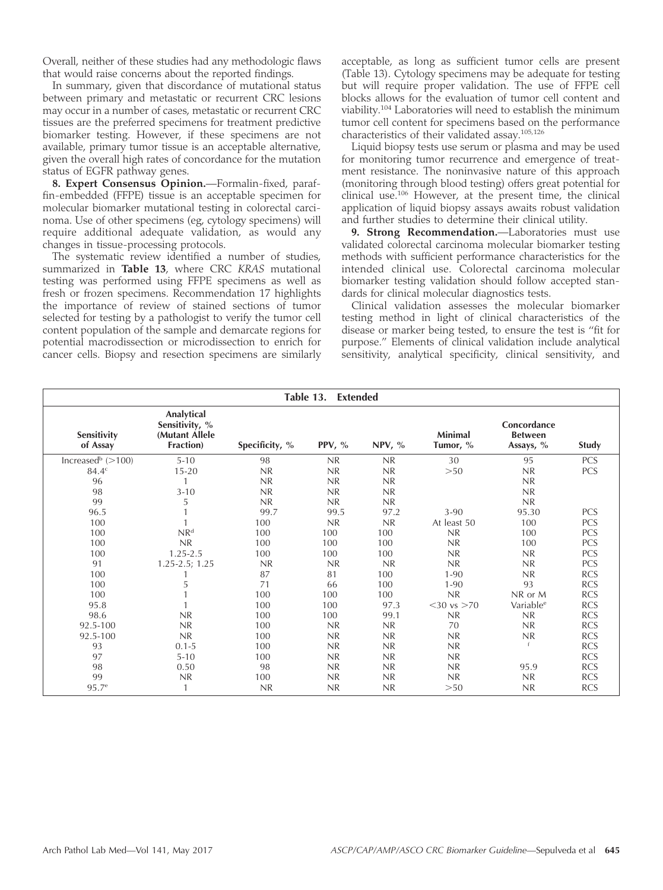Overall, neither of these studies had any methodologic flaws that would raise concerns about the reported findings.

In summary, given that discordance of mutational status between primary and metastatic or recurrent CRC lesions may occur in a number of cases, metastatic or recurrent CRC tissues are the preferred specimens for treatment predictive biomarker testing. However, if these specimens are not available, primary tumor tissue is an acceptable alternative, given the overall high rates of concordance for the mutation status of EGFR pathway genes.

**8. Expert Consensus Opinion.**—Formalin-fixed, paraffin-embedded (FFPE) tissue is an acceptable specimen for molecular biomarker mutational testing in colorectal carcinoma. Use of other specimens (eg, cytology specimens) will require additional adequate validation, as would any changes in tissue-processing protocols.

The systematic review identified a number of studies, summarized in **Table 13**, where CRC *KRAS* mutational testing was performed using FFPE specimens as well as fresh or frozen specimens. Recommendation 17 highlights the importance of review of stained sections of tumor selected for testing by a pathologist to verify the tumor cell content population of the sample and demarcate regions for potential macrodissection or microdissection to enrich for cancer cells. Biopsy and resection specimens are similarly acceptable, as long as sufficient tumor cells are present (Table 13). Cytology specimens may be adequate for testing but will require proper validation. The use of FFPE cell blocks allows for the evaluation of tumor cell content and viability.[104] Laboratories will need to establish the minimum tumor cell content for specimens based on the performance characteristics of their validated assay.[105,126]

Liquid biopsy tests use serum or plasma and may be used for monitoring tumor recurrence and emergence of treatment resistance. The noninvasive nature of this approach (monitoring through blood testing) offers great potential for clinical use.[106] However, at the present time, the clinical application of liquid biopsy assays awaits robust validation and further studies to determine their clinical utility.

**9. Strong Recommendation.**—Laboratories must use validated colorectal carcinoma molecular biomarker testing methods with sufficient performance characteristics for the intended clinical use. Colorectal carcinoma molecular biomarker testing validation should follow accepted standards for clinical molecular diagnostics tests.

Clinical validation assesses the molecular biomarker testing method in light of clinical characteristics of the disease or marker being tested, to ensure the test is "fit for purpose." Elements of clinical validation include analytical sensitivity, analytical specificity, clinical sensitivity, and

**Table 13. Extended**

| Sensitivity of Assay | Analytical Sensitivity, % (Mutant Allele Fraction) | Specificity, % | PPV, % | NPV, % | Minimal Tumor, % | Concordance Between Assays, % | Study |
|---|---|---|---|---|---|---|---|
| Increased[b] (>100) | 5-10 | 98 | NR | NR | 30 | 95 | PCS |
| 84.4[c] | 15-20 | NR | NR | NR | >50 | NR | PCS |
| 96 | 1 | NR | NR | NR | | NR | |
| 98 | 3-10 | NR | NR | NR | | NR | |
| 99 | 5 | NR | NR | NR | | NR | |
| 96.5 | 1 | 99.7 | 99.5 | 97.2 | 3-90 | 95.30 | PCS |
| 100 | 1 | 100 | NR | NR | At least 50 | 100 | PCS |
| 100 | NR[d] | 100 | 100 | 100 | NR | 100 | PCS |
| 100 | NR | 100 | 100 | 100 | NR | 100 | PCS |
| 100 | 1.25-2.5 | 100 | 100 | 100 | NR | NR | PCS |
| 91 | 1.25-2.5; 1.25 | NR | NR | NR | NR | NR | PCS |
| 100 | 1 | 87 | 81 | 100 | 1-90 | NR | RCS |
| 100 | 5 | 71 | 66 | 100 | 1-90 | 93 | RCS |
| 100 | 1 | 100 | 100 | 100 | NR | NR or M | RCS |
| 95.8 | 1 | 100 | 100 | 97.3 | <30 vs >70 | Variable[e] | RCS |
| 98.6 | NR | 100 | 100 | 99.1 | NR | NR | RCS |
| 92.5-100 | NR | 100 | NR | NR | 70 | NR | RCS |
| 92.5-100 | NR | 100 | NR | NR | NR | NR | RCS |
| 93 | 0.1-5 | 100 | NR | NR | NR | [f] | RCS |
| 97 | 5-10 | 100 | NR | NR | NR | | RCS |
| 98 | 0.50 | 98 | NR | NR | NR | 95.9 | RCS |
| 99 | NR | 100 | NR | NR | NR | NR | RCS |
| 95.7[e] | 1 | NR | NR | NR | >50 | NR | RCS |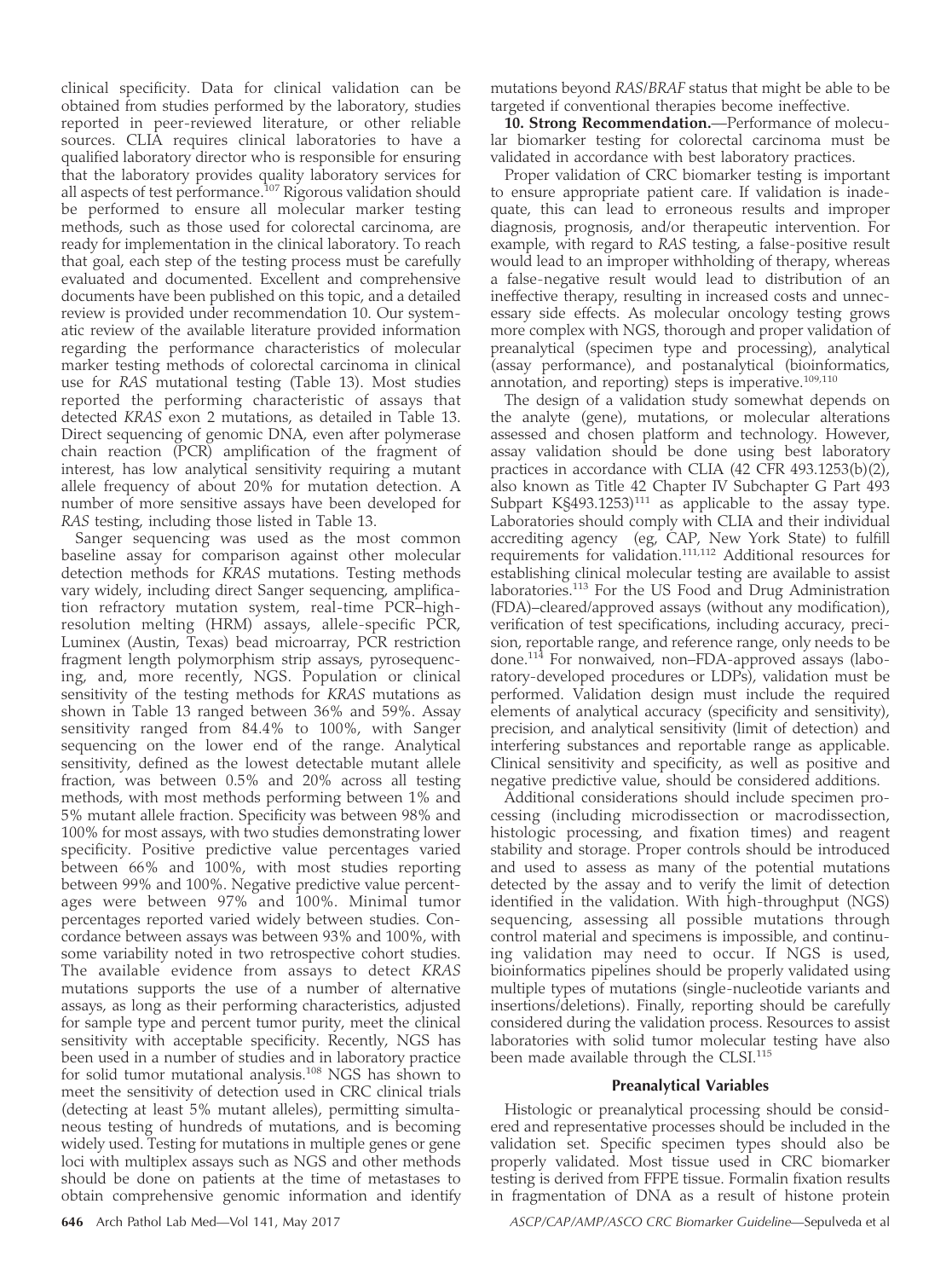clinical specificity. Data for clinical validation can be obtained from studies performed by the laboratory, studies reported in peer-reviewed literature, or other reliable sources. CLIA requires clinical laboratories to have a qualified laboratory director who is responsible for ensuring that the laboratory provides quality laboratory services for all aspects of test performance.[107] Rigorous validation should be performed to ensure all molecular marker testing methods, such as those used for colorectal carcinoma, are ready for implementation in the clinical laboratory. To reach that goal, each step of the testing process must be carefully evaluated and documented. Excellent and comprehensive documents have been published on this topic, and a detailed review is provided under recommendation 10. Our systematic review of the available literature provided information regarding the performance characteristics of molecular marker testing methods of colorectal carcinoma in clinical use for *RAS* mutational testing (Table 13). Most studies reported the performing characteristic of assays that detected *KRAS* exon 2 mutations, as detailed in Table 13. Direct sequencing of genomic DNA, even after polymerase chain reaction (PCR) amplification of the fragment of interest, has low analytical sensitivity requiring a mutant allele frequency of about 20% for mutation detection. A number of more sensitive assays have been developed for *RAS* testing, including those listed in Table 13.

Sanger sequencing was used as the most common baseline assay for comparison against other molecular detection methods for *KRAS* mutations. Testing methods vary widely, including direct Sanger sequencing, amplification refractory mutation system, real-time PCR–high-resolution melting (HRM) assays, allele-specific PCR, Luminex (Austin, Texas) bead microarray, PCR restriction fragment length polymorphism strip assays, pyrosequencing, and, more recently, NGS. Population or clinical sensitivity of the testing methods for *KRAS* mutations as shown in Table 13 ranged between 36% and 59%. Assay sensitivity ranged from 84.4% to 100%, with Sanger sequencing on the lower end of the range. Analytical sensitivity, defined as the lowest detectable mutant allele fraction, was between 0.5% and 20% across all testing methods, with most methods performing between 1% and 5% mutant allele fraction. Specificity was between 98% and 100% for most assays, with two studies demonstrating lower specificity. Positive predictive value percentages varied between 66% and 100%, with most studies reporting between 99% and 100%. Negative predictive value percentages were between 97% and 100%. Minimal tumor percentages reported varied widely between studies. Concordance between assays was between 93% and 100%, with some variability noted in two retrospective cohort studies. The available evidence from assays to detect *KRAS* mutations supports the use of a number of alternative assays, as long as their performing characteristics, adjusted for sample type and percent tumor purity, meet the clinical sensitivity with acceptable specificity. Recently, NGS has been used in a number of studies and in laboratory practice for solid tumor mutational analysis.[108] NGS has shown to meet the sensitivity of detection used in CRC clinical trials (detecting at least 5% mutant alleles), permitting simultaneous testing of hundreds of mutations, and is becoming widely used. Testing for mutations in multiple genes or gene loci with multiplex assays such as NGS and other methods should be done on patients at the time of metastases to obtain comprehensive genomic information and identify mutations beyond *RAS*/*BRAF* status that might be able to be targeted if conventional therapies become ineffective.

**10. Strong Recommendation.**—Performance of molecular biomarker testing for colorectal carcinoma must be validated in accordance with best laboratory practices.

Proper validation of CRC biomarker testing is important to ensure appropriate patient care. If validation is inadequate, this can lead to erroneous results and improper diagnosis, prognosis, and/or therapeutic intervention. For example, with regard to *RAS* testing, a false-positive result would lead to an improper withholding of therapy, whereas a false-negative result would lead to distribution of an ineffective therapy, resulting in increased costs and unnecessary side effects. As molecular oncology testing grows more complex with NGS, thorough and proper validation of preanalytical (specimen type and processing), analytical (assay performance), and postanalytical (bioinformatics, annotation, and reporting) steps is imperative.[109,110]

The design of a validation study somewhat depends on the analyte (gene), mutations, or molecular alterations assessed and chosen platform and technology. However, assay validation should be done using best laboratory practices in accordance with CLIA (42 CFR 493.1253(b)(2), also known as Title 42 Chapter IV Subchapter G Part 493 Subpart K§493.1253)[111] as applicable to the assay type. Laboratories should comply with CLIA and their individual accrediting agency (eg, CAP, New York State) to fulfill requirements for validation.[111,112] Additional resources for establishing clinical molecular testing are available to assist laboratories.[113] For the US Food and Drug Administration (FDA)–cleared/approved assays (without any modification), verification of test specifications, including accuracy, precision, reportable range, and reference range, only needs to be done.[114] For nonwaived, non–FDA-approved assays (laboratory-developed procedures or LDPs), validation must be performed. Validation design must include the required elements of analytical accuracy (specificity and sensitivity), precision, and analytical sensitivity (limit of detection) and interfering substances and reportable range as applicable. Clinical sensitivity and specificity, as well as positive and negative predictive value, should be considered additions.

Additional considerations should include specimen processing (including microdissection or macrodissection, histologic processing, and fixation times) and reagent stability and storage. Proper controls should be introduced and used to assess as many of the potential mutations detected by the assay and to verify the limit of detection identified in the validation. With high-throughput (NGS) sequencing, assessing all possible mutations through control material and specimens is impossible, and continuing validation may need to occur. If NGS is used, bioinformatics pipelines should be properly validated using multiple types of mutations (single-nucleotide variants and insertions/deletions). Finally, reporting should be carefully considered during the validation process. Resources to assist laboratories with solid tumor molecular testing have also been made available through the CLSI.[115]

### Preanalytical Variables

Histologic or preanalytical processing should be considered and representative processes should be included in the validation set. Specific specimen types should also be properly validated. Most tissue used in CRC biomarker testing is derived from FFPE tissue. Formalin fixation results in fragmentation of DNA as a result of histone protein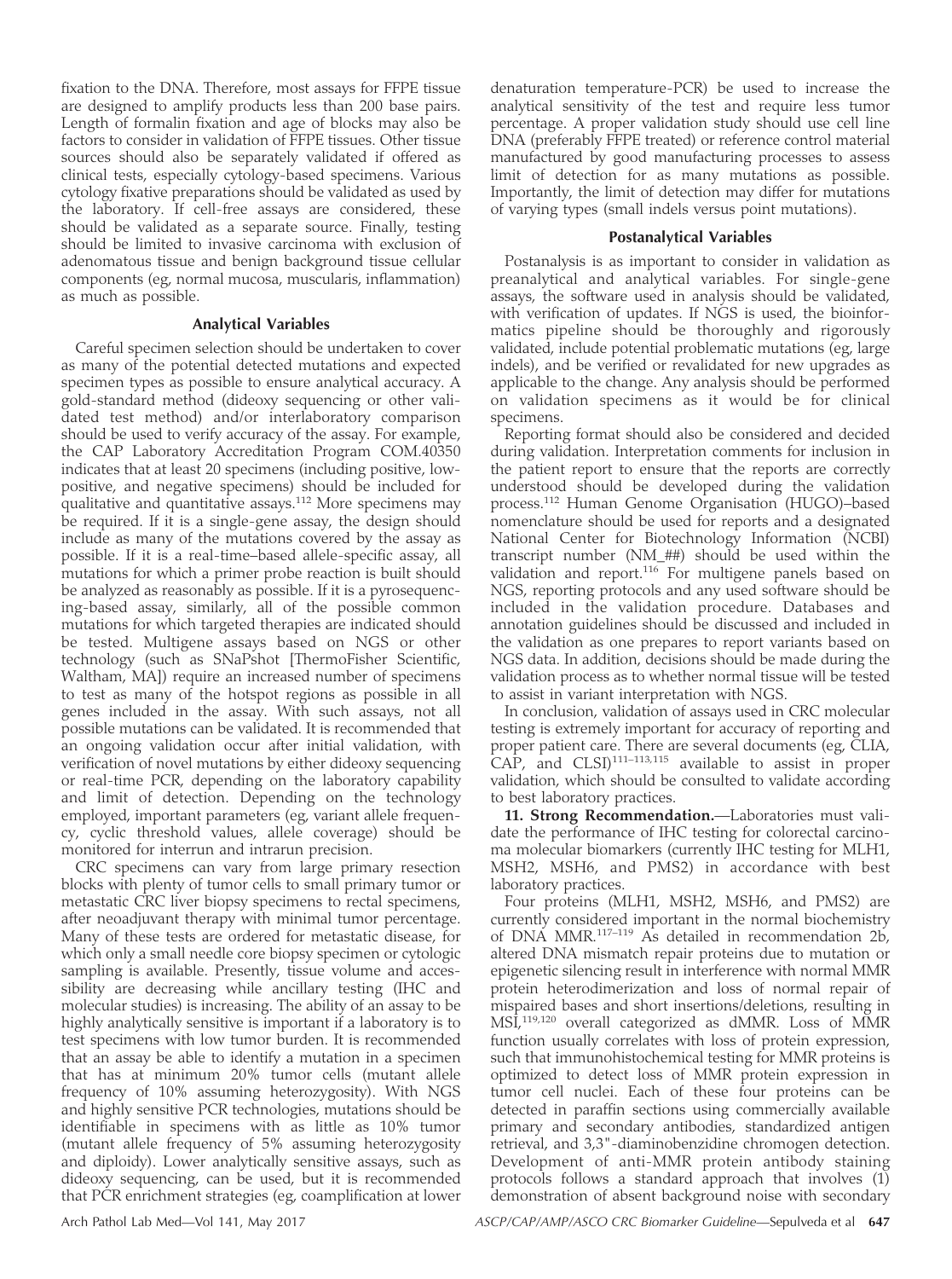fixation to the DNA. Therefore, most assays for FFPE tissue are designed to amplify products less than 200 base pairs. Length of formalin fixation and age of blocks may also be factors to consider in validation of FFPE tissues. Other tissue sources should also be separately validated if offered as clinical tests, especially cytology-based specimens. Various cytology fixative preparations should be validated as used by the laboratory. If cell-free assays are considered, these should be validated as a separate source. Finally, testing should be limited to invasive carcinoma with exclusion of adenomatous tissue and benign background tissue cellular components (eg, normal mucosa, muscularis, inflammation) as much as possible.

### Analytical Variables

Careful specimen selection should be undertaken to cover as many of the potential detected mutations and expected specimen types as possible to ensure analytical accuracy. A gold-standard method (dideoxy sequencing or other validated test method) and/or interlaboratory comparison should be used to verify accuracy of the assay. For example, the CAP Laboratory Accreditation Program COM.40350 indicates that at least 20 specimens (including positive, low-positive, and negative specimens) should be included for qualitative and quantitative assays.[112] More specimens may be required. If it is a single-gene assay, the design should include as many of the mutations covered by the assay as possible. If it is a real-time–based allele-specific assay, all mutations for which a primer probe reaction is built should be analyzed as reasonably as possible. If it is a pyrosequencing-based assay, similarly, all of the possible common mutations for which targeted therapies are indicated should be tested. Multigene assays based on NGS or other technology (such as SNaPshot [ThermoFisher Scientific, Waltham, MA]) require an increased number of specimens to test as many of the hotspot regions as possible in all genes included in the assay. With such assays, not all possible mutations can be validated. It is recommended that an ongoing validation occur after initial validation, with verification of novel mutations by either dideoxy sequencing or real-time PCR, depending on the laboratory capability and limit of detection. Depending on the technology employed, important parameters (eg, variant allele frequency, cyclic threshold values, allele coverage) should be monitored for interrun and intrarun precision.

CRC specimens can vary from large primary resection blocks with plenty of tumor cells to small primary tumor or metastatic CRC liver biopsy specimens to rectal specimens, after neoadjuvant therapy with minimal tumor percentage. Many of these tests are ordered for metastatic disease, for which only a small needle core biopsy specimen or cytologic sampling is available. Presently, tissue volume and accessibility are decreasing while ancillary testing (IHC and molecular studies) is increasing. The ability of an assay to be highly analytically sensitive is important if a laboratory is to test specimens with low tumor burden. It is recommended that an assay be able to identify a mutation in a specimen that has at minimum 20% tumor cells (mutant allele frequency of 10% assuming heterozygosity). With NGS and highly sensitive PCR technologies, mutations should be identifiable in specimens with as little as 10% tumor (mutant allele frequency of 5% assuming heterozygosity and diploidy). Lower analytically sensitive assays, such as dideoxy sequencing, can be used, but it is recommended that PCR enrichment strategies (eg, coamplification at lower denaturation temperature-PCR) be used to increase the analytical sensitivity of the test and require less tumor percentage. A proper validation study should use cell line DNA (preferably FFPE treated) or reference control material manufactured by good manufacturing processes to assess limit of detection for as many mutations as possible. Importantly, the limit of detection may differ for mutations of varying types (small indels versus point mutations).

### Postanalytical Variables

Postanalysis is as important to consider in validation as preanalytical and analytical variables. For single-gene assays, the software used in analysis should be validated, with verification of updates. If NGS is used, the bioinformatics pipeline should be thoroughly and rigorously validated, include potential problematic mutations (eg, large indels), and be verified or revalidated for new upgrades as applicable to the change. Any analysis should be performed on validation specimens as it would be for clinical specimens.

Reporting format should also be considered and decided during validation. Interpretation comments for inclusion in the patient report to ensure that the reports are correctly understood should be developed during the validation process.[112] Human Genome Organisation (HUGO)–based nomenclature should be used for reports and a designated National Center for Biotechnology Information (NCBI) transcript number (NM_##) should be used within the validation and report.[116] For multigene panels based on NGS, reporting protocols and any used software should be included in the validation procedure. Databases and annotation guidelines should be discussed and included in the validation as one prepares to report variants based on NGS data. In addition, decisions should be made during the validation process as to whether normal tissue will be tested to assist in variant interpretation with NGS.

In conclusion, validation of assays used in CRC molecular testing is extremely important for accuracy of reporting and proper patient care. There are several documents (eg, CLIA, CAP, and CLSI)[111–113,115] available to assist in proper validation, which should be consulted to validate according to best laboratory practices.

**11. Strong Recommendation.**—Laboratories must validate the performance of IHC testing for colorectal carcinoma molecular biomarkers (currently IHC testing for MLH1, MSH2, MSH6, and PMS2) in accordance with best laboratory practices.

Four proteins (MLH1, MSH2, MSH6, and PMS2) are currently considered important in the normal biochemistry of DNA MMR.[117–119] As detailed in recommendation 2b, altered DNA mismatch repair proteins due to mutation or epigenetic silencing result in interference with normal MMR protein heterodimerization and loss of normal repair of mispaired bases and short insertions/deletions, resulting in MSI,[119,120] overall categorized as dMMR. Loss of MMR function usually correlates with loss of protein expression, such that immunohistochemical testing for MMR proteins is optimized to detect loss of MMR protein expression in tumor cell nuclei. Each of these four proteins can be detected in paraffin sections using commercially available primary and secondary antibodies, standardized antigen retrieval, and 3,3"-diaminobenzidine chromogen detection. Development of anti-MMR protein antibody staining protocols follows a standard approach that involves (1) demonstration of absent background noise with secondary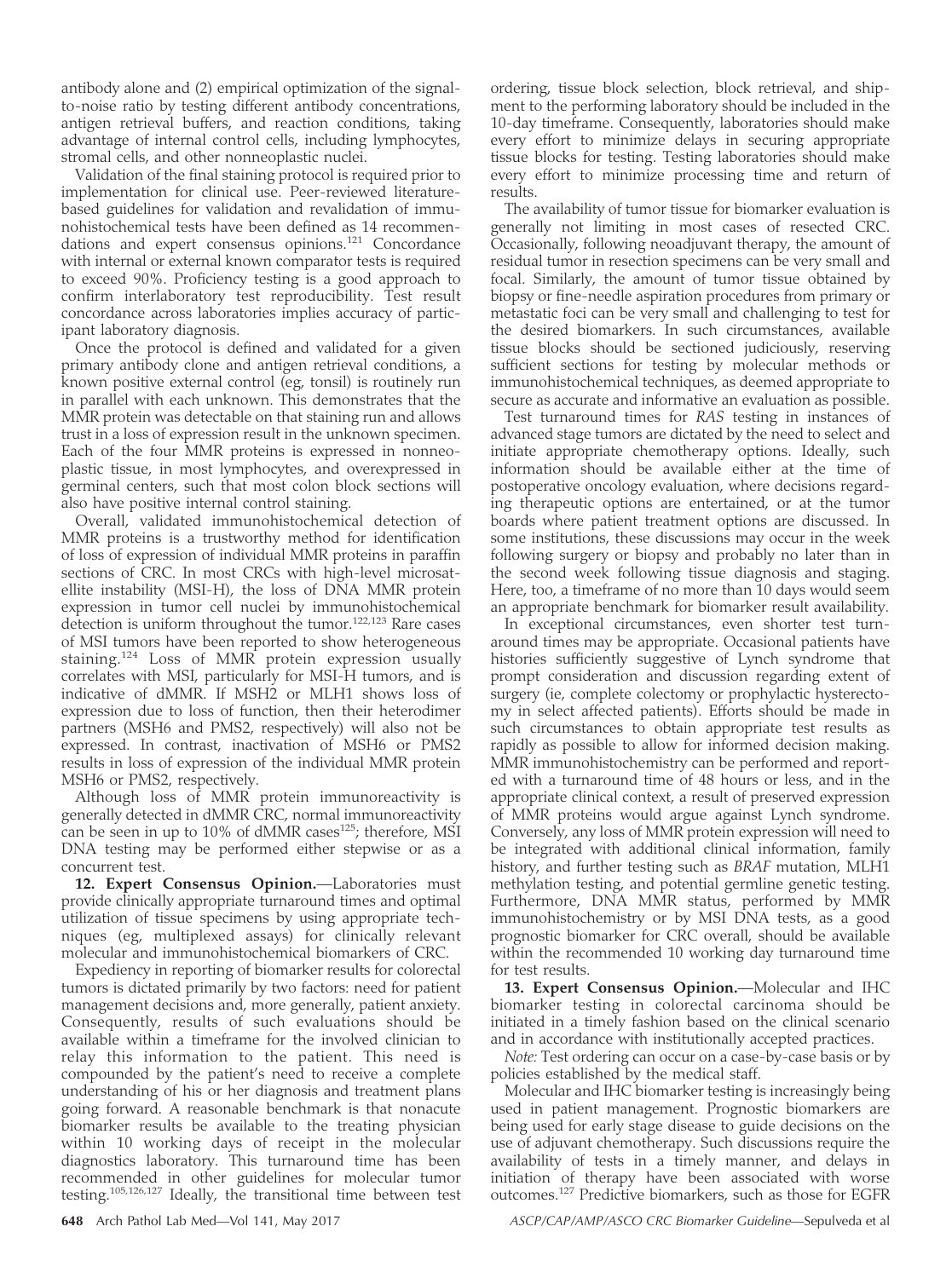antibody alone and (2) empirical optimization of the signal-to-noise ratio by testing different antibody concentrations, antigen retrieval buffers, and reaction conditions, taking advantage of internal control cells, including lymphocytes, stromal cells, and other nonneoplastic nuclei.

Validation of the final staining protocol is required prior to implementation for clinical use. Peer-reviewed literature-based guidelines for validation and revalidation of immunohistochemical tests have been defined as 14 recommendations and expert consensus opinions.[121] Concordance with internal or external known comparator tests is required to exceed 90%. Proficiency testing is a good approach to confirm interlaboratory test reproducibility. Test result concordance across laboratories implies accuracy of participant laboratory diagnosis.

Once the protocol is defined and validated for a given primary antibody clone and antigen retrieval conditions, a known positive external control (eg, tonsil) is routinely run in parallel with each unknown. This demonstrates that the MMR protein was detectable on that staining run and allows trust in a loss of expression result in the unknown specimen. Each of the four MMR proteins is expressed in nonneoplastic tissue, in most lymphocytes, and overexpressed in germinal centers, such that most colon block sections will also have positive internal control staining.

Overall, validated immunohistochemical detection of MMR proteins is a trustworthy method for identification of loss of expression of individual MMR proteins in paraffin sections of CRC. In most CRCs with high-level microsatellite instability (MSI-H), the loss of DNA MMR protein expression in tumor cell nuclei by immunohistochemical detection is uniform throughout the tumor.[122,123] Rare cases of MSI tumors have been reported to show heterogeneous staining.[124] Loss of MMR protein expression usually correlates with MSI, particularly for MSI-H tumors, and is indicative of dMMR. If MSH2 or MLH1 shows loss of expression due to loss of function, then their heterodimer partners (MSH6 and PMS2, respectively) will also not be expressed. In contrast, inactivation of MSH6 or PMS2 results in loss of expression of the individual MMR protein MSH6 or PMS2, respectively.

Although loss of MMR protein immunoreactivity is generally detected in dMMR CRC, normal immunoreactivity can be seen in up to 10% of dMMR cases[125]; therefore, MSI DNA testing may be performed either stepwise or as a concurrent test.

**12. Expert Consensus Opinion.**—Laboratories must provide clinically appropriate turnaround times and optimal utilization of tissue specimens by using appropriate techniques (eg, multiplexed assays) for clinically relevant molecular and immunohistochemical biomarkers of CRC.

Expediency in reporting of biomarker results for colorectal tumors is dictated primarily by two factors: need for patient management decisions and, more generally, patient anxiety. Consequently, results of such evaluations should be available within a timeframe for the involved clinician to relay this information to the patient. This need is compounded by the patient's need to receive a complete understanding of his or her diagnosis and treatment plans going forward. A reasonable benchmark is that nonacute biomarker results be available to the treating physician within 10 working days of receipt in the molecular diagnostics laboratory. This turnaround time has been recommended in other guidelines for molecular tumor testing.[105,126,127] Ideally, the transitional time between test ordering, tissue block selection, block retrieval, and shipment to the performing laboratory should be included in the 10-day timeframe. Consequently, laboratories should make every effort to minimize delays in securing appropriate tissue blocks for testing. Testing laboratories should make every effort to minimize processing time and return of results.

The availability of tumor tissue for biomarker evaluation is generally not limiting in most cases of resected CRC. Occasionally, following neoadjuvant therapy, the amount of residual tumor in resection specimens can be very small and focal. Similarly, the amount of tumor tissue obtained by biopsy or fine-needle aspiration procedures from primary or metastatic foci can be very small and challenging to test for the desired biomarkers. In such circumstances, available tissue blocks should be sectioned judiciously, reserving sufficient sections for testing by molecular methods or immunohistochemical techniques, as deemed appropriate to secure as accurate and informative an evaluation as possible.

Test turnaround times for *RAS* testing in instances of advanced stage tumors are dictated by the need to select and initiate appropriate chemotherapy options. Ideally, such information should be available either at the time of postoperative oncology evaluation, where decisions regarding therapeutic options are entertained, or at the tumor boards where patient treatment options are discussed. In some institutions, these discussions may occur in the week following surgery or biopsy and probably no later than in the second week following tissue diagnosis and staging. Here, too, a timeframe of no more than 10 days would seem an appropriate benchmark for biomarker result availability.

In exceptional circumstances, even shorter test turnaround times may be appropriate. Occasional patients have histories sufficiently suggestive of Lynch syndrome that prompt consideration and discussion regarding extent of surgery (ie, complete colectomy or prophylactic hysterectomy in select affected patients). Efforts should be made in such circumstances to obtain appropriate test results as rapidly as possible to allow for informed decision making. MMR immunohistochemistry can be performed and reported with a turnaround time of 48 hours or less, and in the appropriate clinical context, a result of preserved expression of MMR proteins would argue against Lynch syndrome. Conversely, any loss of MMR protein expression will need to be integrated with additional clinical information, family history, and further testing such as *BRAF* mutation, MLH1 methylation testing, and potential germline genetic testing. Furthermore, DNA MMR status, performed by MMR immunohistochemistry or by MSI DNA tests, as a good prognostic biomarker for CRC overall, should be available within the recommended 10 working day turnaround time for test results.

**13. Expert Consensus Opinion.**—Molecular and IHC biomarker testing in colorectal carcinoma should be initiated in a timely fashion based on the clinical scenario and in accordance with institutionally accepted practices.

*Note:* Test ordering can occur on a case-by-case basis or by policies established by the medical staff.

Molecular and IHC biomarker testing is increasingly being used in patient management. Prognostic biomarkers are being used for early stage disease to guide decisions on the use of adjuvant chemotherapy. Such discussions require the availability of tests in a timely manner, and delays in initiation of therapy have been associated with worse outcomes.[127] Predictive biomarkers, such as those for EGFR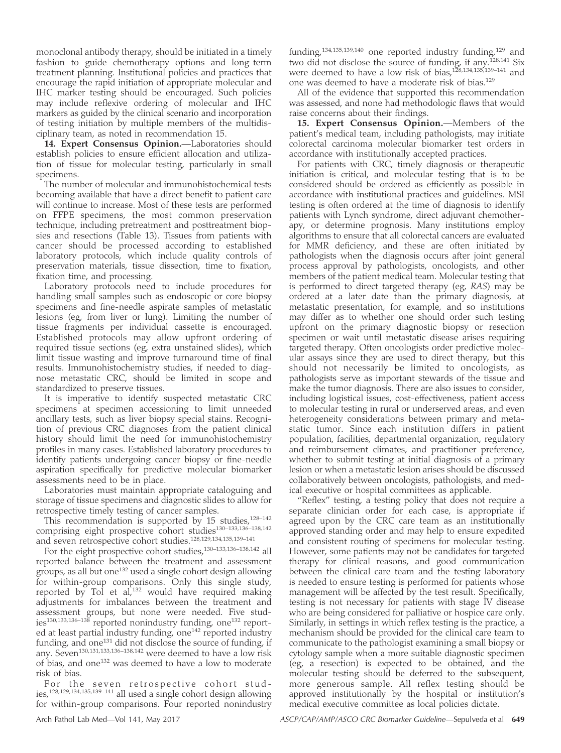monoclonal antibody therapy, should be initiated in a timely fashion to guide chemotherapy options and long-term treatment planning. Institutional policies and practices that encourage the rapid initiation of appropriate molecular and IHC marker testing should be encouraged. Such policies may include reflexive ordering of molecular and IHC markers as guided by the clinical scenario and incorporation of testing initiation by multiple members of the multidisciplinary team, as noted in recommendation 15.

**14. Expert Consensus Opinion.**—Laboratories should establish policies to ensure efficient allocation and utilization of tissue for molecular testing, particularly in small specimens.

The number of molecular and immunohistochemical tests becoming available that have a direct benefit to patient care will continue to increase. Most of these tests are performed on FFPE specimens, the most common preservation technique, including pretreatment and posttreatment biopsies and resections (Table 13). Tissues from patients with cancer should be processed according to established laboratory protocols, which include quality controls of preservation materials, tissue dissection, time to fixation, fixation time, and processing.

Laboratory protocols need to include procedures for handling small samples such as endoscopic or core biopsy specimens and fine-needle aspirate samples of metastatic lesions (eg, from liver or lung). Limiting the number of tissue fragments per individual cassette is encouraged. Established protocols may allow upfront ordering of required tissue sections (eg, extra unstained slides), which limit tissue wasting and improve turnaround time of final results. Immunohistochemistry studies, if needed to diagnose metastatic CRC, should be limited in scope and standardized to preserve tissues.

It is imperative to identify suspected metastatic CRC specimens at specimen accessioning to limit unneeded ancillary tests, such as liver biopsy special stains. Recognition of previous CRC diagnoses from the patient clinical history should limit the need for immunohistochemistry profiles in many cases. Established laboratory procedures to identify patients undergoing cancer biopsy or fine-needle aspiration specifically for predictive molecular biomarker assessments need to be in place.

Laboratories must maintain appropriate cataloguing and storage of tissue specimens and diagnostic slides to allow for retrospective timely testing of cancer samples.

This recommendation is supported by 15 studies,[128–142] comprising eight prospective cohort studies[130–133,136–138,142] and seven retrospective cohort studies.[128,129,134,135,139–141]

For the eight prospective cohort studies,[130–133,136–138,142] all reported balance between the treatment and assessment groups, as all but one[132] used a single cohort design allowing for within-group comparisons. Only this single study, reported by Tol et al,[132] would have required making adjustments for imbalances between the treatment and assessment groups, but none were needed. Five studies[130,133,136–138] reported nonindustry funding, one[132] reported at least partial industry funding, one[142] reported industry funding, and one[131] did not disclose the source of funding, if any. Seven[130,131,133,136–138,142] were deemed to have a low risk of bias, and one[132] was deemed to have a low to moderate risk of bias.

For the seven retrospective cohort studies,[128,129,134,135,139–141] all used a single cohort design allowing for within-group comparisons. Four reported nonindustry funding,[134,135,139,140] one reported industry funding,[129] and two did not disclose the source of funding, if any.[128,141] Six were deemed to have a low risk of bias,[128,134,135,139–141] and one was deemed to have a moderate risk of bias.[129]

All of the evidence that supported this recommendation was assessed, and none had methodologic flaws that would raise concerns about their findings.

**15. Expert Consensus Opinion.**—Members of the patient's medical team, including pathologists, may initiate colorectal carcinoma molecular biomarker test orders in accordance with institutionally accepted practices.

For patients with CRC, timely diagnosis or therapeutic initiation is critical, and molecular testing that is to be considered should be ordered as efficiently as possible in accordance with institutional practices and guidelines. MSI testing is often ordered at the time of diagnosis to identify patients with Lynch syndrome, direct adjuvant chemotherapy, or determine prognosis. Many institutions employ algorithms to ensure that all colorectal cancers are evaluated for MMR deficiency, and these are often initiated by pathologists when the diagnosis occurs after joint general process approval by pathologists, oncologists, and other members of the patient medical team. Molecular testing that is performed to direct targeted therapy (eg, *RAS*) may be ordered at a later date than the primary diagnosis, at metastatic presentation, for example, and so institutions may differ as to whether one should order such testing upfront on the primary diagnostic biopsy or resection specimen or wait until metastatic disease arises requiring targeted therapy. Often oncologists order predictive molecular assays since they are used to direct therapy, but this should not necessarily be limited to oncologists, as pathologists serve as important stewards of the tissue and make the tumor diagnosis. There are also issues to consider, including logistical issues, cost-effectiveness, patient access to molecular testing in rural or underserved areas, and even heterogeneity considerations between primary and metastatic tumor. Since each institution differs in patient population, facilities, departmental organization, regulatory and reimbursement climates, and practitioner preference, whether to submit testing at initial diagnosis of a primary lesion or when a metastatic lesion arises should be discussed collaboratively between oncologists, pathologists, and medical executive or hospital committees as applicable.

"Reflex" testing, a testing policy that does not require a separate clinician order for each case, is appropriate if agreed upon by the CRC care team as an institutionally approved standing order and may help to ensure expedited and consistent routing of specimens for molecular testing. However, some patients may not be candidates for targeted therapy for clinical reasons, and good communication between the clinical care team and the testing laboratory is needed to ensure testing is performed for patients whose management will be affected by the test result. Specifically, testing is not necessary for patients with stage IV disease who are being considered for palliative or hospice care only. Similarly, in settings in which reflex testing is the practice, a mechanism should be provided for the clinical care team to communicate to the pathologist examining a small biopsy or cytology sample when a more suitable diagnostic specimen (eg, a resection) is expected to be obtained, and the molecular testing should be deferred to the subsequent, more generous sample. All reflex testing should be approved institutionally by the hospital or institution's medical executive committee as local policies dictate.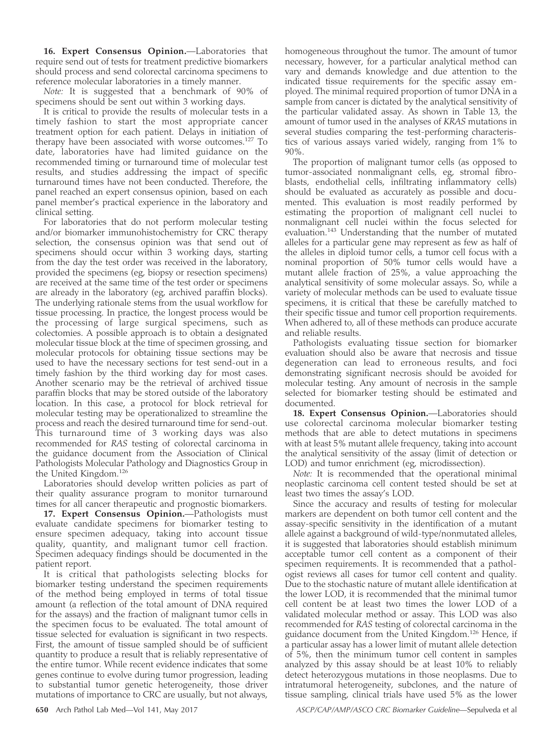**16. Expert Consensus Opinion.**—Laboratories that require send out of tests for treatment predictive biomarkers should process and send colorectal carcinoma specimens to reference molecular laboratories in a timely manner.

*Note:* It is suggested that a benchmark of 90% of specimens should be sent out within 3 working days.

It is critical to provide the results of molecular tests in a timely fashion to start the most appropriate cancer treatment option for each patient. Delays in initiation of therapy have been associated with worse outcomes.[127] To date, laboratories have had limited guidance on the recommended timing or turnaround time of molecular test results, and studies addressing the impact of specific turnaround times have not been conducted. Therefore, the panel reached an expert consensus opinion, based on each panel member's practical experience in the laboratory and clinical setting.

For laboratories that do not perform molecular testing and/or biomarker immunohistochemistry for CRC therapy selection, the consensus opinion was that send out of specimens should occur within 3 working days, starting from the day the test order was received in the laboratory, provided the specimens (eg, biopsy or resection specimens) are received at the same time of the test order or specimens are already in the laboratory (eg, archived paraffin blocks). The underlying rationale stems from the usual workflow for tissue processing. In practice, the longest process would be the processing of large surgical specimens, such as colectomies. A possible approach is to obtain a designated molecular tissue block at the time of specimen grossing, and molecular protocols for obtaining tissue sections may be used to have the necessary sections for test send-out in a timely fashion by the third working day for most cases. Another scenario may be the retrieval of archived tissue paraffin blocks that may be stored outside of the laboratory location. In this case, a protocol for block retrieval for molecular testing may be operationalized to streamline the process and reach the desired turnaround time for send-out. This turnaround time of 3 working days was also recommended for *RAS* testing of colorectal carcinoma in the guidance document from the Association of Clinical Pathologists Molecular Pathology and Diagnostics Group in the United Kingdom.[126]

Laboratories should develop written policies as part of their quality assurance program to monitor turnaround times for all cancer therapeutic and prognostic biomarkers.

**17. Expert Consensus Opinion.**—Pathologists must evaluate candidate specimens for biomarker testing to ensure specimen adequacy, taking into account tissue quality, quantity, and malignant tumor cell fraction. Specimen adequacy findings should be documented in the patient report.

It is critical that pathologists selecting blocks for biomarker testing understand the specimen requirements of the method being employed in terms of total tissue amount (a reflection of the total amount of DNA required for the assays) and the fraction of malignant tumor cells in the specimen focus to be evaluated. The total amount of tissue selected for evaluation is significant in two respects. First, the amount of tissue sampled should be of sufficient quantity to produce a result that is reliably representative of the entire tumor. While recent evidence indicates that some genes continue to evolve during tumor progression, leading to substantial tumor genetic heterogeneity, those driver mutations of importance to CRC are usually, but not always, homogeneous throughout the tumor. The amount of tumor necessary, however, for a particular analytical method can vary and demands knowledge and due attention to the indicated tissue requirements for the specific assay employed. The minimal required proportion of tumor DNA in a sample from cancer is dictated by the analytical sensitivity of the particular validated assay. As shown in Table 13, the amount of tumor used in the analyses of *KRAS* mutations in several studies comparing the test-performing characteristics of various assays varied widely, ranging from 1% to 90%.

The proportion of malignant tumor cells (as opposed to tumor-associated nonmalignant cells, eg, stromal fibroblasts, endothelial cells, infiltrating inflammatory cells) should be evaluated as accurately as possible and documented. This evaluation is most readily performed by estimating the proportion of malignant cell nuclei to nonmalignant cell nuclei within the focus selected for evaluation.[143] Understanding that the number of mutated alleles for a particular gene may represent as few as half of the alleles in diploid tumor cells, a tumor cell focus with a nominal proportion of 50% tumor cells would have a mutant allele fraction of 25%, a value approaching the analytical sensitivity of some molecular assays. So, while a variety of molecular methods can be used to evaluate tissue specimens, it is critical that these be carefully matched to their specific tissue and tumor cell proportion requirements. When adhered to, all of these methods can produce accurate and reliable results.

Pathologists evaluating tissue section for biomarker evaluation should also be aware that necrosis and tissue degeneration can lead to erroneous results, and foci demonstrating significant necrosis should be avoided for molecular testing. Any amount of necrosis in the sample selected for biomarker testing should be estimated and documented.

**18. Expert Consensus Opinion.**—Laboratories should use colorectal carcinoma molecular biomarker testing methods that are able to detect mutations in specimens with at least 5% mutant allele frequency, taking into account the analytical sensitivity of the assay (limit of detection or LOD) and tumor enrichment (eg, microdissection).

*Note:* It is recommended that the operational minimal neoplastic carcinoma cell content tested should be set at least two times the assay's LOD.

Since the accuracy and results of testing for molecular markers are dependent on both tumor cell content and the assay-specific sensitivity in the identification of a mutant allele against a background of wild-type/nonmutated alleles, it is suggested that laboratories should establish minimum acceptable tumor cell content as a component of their specimen requirements. It is recommended that a pathologist reviews all cases for tumor cell content and quality. Due to the stochastic nature of mutant allele identification at the lower LOD, it is recommended that the minimal tumor cell content be at least two times the lower LOD of a validated molecular method or assay. This LOD was also recommended for *RAS* testing of colorectal carcinoma in the guidance document from the United Kingdom.[126] Hence, if a particular assay has a lower limit of mutant allele detection of 5%, then the minimum tumor cell content in samples analyzed by this assay should be at least 10% to reliably detect heterozygous mutations in those neoplasms. Due to intratumoral heterogeneity, subclones, and the nature of tissue sampling, clinical trials have used 5% as the lower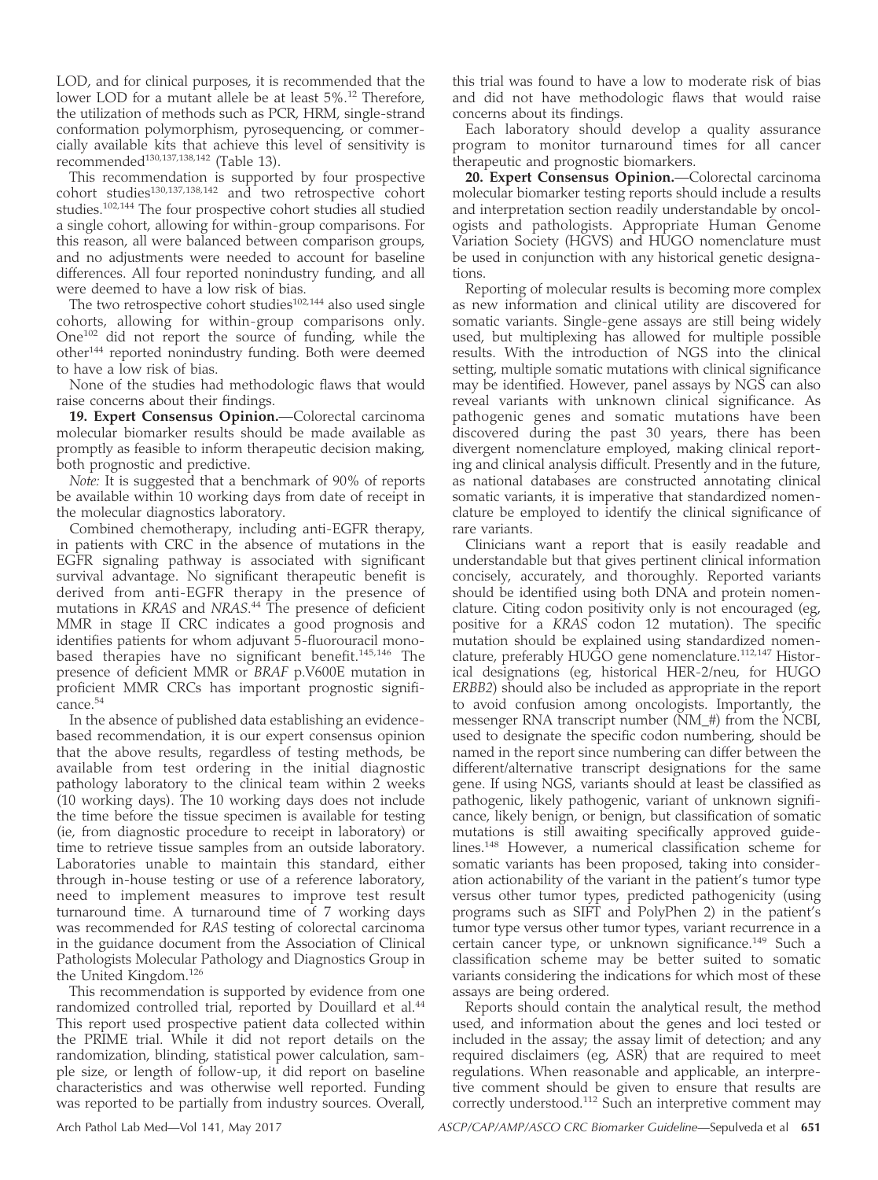LOD, and for clinical purposes, it is recommended that the lower LOD for a mutant allele be at least 5%.[12] Therefore, the utilization of methods such as PCR, HRM, single-strand conformation polymorphism, pyrosequencing, or commercially available kits that achieve this level of sensitivity is recommended[130,137,138,142] (Table 13).

This recommendation is supported by four prospective cohort studies[130,137,138,142] and two retrospective cohort studies.[102,144] The four prospective cohort studies all studied a single cohort, allowing for within-group comparisons. For this reason, all were balanced between comparison groups, and no adjustments were needed to account for baseline differences. All four reported nonindustry funding, and all were deemed to have a low risk of bias.

The two retrospective cohort studies[102,144] also used single cohorts, allowing for within-group comparisons only. One[102] did not report the source of funding, while the other[144] reported nonindustry funding. Both were deemed to have a low risk of bias.

None of the studies had methodologic flaws that would raise concerns about their findings.

**19. Expert Consensus Opinion.**—Colorectal carcinoma molecular biomarker results should be made available as promptly as feasible to inform therapeutic decision making, both prognostic and predictive.

*Note:* It is suggested that a benchmark of 90% of reports be available within 10 working days from date of receipt in the molecular diagnostics laboratory.

Combined chemotherapy, including anti-EGFR therapy, in patients with CRC in the absence of mutations in the EGFR signaling pathway is associated with significant survival advantage. No significant therapeutic benefit is derived from anti-EGFR therapy in the presence of mutations in *KRAS* and *NRAS*.[44] The presence of deficient MMR in stage II CRC indicates a good prognosis and identifies patients for whom adjuvant 5-fluorouracil mono-based therapies have no significant benefit.[145,146] The presence of deficient MMR or *BRAF* p.V600E mutation in proficient MMR CRCs has important prognostic significance.[54]

In the absence of published data establishing an evidence-based recommendation, it is our expert consensus opinion that the above results, regardless of testing methods, be available from test ordering in the initial diagnostic pathology laboratory to the clinical team within 2 weeks (10 working days). The 10 working days does not include the time before the tissue specimen is available for testing (ie, from diagnostic procedure to receipt in laboratory) or time to retrieve tissue samples from an outside laboratory. Laboratories unable to maintain this standard, either through in-house testing or use of a reference laboratory, need to implement measures to improve test result turnaround time. A turnaround time of 7 working days was recommended for *RAS* testing of colorectal carcinoma in the guidance document from the Association of Clinical Pathologists Molecular Pathology and Diagnostics Group in the United Kingdom.[126]

This recommendation is supported by evidence from one randomized controlled trial, reported by Douillard et al.[44] This report used prospective patient data collected within the PRIME trial. While it did not report details on the randomization, blinding, statistical power calculation, sample size, or length of follow-up, it did report on baseline characteristics and was otherwise well reported. Funding was reported to be partially from industry sources. Overall, this trial was found to have a low to moderate risk of bias and did not have methodologic flaws that would raise concerns about its findings.

Each laboratory should develop a quality assurance program to monitor turnaround times for all cancer therapeutic and prognostic biomarkers.

**20. Expert Consensus Opinion.**—Colorectal carcinoma molecular biomarker testing reports should include a results and interpretation section readily understandable by oncologists and pathologists. Appropriate Human Genome Variation Society (HGVS) and HUGO nomenclature must be used in conjunction with any historical genetic designations.

Reporting of molecular results is becoming more complex as new information and clinical utility are discovered for somatic variants. Single-gene assays are still being widely used, but multiplexing has allowed for multiple possible results. With the introduction of NGS into the clinical setting, multiple somatic mutations with clinical significance may be identified. However, panel assays by NGS can also reveal variants with unknown clinical significance. As pathogenic genes and somatic mutations have been discovered during the past 30 years, there has been divergent nomenclature employed, making clinical reporting and clinical analysis difficult. Presently and in the future, as national databases are constructed annotating clinical somatic variants, it is imperative that standardized nomenclature be employed to identify the clinical significance of rare variants.

Clinicians want a report that is easily readable and understandable but that gives pertinent clinical information concisely, accurately, and thoroughly. Reported variants should be identified using both DNA and protein nomenclature. Citing codon positivity only is not encouraged (eg, positive for a *KRAS* codon 12 mutation). The specific mutation should be explained using standardized nomenclature, preferably HUGO gene nomenclature.[112,147] Historical designations (eg, historical HER-2/neu, for HUGO *ERBB2*) should also be included as appropriate in the report to avoid confusion among oncologists. Importantly, the messenger RNA transcript number (NM_#) from the NCBI, used to designate the specific codon numbering, should be named in the report since numbering can differ between the different/alternative transcript designations for the same gene. If using NGS, variants should at least be classified as pathogenic, likely pathogenic, variant of unknown significance, likely benign, or benign, but classification of somatic mutations is still awaiting specifically approved guidelines.[148] However, a numerical classification scheme for somatic variants has been proposed, taking into consideration actionability of the variant in the patient's tumor type versus other tumor types, predicted pathogenicity (using programs such as SIFT and PolyPhen 2) in the patient's tumor type versus other tumor types, variant recurrence in a certain cancer type, or unknown significance.[149] Such a classification scheme may be better suited to somatic variants considering the indications for which most of these assays are being ordered.

Reports should contain the analytical result, the method used, and information about the genes and loci tested or included in the assay; the assay limit of detection; and any required disclaimers (eg, ASR) that are required to meet regulations. When reasonable and applicable, an interpretive comment should be given to ensure that results are correctly understood.[112] Such an interpretive comment may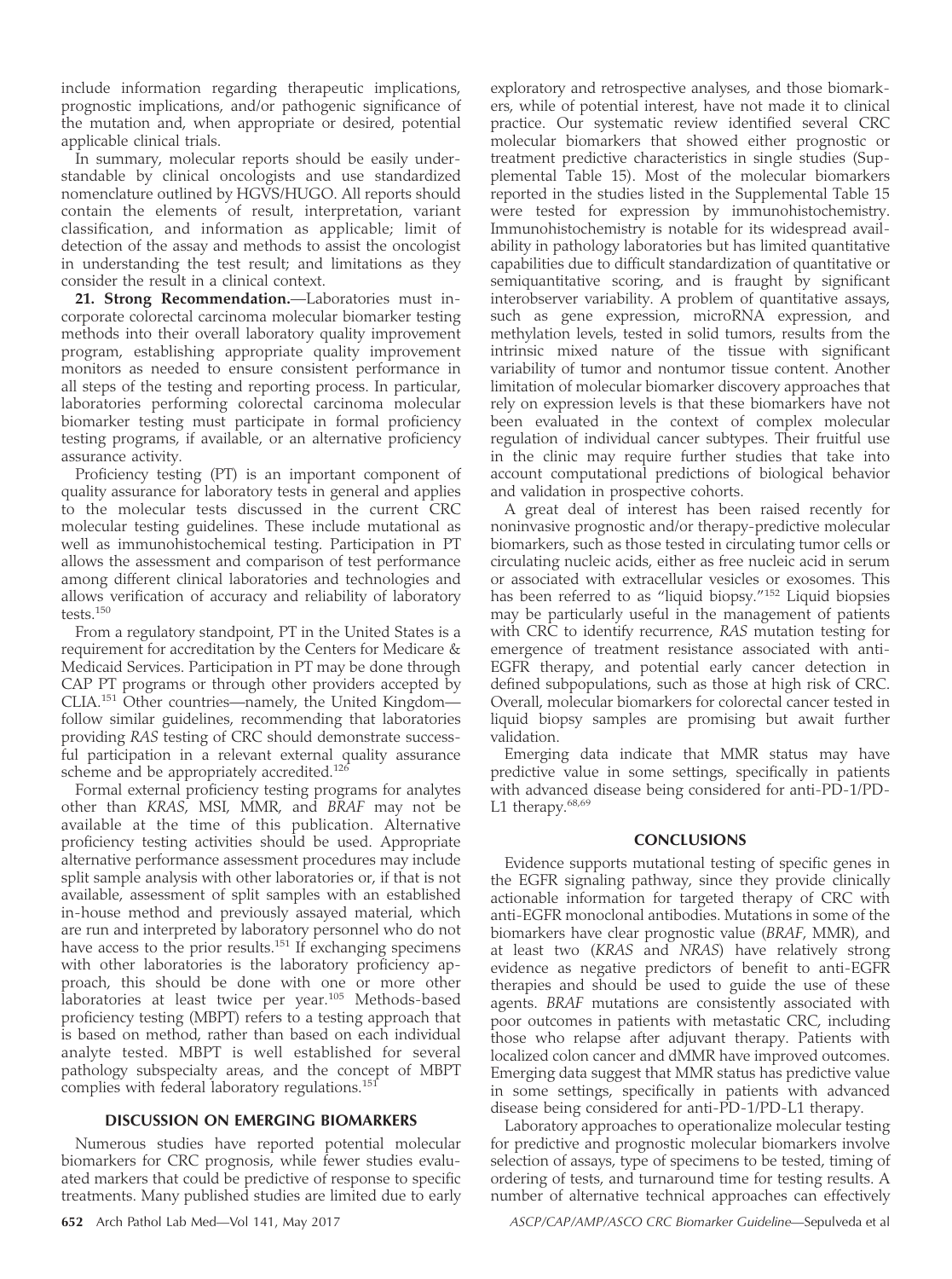include information regarding therapeutic implications, prognostic implications, and/or pathogenic significance of the mutation and, when appropriate or desired, potential applicable clinical trials.

In summary, molecular reports should be easily understandable by clinical oncologists and use standardized nomenclature outlined by HGVS/HUGO. All reports should contain the elements of result, interpretation, variant classification, and information as applicable; limit of detection of the assay and methods to assist the oncologist in understanding the test result; and limitations as they consider the result in a clinical context.

**21. Strong Recommendation.**—Laboratories must incorporate colorectal carcinoma molecular biomarker testing methods into their overall laboratory quality improvement program, establishing appropriate quality improvement monitors as needed to ensure consistent performance in all steps of the testing and reporting process. In particular, laboratories performing colorectal carcinoma molecular biomarker testing must participate in formal proficiency testing programs, if available, or an alternative proficiency assurance activity.

Proficiency testing (PT) is an important component of quality assurance for laboratory tests in general and applies to the molecular tests discussed in the current CRC molecular testing guidelines. These include mutational as well as immunohistochemical testing. Participation in PT allows the assessment and comparison of test performance among different clinical laboratories and technologies and allows verification of accuracy and reliability of laboratory tests.[150]

From a regulatory standpoint, PT in the United States is a requirement for accreditation by the Centers for Medicare & Medicaid Services. Participation in PT may be done through CAP PT programs or through other providers accepted by CLIA.[151] Other countries—namely, the United Kingdom—follow similar guidelines, recommending that laboratories providing *RAS* testing of CRC should demonstrate successful participation in a relevant external quality assurance scheme and be appropriately accredited.[126]

Formal external proficiency testing programs for analytes other than *KRAS*, MSI, MMR, and *BRAF* may not be available at the time of this publication. Alternative proficiency testing activities should be used. Appropriate alternative performance assessment procedures may include split sample analysis with other laboratories or, if that is not available, assessment of split samples with an established in-house method and previously assayed material, which are run and interpreted by laboratory personnel who do not have access to the prior results.[151] If exchanging specimens with other laboratories is the laboratory proficiency approach, this should be done with one or more other laboratories at least twice per year.[105] Methods-based proficiency testing (MBPT) refers to a testing approach that is based on method, rather than based on each individual analyte tested. MBPT is well established for several pathology subspecialty areas, and the concept of MBPT complies with federal laboratory regulations.[151]

## DISCUSSION ON EMERGING BIOMARKERS

Numerous studies have reported potential molecular biomarkers for CRC prognosis, while fewer studies evaluated markers that could be predictive of response to specific treatments. Many published studies are limited due to early exploratory and retrospective analyses, and those biomarkers, while of potential interest, have not made it to clinical practice. Our systematic review identified several CRC molecular biomarkers that showed either prognostic or treatment predictive characteristics in single studies (Supplemental Table 15). Most of the molecular biomarkers reported in the studies listed in the Supplemental Table 15 were tested for expression by immunohistochemistry. Immunohistochemistry is notable for its widespread availability in pathology laboratories but has limited quantitative capabilities due to difficult standardization of quantitative or semiquantitative scoring, and is fraught by significant interobserver variability. A problem of quantitative assays, such as gene expression, microRNA expression, and methylation levels, tested in solid tumors, results from the intrinsic mixed nature of the tissue with significant variability of tumor and nontumor tissue content. Another limitation of molecular biomarker discovery approaches that rely on expression levels is that these biomarkers have not been evaluated in the context of complex molecular regulation of individual cancer subtypes. Their fruitful use in the clinic may require further studies that take into account computational predictions of biological behavior and validation in prospective cohorts.

A great deal of interest has been raised recently for noninvasive prognostic and/or therapy-predictive molecular biomarkers, such as those tested in circulating tumor cells or circulating nucleic acids, either as free nucleic acid in serum or associated with extracellular vesicles or exosomes. This has been referred to as "liquid biopsy."[152] Liquid biopsies may be particularly useful in the management of patients with CRC to identify recurrence, *RAS* mutation testing for emergence of treatment resistance associated with anti-EGFR therapy, and potential early cancer detection in defined subpopulations, such as those at high risk of CRC. Overall, molecular biomarkers for colorectal cancer tested in liquid biopsy samples are promising but await further validation.

Emerging data indicate that MMR status may have predictive value in some settings, specifically in patients with advanced disease being considered for anti-PD-1/PD-L1 therapy.[68,69]

## CONCLUSIONS

Evidence supports mutational testing of specific genes in the EGFR signaling pathway, since they provide clinically actionable information for targeted therapy of CRC with anti-EGFR monoclonal antibodies. Mutations in some of the biomarkers have clear prognostic value (*BRAF*, MMR), and at least two (*KRAS* and *NRAS*) have relatively strong evidence as negative predictors of benefit to anti-EGFR therapies and should be used to guide the use of these agents. *BRAF* mutations are consistently associated with poor outcomes in patients with metastatic CRC, including those who relapse after adjuvant therapy. Patients with localized colon cancer and dMMR have improved outcomes. Emerging data suggest that MMR status has predictive value in some settings, specifically in patients with advanced disease being considered for anti-PD-1/PD-L1 therapy.

Laboratory approaches to operationalize molecular testing for predictive and prognostic molecular biomarkers involve selection of assays, type of specimens to be tested, timing of ordering of tests, and turnaround time for testing results. A number of alternative technical approaches can effectively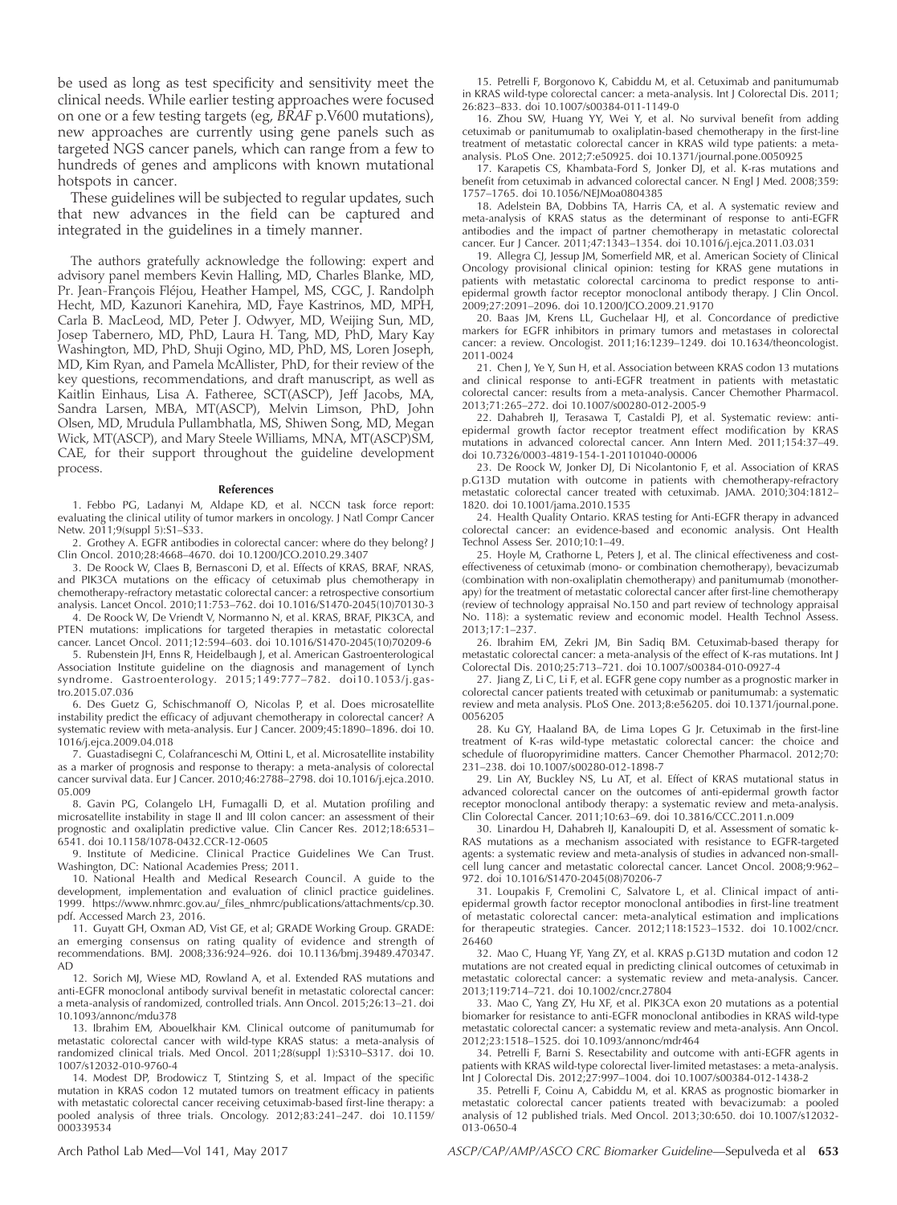be used as long as test specificity and sensitivity meet the clinical needs. While earlier testing approaches were focused on one or a few testing targets (eg, *BRAF* p.V600 mutations), new approaches are currently using gene panels such as targeted NGS cancer panels, which can range from a few to hundreds of genes and amplicons with known mutational hotspots in cancer.

These guidelines will be subjected to regular updates, such that new advances in the field can be captured and integrated in the guidelines in a timely manner.

The authors gratefully acknowledge the following: expert and advisory panel members Kevin Halling, MD, Charles Blanke, MD, Pr. Jean-François Fléjou, Heather Hampel, MS, CGC, J. Randolph Hecht, MD, Kazunori Kanehira, MD, Faye Kastrinos, MD, MPH, Carla B. MacLeod, MD, Peter J. Odwyer, MD, Weijing Sun, MD, Josep Tabernero, MD, PhD, Laura H. Tang, MD, PhD, Mary Kay Washington, MD, PhD, Shuji Ogino, MD, PhD, MS, Loren Joseph, MD, Kim Ryan, and Pamela McAllister, PhD, for their review of the key questions, recommendations, and draft manuscript, as well as Kaitlin Einhaus, Lisa A. Fatheree, SCT(ASCP), Jeff Jacobs, MA, Sandra Larsen, MBA, MT(ASCP), Melvin Limson, PhD, John Olsen, MD, Mrudula Pullambhatla, MS, Shiwen Song, MD, Megan Wick, MT(ASCP), and Mary Steele Williams, MNA, MT(ASCP)SM, CAE, for their support throughout the guideline development process.

## References

1. Febbo PG, Ladanyi M, Aldape KD, et al. NCCN task force report: evaluating the clinical utility of tumor markers in oncology. J Natl Compr Cancer Netw. 2011;9(suppl 5):S1–S33.

2. Grothey A. EGFR antibodies in colorectal cancer: where do they belong? J Clin Oncol. 2010;28:4668–4670. doi 10.1200/JCO.2010.29.3407

3. De Roock W, Claes B, Bernasconi D, et al. Effects of KRAS, BRAF, NRAS, and PIK3CA mutations on the efficacy of cetuximab plus chemotherapy in chemotherapy-refractory metastatic colorectal cancer: a retrospective consortium analysis. Lancet Oncol. 2010;11:753–762. doi 10.1016/S1470-2045(10)70130-3

4. De Roock W, De Vriendt V, Normanno N, et al. KRAS, BRAF, PIK3CA, and PTEN mutations: implications for targeted therapies in metastatic colorectal cancer. Lancet Oncol. 2011;12:594–603. doi 10.1016/S1470-2045(10)70209-6

5. Rubenstein JH, Enns R, Heidelbaugh J, et al. American Gastroenterological Association Institute guideline on the diagnosis and management of Lynch syndrome. Gastroenterology. 2015;149:777–782. doi10.1053/j.gastro.2015.07.036

6. Des Guetz G, Schischmanoff O, Nicolas P, et al. Does microsatellite instability predict the efficacy of adjuvant chemotherapy in colorectal cancer? A systematic review with meta-analysis. Eur J Cancer. 2009;45:1890–1896. doi 10.1016/j.ejca.2009.04.018

7. Guastadisegni C, Colafranceschi M, Ottini L, et al. Microsatellite instability as a marker of prognosis and response to therapy: a meta-analysis of colorectal cancer survival data. Eur J Cancer. 2010;46:2788–2798. doi 10.1016/j.ejca.2010.05.009

8. Gavin PG, Colangelo LH, Fumagalli D, et al. Mutation profiling and microsatellite instability in stage II and III colon cancer: an assessment of their prognostic and oxaliplatin predictive value. Clin Cancer Res. 2012;18:6531–6541. doi 10.1158/1078-0432.CCR-12-0605

9. Institute of Medicine. Clinical Practice Guidelines We Can Trust. Washington, DC: National Academies Press; 2011.

10. National Health and Medical Research Council. A guide to the development, implementation and evaluation of clinicl practice guidelines. 1999. https://www.nhmrc.gov.au/_files_nhmrc/publications/attachments/cp.30.pdf. Accessed March 23, 2016.

11. Guyatt GH, Oxman AD, Vist GE, et al; GRADE Working Group. GRADE: an emerging consensus on rating quality of evidence and strength of recommendations. BMJ. 2008;336:924–926. doi 10.1136/bmj.39489.470347.AD

12. Sorich MJ, Wiese MD, Rowland A, et al. Extended RAS mutations and anti-EGFR monoclonal antibody survival benefit in metastatic colorectal cancer: a meta-analysis of randomized, controlled trials. Ann Oncol. 2015;26:13–21. doi 10.1093/annonc/mdu378

13. Ibrahim EM, Abouelkhair KM. Clinical outcome of panitumumab for metastatic colorectal cancer with wild-type KRAS status: a meta-analysis of randomized clinical trials. Med Oncol. 2011;28(suppl 1):S310–S317. doi 10.1007/s12032-010-9760-4

14. Modest DP, Brodowicz T, Stintzing S, et al. Impact of the specific mutation in KRAS codon 12 mutated tumors on treatment efficacy in patients with metastatic colorectal cancer receiving cetuximab-based first-line therapy: a pooled analysis of three trials. Oncology. 2012;83:241–247. doi 10.1159/000339534

15. Petrelli F, Borgonovo K, Cabiddu M, et al. Cetuximab and panitumumab in KRAS wild-type colorectal cancer: a meta-analysis. Int J Colorectal Dis. 2011;26:823–833. doi 10.1007/s00384-011-1149-0

16. Zhou SW, Huang YY, Wei Y, et al. No survival benefit from adding cetuximab or panitumumab to oxaliplatin-based chemotherapy in the first-line treatment of metastatic colorectal cancer in KRAS wild type patients: a meta-analysis. PLoS One. 2012;7:e50925. doi 10.1371/journal.pone.0050925

17. Karapetis CS, Khambata-Ford S, Jonker DJ, et al. K-ras mutations and benefit from cetuximab in advanced colorectal cancer. N Engl J Med. 2008;359:1757–1765. doi 10.1056/NEJMoa0804385

18. Adelstein BA, Dobbins TA, Harris CA, et al. A systematic review and meta-analysis of KRAS status as the determinant of response to anti-EGFR antibodies and the impact of partner chemotherapy in metastatic colorectal cancer. Eur J Cancer. 2011;47:1343–1354. doi 10.1016/j.ejca.2011.03.031

19. Allegra CJ, Jessup JM, Somerfield MR, et al. American Society of Clinical Oncology provisional clinical opinion: testing for KRAS gene mutations in patients with metastatic colorectal carcinoma to predict response to anti-epidermal growth factor receptor monoclonal antibody therapy. J Clin Oncol. 2009;27:2091–2096. doi 10.1200/JCO.2009.21.9170

20. Baas JM, Krens LL, Guchelaar HJ, et al. Concordance of predictive markers for EGFR inhibitors in primary tumors and metastases in colorectal cancer: a review. Oncologist. 2011;16:1239–1249. doi 10.1634/theoncologist.2011-0024

21. Chen J, Ye Y, Sun H, et al. Association between KRAS codon 13 mutations and clinical response to anti-EGFR treatment in patients with metastatic colorectal cancer: results from a meta-analysis. Cancer Chemother Pharmacol. 2013;71:265–272. doi 10.1007/s00280-012-2005-9

22. Dahabreh IJ, Terasawa T, Castaldi PJ, et al. Systematic review: anti-epidermal growth factor receptor treatment effect modification by KRAS mutations in advanced colorectal cancer. Ann Intern Med. 2011;154:37–49. doi 10.7326/0003-4819-154-1-201101040-00006

23. De Roock W, Jonker DJ, Di Nicolantonio F, et al. Association of KRAS p.G13D mutation with outcome in patients with chemotherapy-refractory metastatic colorectal cancer treated with cetuximab. JAMA. 2010;304:1812–1820. doi 10.1001/jama.2010.1535

24. Health Quality Ontario. KRAS testing for Anti-EGFR therapy in advanced colorectal cancer: an evidence-based and economic analysis. Ont Health Technol Assess Ser. 2010;10:1–49.

25. Hoyle M, Crathorne L, Peters J, et al. The clinical effectiveness and cost-effectiveness of cetuximab (mono- or combination chemotherapy), bevacizumab (combination with non-oxaliplatin chemotherapy) and panitumumab (monotherapy) for the treatment of metastatic colorectal cancer after first-line chemotherapy (review of technology appraisal No.150 and part review of technology appraisal No. 118): a systematic review and economic model. Health Technol Assess. 2013;17:1–237.

26. Ibrahim EM, Zekri JM, Bin Sadiq BM. Cetuximab-based therapy for metastatic colorectal cancer: a meta-analysis of the effect of K-ras mutations. Int J Colorectal Dis. 2010;25:713–721. doi 10.1007/s00384-010-0927-4

27. Jiang Z, Li C, Li F, et al. EGFR gene copy number as a prognostic marker in colorectal cancer patients treated with cetuximab or panitumumab: a systematic review and meta analysis. PLoS One. 2013;8:e56205. doi 10.1371/journal.pone.0056205

28. Ku GY, Haaland BA, de Lima Lopes G Jr. Cetuximab in the first-line treatment of K-ras wild-type metastatic colorectal cancer: the choice and schedule of fluoropyrimidine matters. Cancer Chemother Pharmacol. 2012;70:231–238. doi 10.1007/s00280-012-1898-7

29. Lin AY, Buckley NS, Lu AT, et al. Effect of KRAS mutational status in advanced colorectal cancer on the outcomes of anti-epidermal growth factor receptor monoclonal antibody therapy: a systematic review and meta-analysis. Clin Colorectal Cancer. 2011;10:63–69. doi 10.3816/CCC.2011.n.009

30. Linardou H, Dahabreh IJ, Kanaloupiti D, et al. Assessment of somatic k-RAS mutations as a mechanism associated with resistance to EGFR-targeted agents: a systematic review and meta-analysis of studies in advanced non-small-cell lung cancer and metastatic colorectal cancer. Lancet Oncol. 2008;9:962–972. doi 10.1016/S1470-2045(08)70206-7

31. Loupakis F, Cremolini C, Salvatore L, et al. Clinical impact of anti-epidermal growth factor receptor monoclonal antibodies in first-line treatment of metastatic colorectal cancer: meta-analytical estimation and implications for therapeutic strategies. Cancer. 2012;118:1523–1532. doi 10.1002/cncr.26460

32. Mao C, Huang YF, Yang ZY, et al. KRAS p.G13D mutation and codon 12 mutations are not created equal in predicting clinical outcomes of cetuximab in metastatic colorectal cancer: a systematic review and meta-analysis. Cancer. 2013;119:714–721. doi 10.1002/cncr.27804

33. Mao C, Yang ZY, Hu XF, et al. PIK3CA exon 20 mutations as a potential biomarker for resistance to anti-EGFR monoclonal antibodies in KRAS wild-type metastatic colorectal cancer: a systematic review and meta-analysis. Ann Oncol. 2012;23:1518–1525. doi 10.1093/annonc/mdr464

34. Petrelli F, Barni S. Resectability and outcome with anti-EGFR agents in patients with KRAS wild-type colorectal liver-limited metastases: a meta-analysis. Int J Colorectal Dis. 2012;27:997–1004. doi 10.1007/s00384-012-1438-2

35. Petrelli F, Coinu A, Cabiddu M, et al. KRAS as prognostic biomarker in metastatic colorectal cancer patients treated with bevacizumab: a pooled analysis of 12 published trials. Med Oncol. 2013;30:650. doi 10.1007/s12032-013-0650-4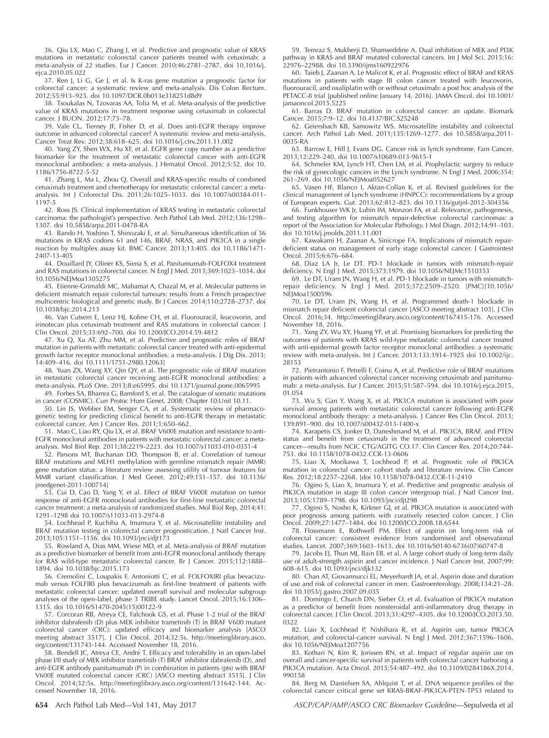36. Qiu LX, Mao C, Zhang J, et al. Predictive and prognostic value of KRAS mutations in metastatic colorectal cancer patients treated with cetuximab: a meta-analysis of 22 studies. Eur J Cancer. 2010;46:2781–2787. doi 10.1016/j.ejca.2010.05.022

37. Ren J, Li G, Ge J, et al. Is K-ras gene mutation a prognostic factor for colorectal cancer: a systematic review and meta-analysis. Dis Colon Rectum. 2012;55:913–923. doi 10.1097/DCR.0b013e318251d8d9

38. Tsoukalas N, Tzovaras AA, Tolia M, et al. Meta-analysis of the predictive value of KRAS mutations in treatment response using cetuximab in colorectal cancer. J BUON. 2012;17:73–78.

39. Vale CL, Tierney JF, Fisher D, et al. Does anti-EGFR therapy improve outcome in advanced colorectal cancer? A systematic review and meta-analysis. Cancer Treat Rev. 2012;38:618–625. doi 10.1016/j.ctrv.2011.11.002

40. Yang ZY, Shen WX, Hu XF, et al. EGFR gene copy number as a predictive biomarker for the treatment of metastatic colorectal cancer with anti-EGFR monoclonal antibodies: a meta-analysis. J Hematol Oncol. 2012;5:52. doi 10.1186/1756-8722-5-52

41. Zhang L, Ma L, Zhou Q. Overall and KRAS-specific results of combined cetuximab treatment and chemotherapy for metastatic colorectal cancer: a meta-analysis. Int J Colorectal Dis. 2011;26:1025–1033. doi 10.1007/s00384-011-1197-5

42. Ross JS. Clinical implementation of KRAS testing in metastatic colorectal carcinoma: the pathologist's perspective. Arch Pathol Lab Med. 2012;136:1298–1307. doi 10.5858/arpa.2011-0478-RA

43. Bando H, Yoshino T, Shinozaki E, et al. Simultaneous identification of 36 mutations in KRAS codons 61 and 146, BRAF, NRAS, and PIK3CA in a single reaction by multiplex assay kit. BMC Cancer. 2013;13:405. doi 10.1186/1471-2407-13-405

44. Douillard JY, Oliner KS, Siena S, et al. Panitumumab-FOLFOX4 treatment and RAS mutations in colorectal cancer. N Engl J Med. 2013;369:1023–1034. doi 10.1056/NEJMoa1305275

45. Etienne-Grimaldi MC, Mahamat A, Chazal M, et al. Molecular patterns in deficient mismatch repair colorectal tumours: results from a French prospective multicentric biological and genetic study. Br J Cancer. 2014;110:2728–2737. doi 10.1038/bjc.2014.213

46. Van Cutsem E, Lenz HJ, Kohne CH, et al. Fluorouracil, leucovorin, and irinotecan plus cetuximab treatment and RAS mutations in colorectal cancer. J Clin Oncol. 2015;33:692–700. doi 10.1200/JCO.2014.59.4812

47. Xu Q, Xu AT, Zhu MM, et al. Predictive and prognostic roles of BRAF mutation in patients with metastatic colorectal cancer treated with anti-epidermal growth factor receptor monoclonal antibodies: a meta-analysis. J Dig Dis. 2013;14:409–416. doi 10.1111/1751-2980.12063]

48. Yuan ZX, Wang XY, Qin QY, et al. The prognostic role of BRAF mutation in metastatic colorectal cancer receiving anti-EGFR monoclonal antibodies: a meta-analysis. PLoS One. 2013;8:e65995. doi 10.1371/journal.pone.0065995

49. Forbes SA, Bhamra G, Bamford S, et al. The catalogue of somatic mutations in cancer (COSMIC). Curr Protoc Hum Genet. 2008; Chapter 10:Unit 10.11.

50. Lin JS, Webber EM, Senger CA, et al. Systematic review of pharmacogenetic testing for predicting clinical benefit to anti-EGFR therapy in metastatic colorectal cancer. Am J Cancer Res. 2011;1:650–662.

51. Mao C, Liao RY, Qiu LX, et al. BRAF V600E mutation and resistance to anti-EGFR monoclonal antibodies in patients with metastatic colorectal cancer: a meta-analysis. Mol Biol Rep. 2011;38:2219–2223. doi 10.1007/s11033-010-0351-4

52. Parsons MT, Buchanan DD, Thompson B, et al. Correlation of tumour BRAF mutations and MLH1 methylation with germline mismatch repair (MMR) gene mutation status: a literature review assessing utility of tumour features for MMR variant classification. J Med Genet. 2012;49:151–157. doi 10.1136/jmedgenet-2011-100714]

53. Cui D, Cao D, Yang Y, et al. Effect of BRAF V600E mutation on tumor response of anti-EGFR monoclonal antibodies for first-line metastatic colorectal cancer treatment: a meta-analysis of randomized studies. Mol Biol Rep. 2014;41:1291–1298 doi 10.1007/s11033-013-2974-8

54. Lochhead P, Kuchiba A, Imamura Y, et al. Microsatellite instability and BRAF mutation testing in colorectal cancer prognostication. J Natl Cancer Inst. 2013;105:1151–1156. doi 10.1093/jnci/djt173

55. Rowland A, Dias MM, Wiese MD, et al. Meta-analysis of BRAF mutation as a predictive biomarker of benefit from anti-EGFR monoclonal antibody therapy for RAS wild-type metastatic colorectal cancer. Br J Cancer. 2015;112:1888–1894. doi 10.1038/bjc.2015.173

56. Cremolini C, Loupakis F, Antoniotti C, et al. FOLFOXIRI plus bevacizumab versus FOLFIRI plus bevacizumab as first-line treatment of patients with metastatic colorectal cancer: updated overall survival and molecular subgroup analyses of the open-label, phase 3 TRIBE study. Lancet Oncol. 2015;16:1306–1315. doi 10.1016/S1470-2045(15)00122-9

57. Corcoran RB, Atreya CE, Falchook GS, et al. Phase 1-2 trial of the BRAF inhibitor dabrafenib (D) plus MEK inhibitor trametinib (T) in BRAF V600 mutant colorectal cancer (CRC): updated efficacy and biomarker analysis [ASCO meeting abstract 3517]. J Clin Oncol. 2014;32:5s. http://meetinglibrary.asco.org/content/131743-144. Accessed November 18, 2016.

58. Bendell JC, Atreya CE, André T. Efficacy and tolerability in an open-label phase I/II study of MEK inhibitor trametinib (T) BRAF inhibitor dabrafenib (D), and anti-EGFR antibody panitumumab (P) in combination in patients (pts) with BRAF V600E mutated colorectal cancer (CRC) [ASCO meeting abstract 3515]. J Clin Oncol. 2014;32:5s. http://meetinglibrary.asco.org/content/131642-144. Accessed November 18, 2016.

59. Temraz S, Mukherji D, Shamseddine A. Dual inhibition of MEK and PI3K pathway in KRAS and BRAF mutated colorectal cancers. Int J Mol Sci. 2015;16:22976–22988. doi 10.3390/ijms160922976

60. Taieb J, Zaanan A, Le Malicot K, et al. Prognostic effect of BRAF and KRAS mutations in patients with stage III colon cancer treated with leucovorin, fluorouracil, and oxaliplatin with or without cetuximab: a post hoc analysis of the PETACC-8 trial [published online January 14, 2016]. JAMA Oncol. doi 10.1001/jamaoncol.2015.5225

61. Barras D. BRAF mutation in colorectal cancer: an update. Biomark Cancer. 2015;7:9–12. doi 10.4137/BIC.S25248

62. Geiersbach KB, Samowitz WS. Microsatellite instability and colorectal cancer. Arch Pathol Lab Med. 2011;135:1269–1277. doi 10.5858/arpa.2011-0035-RA

63. Barrow E, Hill J, Evans DG. Cancer risk in lynch syndrome. Fam Cancer. 2013;12:229–240. doi 10.1007/s10689-013-9615-1

64. Schmeler KM, Lynch HT, Chen LM, et al. Prophylactic surgery to reduce the risk of gynecologic cancers in the Lynch syndrome. N Engl J Med. 2006;354:261–269. doi 10.1056/NEJMoa052627

65. Vasen HF, Blanco I, Aktan-Collan K, et al. Revised guidelines for the clinical management of Lynch syndrome (HNPCC): recommendations by a group of European experts. Gut. 2013;62:812–823. doi 10.1136/gutjnl-2012-304356

66. Funkhouser WK Jr, Lubin IM, Monzon FA, et al. Relevance, pathogenesis, and testing algorithm for mismatch repair-defective colorectal carcinomas: a report of the Association for Molecular Pathology. J Mol Diagn. 2012;14:91–103. doi 10.1016/j.jmoldx.2011.11.001

67. Kawakami H, Zaanan A, Sinicrope FA. Implications of mismatch repair-deficient status on management of early stage colorectal cancer. J Gastrointest Oncol. 2015;6:676–684.

68. Diaz LA Jr, Le DT. PD-1 blockade in tumors with mismatch-repair deficiency. N Engl J Med. 2015;373:1979. doi 10.1056/NEJMc1510353

69. Le DT, Uram JN, Wang H, et al. PD-1 blockade in tumors with mismatch-repair deficiency. N Engl J Med. 2015;372:2509–2520. [PMC][10.1056/NEJMoa1500596

70. Le DT, Uram JN, Wang H, et al. Programmed death-1 blockade in mismatch repair deficient colorectal cancer [ASCO meeting abstract 103]. J Clin Oncol. 2016;34. http://meetinglibrary.asco.org/content/167415-176. Accessed November 18, 2016.

71. Yang ZY, Wu XY, Huang YF, et al. Promising biomarkers for predicting the outcomes of patients with KRAS wild-type metastatic colorectal cancer treated with anti-epidermal growth factor receptor monoclonal antibodies: a systematic review with meta-analysis. Int J Cancer. 2013;133:1914–1925 doi 10.1002/ijc.28153

72. Pietrantonio F, Petrelli F, Coinu A, et al. Predictive role of BRAF mutations in patients with advanced colorectal cancer receiving cetuximab and panitumumab: a meta-analysis. Eur J Cancer. 2015;51:587–594. doi 10.1016/j.ejca.2015.01.054

73. Wu S, Gan Y, Wang X, et al. PIK3CA mutation is associated with poor survival among patients with metastatic colorectal cancer following anti-EGFR monoclonal antibody therapy: a meta-analysis. J Cancer Res Clin Oncol. 2013;139:891–900. doi 10.1007/s00432-013-1400-x

74. Karapetis CS, Jonker D, Daneshmand M, et al. PIK3CA, BRAF, and PTEN status and benefit from cetuximab in the treatment of advanced colorectal cancer—results from NCIC CTG/AGITG CO.17. Clin Cancer Res. 2014;20:744–753. doi 10.1158/1078-0432.CCR-13-0606

75. Liao X, Morikawa T, Lochhead P, et al. Prognostic role of PIK3CA mutation in colorectal cancer: cohort study and literature review. Clin Cancer Res. 2012;18:2257–2268. [doi 10.1158/1078-0432.CCR-11-2410

76. Ogino S, Liao X, Imamura Y, et al. Predictive and prognostic analysis of PIK3CA mutation in stage III colon cancer intergroup trial. J Natl Cancer Inst. 2013;105:1789–1798. doi 10.1093/jnci/djt298

77. Ogino S, Nosho K, Kirkner GJ, et al. PIK3CA mutation is associated with poor prognosis among patients with curatively resected colon cancer. J Clin Oncol. 2009;27:1477–1484. doi 10.1200/JCO.2008.18.6544

78. Flossmann E, Rothwell PM. Effect of aspirin on long-term risk of colorectal cancer: consistent evidence from randomised and observational studies. Lancet. 2007;369:1603–1613. doi 10.1016/S0140-6736(07)60747-8

79. Jacobs EJ, Thun MJ, Bain EB, et al. A large cohort study of long-term daily use of adult-strength aspirin and cancer incidence. J Natl Cancer Inst. 2007;99:608–615. doi 10.1093/jnci/djk132

80. Chan AT, Giovannucci EL, Meyerhardt JA, et al. Aspirin dose and duration of use and risk of colorectal cancer in men. Gastroenterology. 2008;134:21–28. doi 10.1053/j.gastro.2007.09.035

81. Domingo E, Church DN, Sieber O, et al. Evaluation of PIK3CA mutation as a predictor of benefit from nonsteroidal anti-inflammatory drug therapy in colorectal cancer. J Clin Oncol. 2013;31:4297–4305. doi 10.1200/JCO.2013.50.0322

82. Liao X, Lochhead P, Nishihara R, et al. Aspirin use, tumor PIK3CA mutation, and colorectal-cancer survival. N Engl J Med. 2012;367:1596–1606. doi 10.1056/NEJMoa1207756

83. Kothari N, Kim R, Jorissen RN, et al. Impact of regular aspirin use on overall and cancer-specific survival in patients with colorectal cancer harboring a PIK3CA mutation. Acta Oncol. 2015;54:487–492. doi 10.3109/0284186X.2014.990158

84. Berg M, Danielsen SA, Ahlquist T, et al. DNA sequence profiles of the colorectal cancer critical gene set KRAS-BRAF-PIK3CA-PTEN-TP53 related to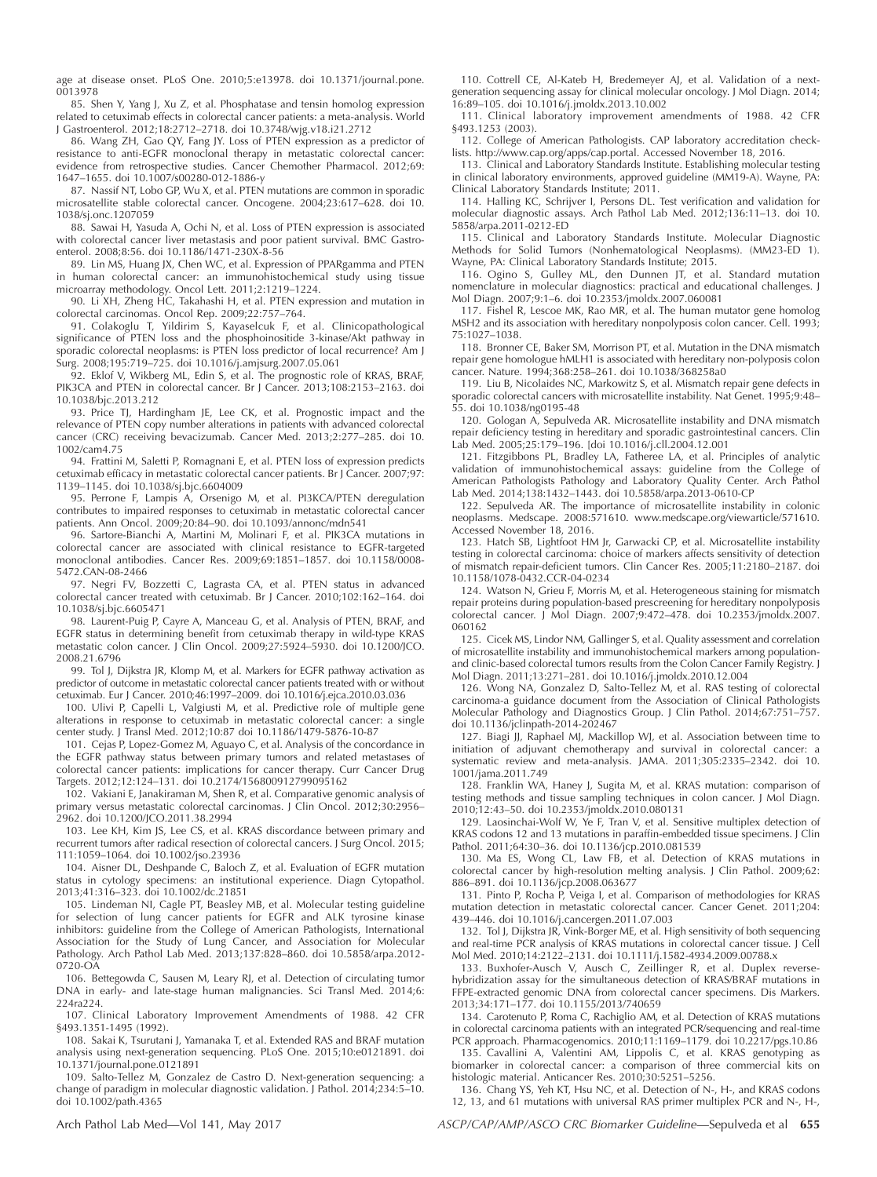age at disease onset. PLoS One. 2010;5:e13978. doi 10.1371/journal.pone.0013978

85. Shen Y, Yang J, Xu Z, et al. Phosphatase and tensin homolog expression related to cetuximab effects in colorectal cancer patients: a meta-analysis. World J Gastroenterol. 2012;18:2712–2718. doi 10.3748/wjg.v18.i21.2712

86. Wang ZH, Gao QY, Fang JY. Loss of PTEN expression as a predictor of resistance to anti-EGFR monoclonal therapy in metastatic colorectal cancer: evidence from retrospective studies. Cancer Chemother Pharmacol. 2012;69:1647–1655. doi 10.1007/s00280-012-1886-y

87. Nassif NT, Lobo GP, Wu X, et al. PTEN mutations are common in sporadic microsatellite stable colorectal cancer. Oncogene. 2004;23:617–628. doi 10.1038/sj.onc.1207059

88. Sawai H, Yasuda A, Ochi N, et al. Loss of PTEN expression is associated with colorectal cancer liver metastasis and poor patient survival. BMC Gastroenterol. 2008;8:56. doi 10.1186/1471-230X-8-56

89. Lin MS, Huang JX, Chen WC, et al. Expression of PPARgamma and PTEN in human colorectal cancer: an immunohistochemical study using tissue microarray methodology. Oncol Lett. 2011;2:1219–1224.

90. Li XH, Zheng HC, Takahashi H, et al. PTEN expression and mutation in colorectal carcinomas. Oncol Rep. 2009;22:757–764.

91. Colakoglu T, Yildirim S, Kayaselcuk F, et al. Clinicopathological significance of PTEN loss and the phosphoinositide 3-kinase/Akt pathway in sporadic colorectal neoplasms: is PTEN loss predictor of local recurrence? Am J Surg. 2008;195:719–725. doi 10.1016/j.amjsurg.2007.05.061

92. Eklof V, Wikberg ML, Edin S, et al. The prognostic role of KRAS, BRAF, PIK3CA and PTEN in colorectal cancer. Br J Cancer. 2013;108:2153–2163. doi 10.1038/bjc.2013.212

93. Price TJ, Hardingham JE, Lee CK, et al. Prognostic impact and the relevance of PTEN copy number alterations in patients with advanced colorectal cancer (CRC) receiving bevacizumab. Cancer Med. 2013;2:277–285. doi 10.1002/cam4.75

94. Frattini M, Saletti P, Romagnani E, et al. PTEN loss of expression predicts cetuximab efficacy in metastatic colorectal cancer patients. Br J Cancer. 2007;97:1139–1145. doi 10.1038/sj.bjc.6604009

95. Perrone F, Lampis A, Orsenigo M, et al. PI3KCA/PTEN deregulation contributes to impaired responses to cetuximab in metastatic colorectal cancer patients. Ann Oncol. 2009;20:84–90. doi 10.1093/annonc/mdn541

96. Sartore-Bianchi A, Martini M, Molinari F, et al. PIK3CA mutations in colorectal cancer are associated with clinical resistance to EGFR-targeted monoclonal antibodies. Cancer Res. 2009;69:1851–1857. doi 10.1158/0008-5472.CAN-08-2466

97. Negri FV, Bozzetti C, Lagrasta CA, et al. PTEN status in advanced colorectal cancer treated with cetuximab. Br J Cancer. 2010;102:162–164. doi 10.1038/sj.bjc.6605471

98. Laurent-Puig P, Cayre A, Manceau G, et al. Analysis of PTEN, BRAF, and EGFR status in determining benefit from cetuximab therapy in wild-type KRAS metastatic colon cancer. J Clin Oncol. 2009;27:5924–5930. doi 10.1200/JCO.2008.21.6796

99. Tol J, Dijkstra JR, Klomp M, et al. Markers for EGFR pathway activation as predictor of outcome in metastatic colorectal cancer patients treated with or without cetuximab. Eur J Cancer. 2010;46:1997–2009. doi 10.1016/j.ejca.2010.03.036

100. Ulivi P, Capelli L, Valgiusti M, et al. Predictive role of multiple gene alterations in response to cetuximab in metastatic colorectal cancer: a single center study. J Transl Med. 2012;10:87 doi 10.1186/1479-5876-10-87

101. Cejas P, Lopez-Gomez M, Aguayo C, et al. Analysis of the concordance in the EGFR pathway status between primary tumors and related metastases of colorectal cancer patients: implications for cancer therapy. Curr Cancer Drug Targets. 2012;12:124–131. doi 10.2174/156800912799095162

102. Vakiani E, Janakiraman M, Shen R, et al. Comparative genomic analysis of primary versus metastatic colorectal carcinomas. J Clin Oncol. 2012;30:2956–2962. doi 10.1200/JCO.2011.38.2994

103. Lee KH, Kim JS, Lee CS, et al. KRAS discordance between primary and recurrent tumors after radical resection of colorectal cancers. J Surg Oncol. 2015;111:1059–1064. doi 10.1002/jso.23936

104. Aisner DL, Deshpande C, Baloch Z, et al. Evaluation of EGFR mutation status in cytology specimens: an institutional experience. Diagn Cytopathol. 2013;41:316–323. doi 10.1002/dc.21851

105. Lindeman NI, Cagle PT, Beasley MB, et al. Molecular testing guideline for selection of lung cancer patients for EGFR and ALK tyrosine kinase inhibitors: guideline from the College of American Pathologists, International Association for the Study of Lung Cancer, and Association for Molecular Pathology. Arch Pathol Lab Med. 2013;137:828–860. doi 10.5858/arpa.2012-0720-OA

106. Bettegowda C, Sausen M, Leary RJ, et al. Detection of circulating tumor DNA in early- and late-stage human malignancies. Sci Transl Med. 2014;6:224ra224.

107. Clinical Laboratory Improvement Amendments of 1988. 42 CFR §493.1351-1495 (1992).

108. Sakai K, Tsurutani J, Yamanaka T, et al. Extended RAS and BRAF mutation analysis using next-generation sequencing. PLoS One. 2015;10:e0121891. doi 10.1371/journal.pone.0121891

109. Salto-Tellez M, Gonzalez de Castro D. Next-generation sequencing: a change of paradigm in molecular diagnostic validation. J Pathol. 2014;234:5–10. doi 10.1002/path.4365

110. Cottrell CE, Al-Kateb H, Bredemeyer AJ, et al. Validation of a next-generation sequencing assay for clinical molecular oncology. J Mol Diagn. 2014;16:89–105. doi 10.1016/j.jmoldx.2013.10.002

111. Clinical laboratory improvement amendments of 1988. 42 CFR §493.1253 (2003).

112. College of American Pathologists. CAP laboratory accreditation checklists. http://www.cap.org/apps/cap.portal. Accessed November 18, 2016.

113. Clinical and Laboratory Standards Institute. Establishing molecular testing in clinical laboratory environments, approved guideline (MM19-A). Wayne, PA: Clinical Laboratory Standards Institute; 2011.

114. Halling KC, Schrijver I, Persons DL. Test verification and validation for molecular diagnostic assays. Arch Pathol Lab Med. 2012;136:11–13. doi 10.5858/arpa.2011-0212-ED

115. Clinical and Laboratory Standards Institute. Molecular Diagnostic Methods for Solid Tumors (Nonhematological Neoplasms). (MM23-ED 1). Wayne, PA: Clinical Laboratory Standards Institute; 2015.

116. Ogino S, Gulley ML, den Dunnen JT, et al. Standard mutation nomenclature in molecular diagnostics: practical and educational challenges. J Mol Diagn. 2007;9:1–6. doi 10.2353/jmoldx.2007.060081

117. Fishel R, Lescoe MK, Rao MR, et al. The human mutator gene homolog MSH2 and its association with hereditary nonpolyposis colon cancer. Cell. 1993;75:1027–1038.

118. Bronner CE, Baker SM, Morrison PT, et al. Mutation in the DNA mismatch repair gene homologue hMLH1 is associated with hereditary non-polyposis colon cancer. Nature. 1994;368:258–261. doi 10.1038/368258a0

119. Liu B, Nicolaides NC, Markowitz S, et al. Mismatch repair gene defects in sporadic colorectal cancers with microsatellite instability. Nat Genet. 1995;9:48–55. doi 10.1038/ng0195-48

120. Gologan A, Sepulveda AR. Microsatellite instability and DNA mismatch repair deficiency testing in hereditary and sporadic gastrointestinal cancers. Clin Lab Med. 2005;25:179–196. [doi 10.1016/j.cll.2004.12.001

121. Fitzgibbons PL, Bradley LA, Fatheree LA, et al. Principles of analytic validation of immunohistochemical assays: guideline from the College of American Pathologists Pathology and Laboratory Quality Center. Arch Pathol Lab Med. 2014;138:1432–1443. doi 10.5858/arpa.2013-0610-CP

122. Sepulveda AR. The importance of microsatellite instability in colonic neoplasms. Medscape. 2008:571610. www.medscape.org/viewarticle/571610. Accessed November 18, 2016.

123. Hatch SB, Lightfoot HM Jr, Garwacki CP, et al. Microsatellite instability testing in colorectal carcinoma: choice of markers affects sensitivity of detection of mismatch repair-deficient tumors. Clin Cancer Res. 2005;11:2180–2187. doi 10.1158/1078-0432.CCR-04-0234

124. Watson N, Grieu F, Morris M, et al. Heterogeneous staining for mismatch repair proteins during population-based prescreening for hereditary nonpolyposis colorectal cancer. J Mol Diagn. 2007;9:472–478. doi 10.2353/jmoldx.2007.060162

125. Cicek MS, Lindor NM, Gallinger S, et al. Quality assessment and correlation of microsatellite instability and immunohistochemical markers among population- and clinic-based colorectal tumors results from the Colon Cancer Family Registry. J Mol Diagn. 2011;13:271–281. doi 10.1016/j.jmoldx.2010.12.004

126. Wong NA, Gonzalez D, Salto-Tellez M, et al. RAS testing of colorectal carcinoma-a guidance document from the Association of Clinical Pathologists Molecular Pathology and Diagnostics Group. J Clin Pathol. 2014;67:751–757. doi 10.1136/jclinpath-2014-202467

127. Biagi JJ, Raphael MJ, Mackillop WJ, et al. Association between time to initiation of adjuvant chemotherapy and survival in colorectal cancer: a systematic review and meta-analysis. JAMA. 2011;305:2335–2342. doi 10.1001/jama.2011.749

128. Franklin WA, Haney J, Sugita M, et al. KRAS mutation: comparison of testing methods and tissue sampling techniques in colon cancer. J Mol Diagn. 2010;12:43–50. doi 10.2353/jmoldx.2010.080131

129. Laosinchai-Wolf W, Ye F, Tran V, et al. Sensitive multiplex detection of KRAS codons 12 and 13 mutations in paraffin-embedded tissue specimens. J Clin Pathol. 2011;64:30–36. doi 10.1136/jcp.2010.081539

130. Ma ES, Wong CL, Law FB, et al. Detection of KRAS mutations in colorectal cancer by high-resolution melting analysis. J Clin Pathol. 2009;62:886–891. doi 10.1136/jcp.2008.063677

131. Pinto P, Rocha P, Veiga I, et al. Comparison of methodologies for KRAS mutation detection in metastatic colorectal cancer. Cancer Genet. 2011;204:439–446. doi 10.1016/j.cancergen.2011.07.003

132. Tol J, Dijkstra JR, Vink-Borger ME, et al. High sensitivity of both sequencing and real-time PCR analysis of KRAS mutations in colorectal cancer tissue. J Cell Mol Med. 2010;14:2122–2131. doi 10.1111/j.1582-4934.2009.00788.x

133. Buxhofer-Ausch V, Ausch C, Zeillinger R, et al. Duplex reverse-hybridization assay for the simultaneous detection of KRAS/BRAF mutations in FFPE-extracted genomic DNA from colorectal cancer specimens. Dis Markers. 2013;34:171–177. doi 10.1155/2013/740659

134. Carotenuto P, Roma C, Rachiglio AM, et al. Detection of KRAS mutations in colorectal carcinoma patients with an integrated PCR/sequencing and real-time PCR approach. Pharmacogenomics. 2010;11:1169–1179. doi 10.2217/pgs.10.86

135. Cavallini A, Valentini AM, Lippolis C, et al. KRAS genotyping as biomarker in colorectal cancer: a comparison of three commercial kits on histologic material. Anticancer Res. 2010;30:5251–5256.

136. Chang YS, Yeh KT, Hsu NC, et al. Detection of N-, H-, and KRAS codons 12, 13, and 61 mutations with universal RAS primer multiplex PCR and N-, H-,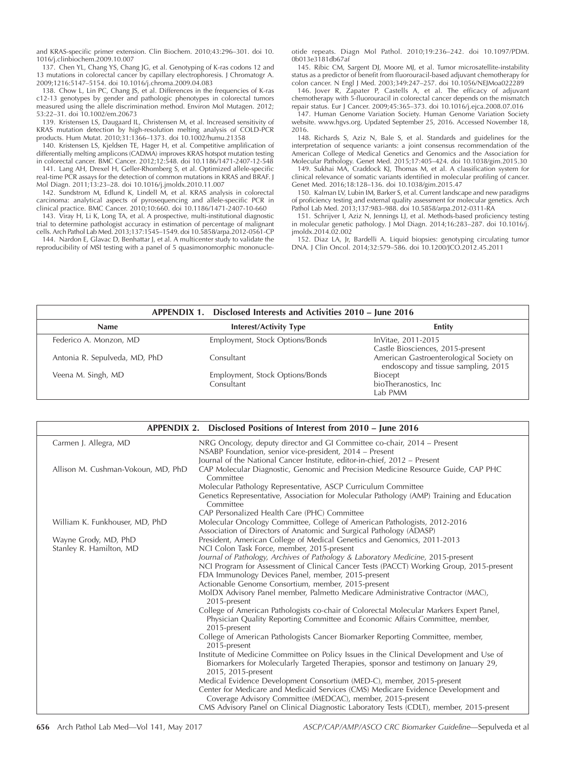and KRAS-specific primer extension. Clin Biochem. 2010;43:296–301. doi 10.1016/j.clinbiochem.2009.10.007

137. Chen YL, Chang YS, Chang JG, et al. Genotyping of K-ras codons 12 and 13 mutations in colorectal cancer by capillary electrophoresis. J Chromatogr A. 2009;1216:5147–5154. doi 10.1016/j.chroma.2009.04.083

138. Chow L, Lin PC, Chang JS, et al. Differences in the frequencies of K-ras c12-13 genotypes by gender and pathologic phenotypes in colorectal tumors measured using the allele discrimination method. Environ Mol Mutagen. 2012;53:22–31. doi 10.1002/em.20673

139. Kristensen LS, Daugaard IL, Christensen M, et al. Increased sensitivity of KRAS mutation detection by high-resolution melting analysis of COLD-PCR products. Hum Mutat. 2010;31:1366–1373. doi 10.1002/humu.21358

140. Kristensen LS, Kjeldsen TE, Hager H, et al. Competitive amplification of differentially melting amplicons (CADMA) improves KRAS hotspot mutation testing in colorectal cancer. BMC Cancer. 2012;12:548. doi 10.1186/1471-2407-12-548

141. Lang AH, Drexel H, Geller-Rhomberg S, et al. Optimized allele-specific real-time PCR assays for the detection of common mutations in KRAS and BRAF. J Mol Diagn. 2011;13:23–28. doi 10.1016/j.jmoldx.2010.11.007

142. Sundstrom M, Edlund K, Lindell M, et al. KRAS analysis in colorectal carcinoma: analytical aspects of pyrosequencing and allele-specific PCR in clinical practice. BMC Cancer. 2010;10:660. doi 10.1186/1471-2407-10-660

143. Viray H, Li K, Long TA, et al. A prospective, multi-institutional diagnostic trial to determine pathologist accuracy in estimation of percentage of malignant cells. Arch Pathol Lab Med. 2013;137:1545–1549. doi 10.5858/arpa.2012-0561-CP

144. Nardon E, Glavac D, Benhattar J, et al. A multicenter study to validate the reproducibility of MSI testing with a panel of 5 quasimonomorphic mononucleotide repeats. Diagn Mol Pathol. 2010;19:236–242. doi 10.1097/PDM.0b013e3181db67af

145. Ribic CM, Sargent DJ, Moore MJ, et al. Tumor microsatellite-instability status as a predictor of benefit from fluorouracil-based adjuvant chemotherapy for colon cancer. N Engl J Med. 2003;349:247–257. doi 10.1056/NEJMoa022289

146. Jover R, Zapater P, Castells A, et al. The efficacy of adjuvant chemotherapy with 5-fluorouracil in colorectal cancer depends on the mismatch repair status. Eur J Cancer. 2009;45:365–373. doi 10.1016/j.ejca.2008.07.016

147. Human Genome Variation Society. Human Genome Variation Society website. www.hgvs.org. Updated September 25, 2016. Accessed November 18, 2016.

148. Richards S, Aziz N, Bale S, et al. Standards and guidelines for the interpretation of sequence variants: a joint consensus recommendation of the American College of Medical Genetics and Genomics and the Association for Molecular Pathology. Genet Med. 2015;17:405–424. doi 10.1038/gim.2015.30

149. Sukhai MA, Craddock KJ, Thomas M, et al. A classification system for clinical relevance of somatic variants identified in molecular profiling of cancer. Genet Med. 2016;18:128–136. doi 10.1038/gim.2015.47

150. Kalman LV, Lubin IM, Barker S, et al. Current landscape and new paradigms of proficiency testing and external quality assessment for molecular genetics. Arch Pathol Lab Med. 2013;137:983–988. doi 10.5858/arpa.2012-0311-RA

151. Schrijver I, Aziz N, Jennings LJ, et al. Methods-based proficiency testing in molecular genetic pathology. J Mol Diagn. 2014;16:283–287. doi 10.1016/j.jmoldx.2014.02.002

152. Diaz LA, Jr, Bardelli A. Liquid biopsies: genotyping circulating tumor DNA. J Clin Oncol. 2014;32:579–586. doi 10.1200/JCO.2012.45.2011

**APPENDIX 1. Disclosed Interests and Activities 2010 – June 2016**

| Name | Interest/Activity Type | Entity |
|---|---|---|
| Federico A. Monzon, MD | Employment, Stock Options/Bonds | InVitae, 2011-2015<br>Castle Biosciences, 2015-present |
| Antonia R. Sepulveda, MD, PhD | Consultant | American Gastroenterological Society on endoscopy and tissue sampling, 2015 |
| Veena M. Singh, MD | Employment, Stock Options/Bonds<br>Consultant | Biocept<br>bioTheranostics, Inc<br>Lab PMM |

**APPENDIX 2. Disclosed Positions of Interest from 2010 – June 2016**

| Name | Position |
|---|---|
| Carmen J. Allegra, MD | NRG Oncology, deputy director and GI Committee co-chair, 2014 – Present<br>NSABP Foundation, senior vice-president, 2014 – Present<br>Journal of the National Cancer Institute, editor-in-chief, 2012 – Present |
| Allison M. Cushman-Vokoun, MD, PhD | CAP Molecular Diagnostic, Genomic and Precision Medicine Resource Guide, CAP PHC Committee<br>Molecular Pathology Representative, ASCP Curriculum Committee<br>Genetics Representative, Association for Molecular Pathology (AMP) Training and Education Committee<br>CAP Personalized Health Care (PHC) Committee |
| William K. Funkhouser, MD, PhD | Molecular Oncology Committee, College of American Pathologists, 2012-2016<br>Association of Directors of Anatomic and Surgical Pathology (ADASP) |
| Wayne Grody, MD, PhD | President, American College of Medical Genetics and Genomics, 2011-2013 |
| Stanley R. Hamilton, MD | NCI Colon Task Force, member, 2015-present<br>*Journal of Pathology, Archives of Pathology & Laboratory Medicine*, 2015-present<br>NCI Program for Assessment of Clinical Cancer Tests (PACCT) Working Group, 2015-present<br>FDA Immunology Devices Panel, member, 2015-present<br>Actionable Genome Consortium, member, 2015-present<br>MolDX Advisory Panel member, Palmetto Medicare Administrative Contractor (MAC), 2015-present<br>College of American Pathologists co-chair of Colorectal Molecular Markers Expert Panel, Physician Quality Reporting Committee and Economic Affairs Committee, member, 2015-present<br>College of American Pathologists Cancer Biomarker Reporting Committee, member, 2015-present<br>Institute of Medicine Committee on Policy Issues in the Clinical Development and Use of Biomarkers for Molecularly Targeted Therapies, sponsor and testimony on January 29, 2015, 2015-present<br>Medical Evidence Development Consortium (MED-C), member, 2015-present<br>Center for Medicare and Medicaid Services (CMS) Medicare Evidence Development and Coverage Advisory Committee (MEDCAC), member, 2015-present<br>CMS Advisory Panel on Clinical Diagnostic Laboratory Tests (CDLT), member, 2015-present |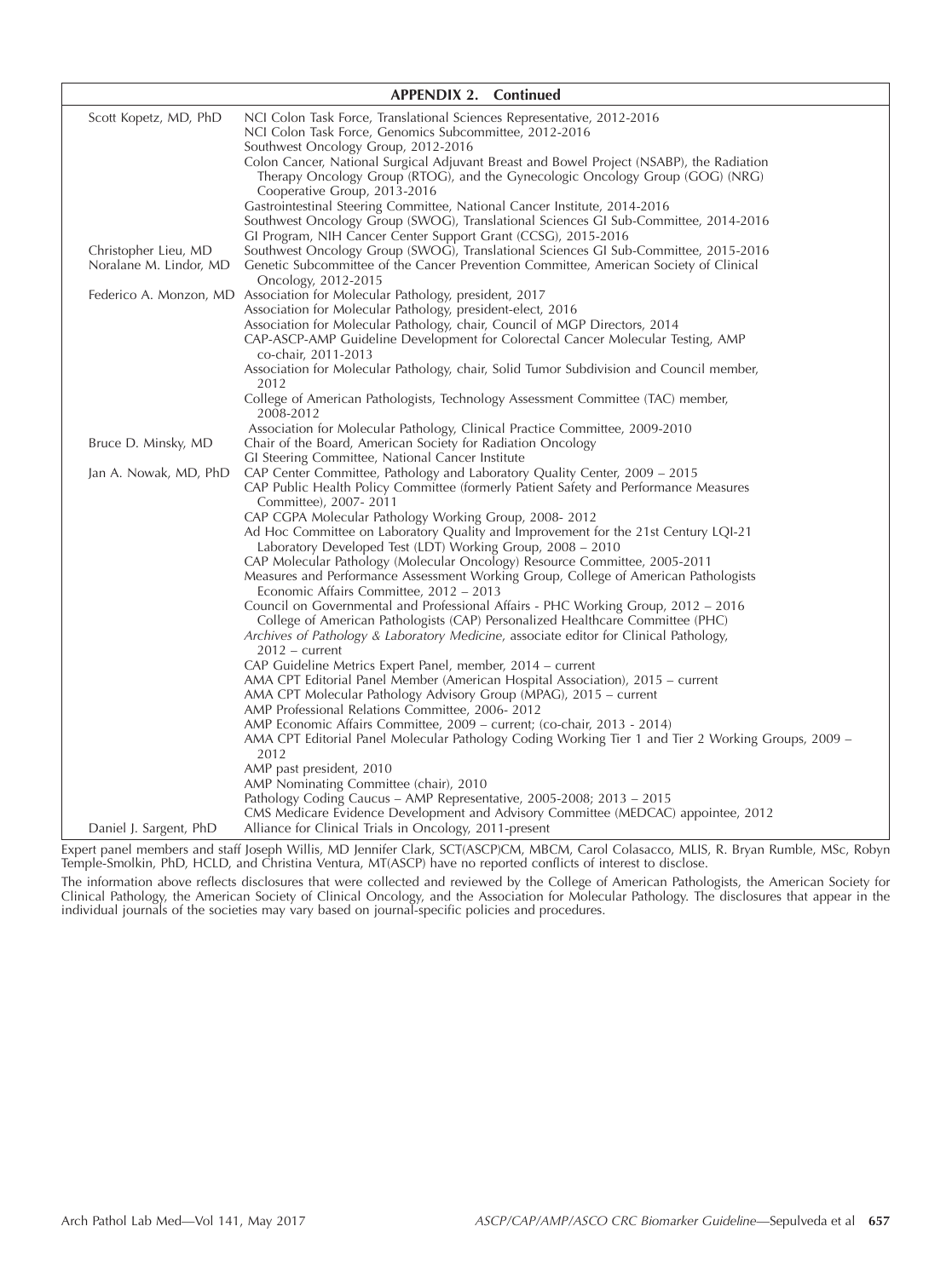**APPENDIX 2. Continued**

| | |
|---|---|
| Scott Kopetz, MD, PhD | NCI Colon Task Force, Translational Sciences Representative, 2012-2016<br>NCI Colon Task Force, Genomics Subcommittee, 2012-2016<br>Southwest Oncology Group, 2012-2016<br>Colon Cancer, National Surgical Adjuvant Breast and Bowel Project (NSABP), the Radiation Therapy Oncology Group (RTOG), and the Gynecologic Oncology Group (GOG) (NRG) Cooperative Group, 2013-2016<br>Gastrointestinal Steering Committee, National Cancer Institute, 2014-2016<br>Southwest Oncology Group (SWOG), Translational Sciences GI Sub-Committee, 2014-2016<br>GI Program, NIH Cancer Center Support Grant (CCSG), 2015-2016 |
| Christopher Lieu, MD | Southwest Oncology Group (SWOG), Translational Sciences GI Sub-Committee, 2015-2016 |
| Noralane M. Lindor, MD | Genetic Subcommittee of the Cancer Prevention Committee, American Society of Clinical Oncology, 2012-2015 |
| Federico A. Monzon, MD | Association for Molecular Pathology, president, 2017<br>Association for Molecular Pathology, president-elect, 2016<br>Association for Molecular Pathology, chair, Council of MGP Directors, 2014<br>CAP-ASCP-AMP Guideline Development for Colorectal Cancer Molecular Testing, AMP co-chair, 2011-2013<br>Association for Molecular Pathology, chair, Solid Tumor Subdivision and Council member, 2012<br>College of American Pathologists, Technology Assessment Committee (TAC) member, 2008-2012<br>Association for Molecular Pathology, Clinical Practice Committee, 2009-2010 |
| Bruce D. Minsky, MD | Chair of the Board, American Society for Radiation Oncology<br>GI Steering Committee, National Cancer Institute |
| Jan A. Nowak, MD, PhD | CAP Center Committee, Pathology and Laboratory Quality Center, 2009 – 2015<br>CAP Public Health Policy Committee (formerly Patient Safety and Performance Measures Committee), 2007- 2011<br>CAP CGPA Molecular Pathology Working Group, 2008- 2012<br>Ad Hoc Committee on Laboratory Quality and Improvement for the 21st Century LQI-21 Laboratory Developed Test (LDT) Working Group, 2008 – 2010<br>CAP Molecular Pathology (Molecular Oncology) Resource Committee, 2005-2011<br>Measures and Performance Assessment Working Group, College of American Pathologists Economic Affairs Committee, 2012 – 2013<br>Council on Governmental and Professional Affairs - PHC Working Group, 2012 – 2016 College of American Pathologists (CAP) Personalized Healthcare Committee (PHC)<br>*Archives of Pathology & Laboratory Medicine*, associate editor for Clinical Pathology, 2012 – current<br>CAP Guideline Metrics Expert Panel, member, 2014 – current<br>AMA CPT Editorial Panel Member (American Hospital Association), 2015 – current<br>AMA CPT Molecular Pathology Advisory Group (MPAG), 2015 – current<br>AMP Professional Relations Committee, 2006- 2012<br>AMP Economic Affairs Committee, 2009 – current; (co-chair, 2013 - 2014)<br>AMA CPT Editorial Panel Molecular Pathology Coding Working Tier 1 and Tier 2 Working Groups, 2009 – 2012<br>AMP past president, 2010<br>AMP Nominating Committee (chair), 2010<br>Pathology Coding Caucus – AMP Representative, 2005-2008; 2013 – 2015<br>CMS Medicare Evidence Development and Advisory Committee (MEDCAC) appointee, 2012 |
| Daniel J. Sargent, PhD | Alliance for Clinical Trials in Oncology, 2011-present |

Expert panel members and staff Joseph Willis, MD Jennifer Clark, SCT(ASCP)CM, MBCM, Carol Colasacco, MLIS, R. Bryan Rumble, MSc, Robyn Temple-Smolkin, PhD, HCLD, and Christina Ventura, MT(ASCP) have no reported conflicts of interest to disclose.

The information above reflects disclosures that were collected and reviewed by the College of American Pathologists, the American Society for Clinical Pathology, the American Society of Clinical Oncology, and the Association for Molecular Pathology. The disclosures that appear in the individual journals of the societies may vary based on journal-specific policies and procedures.